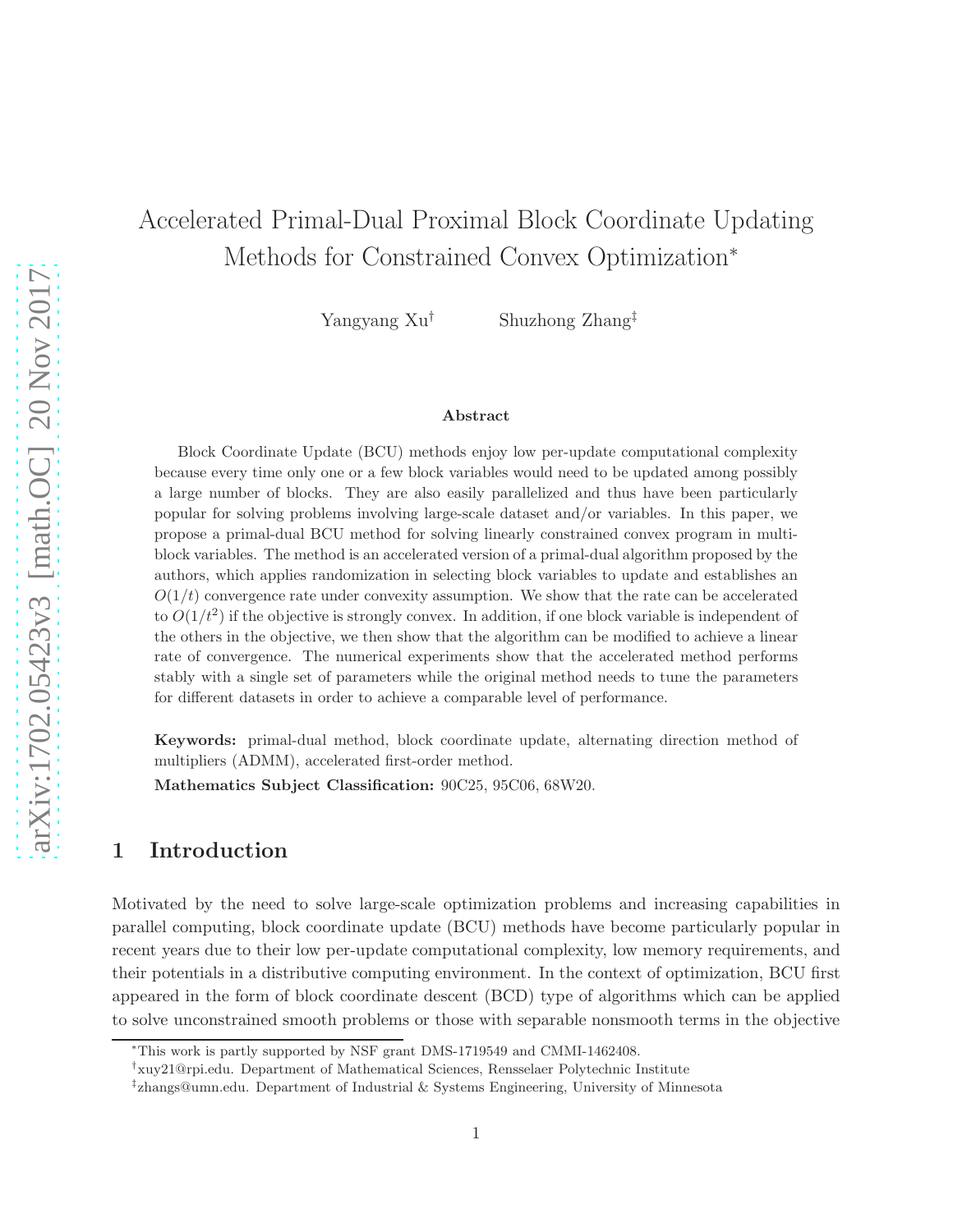# Accelerated Primal-Dual Proximal Block Coordinate Updating Methods for Constrained Convex Optimization*

Yangyang Xu[†] Shuzhong Zhang[‡]

### Abstract

Block Coordinate Update (BCU) methods enjoy low per-update computational complexity because every time only one or a few block variables would need to be updated among possibly a large number of blocks. They are also easily parallelized and thus have been particularly popular for solving problems involving large-scale dataset and/or variables. In this paper, we propose a primal-dual BCU method for solving linearly constrained convex program in multi-block variables. The method is an accelerated version of a primal-dual algorithm proposed by the authors, which applies randomization in selecting block variables to update and establishes an $O(1/t)$ convergence rate under convexity assumption. We show that the rate can be accelerated to $O(1/t^2)$ if the objective is strongly convex. In addition, if one block variable is independent of the others in the objective, we then show that the algorithm can be modified to achieve a linear rate of convergence. The numerical experiments show that the accelerated method performs stably with a single set of parameters while the original method needs to tune the parameters for different datasets in order to achieve a comparable level of performance.

**Keywords:** primal-dual method, block coordinate update, alternating direction method of multipliers (ADMM), accelerated first-order method.

**Mathematics Subject Classification:** 90C25, 95C06, 68W20.

## 1 Introduction

Motivated by the need to solve large-scale optimization problems and increasing capabilities in parallel computing, block coordinate update (BCU) methods have become particularly popular in recent years due to their low per-update computational complexity, low memory requirements, and their potentials in a distributive computing environment. In the context of optimization, BCU first appeared in the form of block coordinate descent (BCD) type of algorithms which can be applied to solve unconstrained smooth problems or those with separable nonsmooth terms in the objective

---

*This work is partly supported by NSF grant DMS-1719549 and CMMI-1462408.

[†]xuy21@rpi.edu. Department of Mathematical Sciences, Rensselaer Polytechnic Institute

[‡]zhangs@umn.edu. Department of Industrial & Systems Engineering, University of Minnesota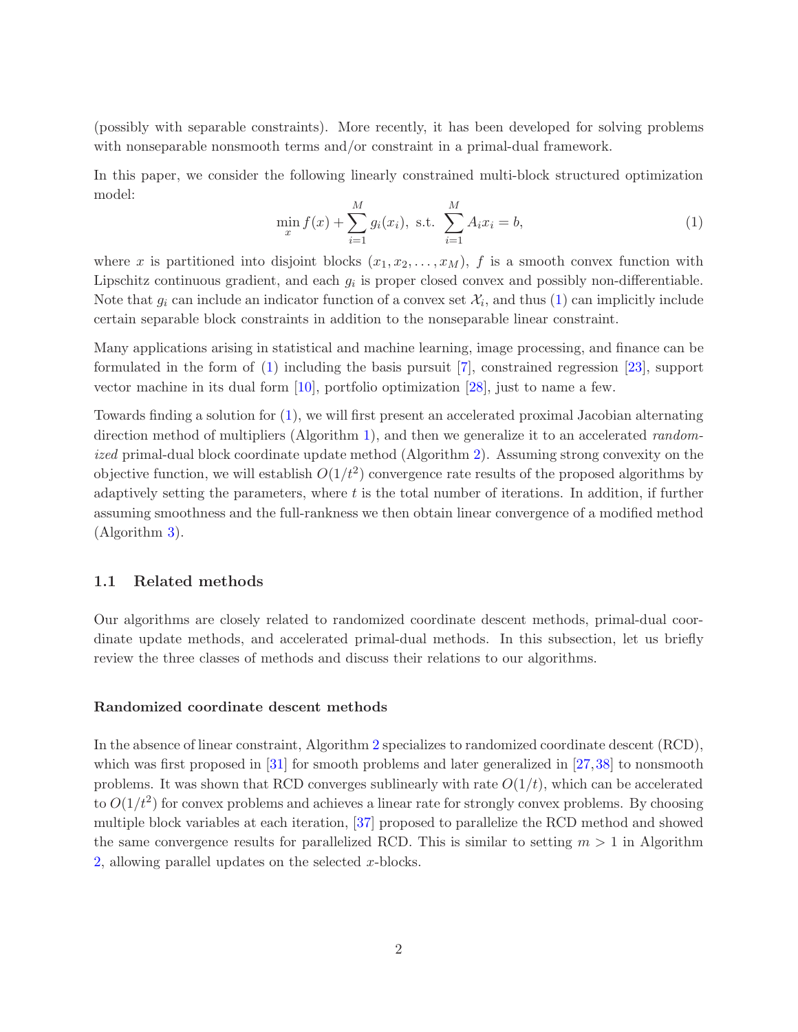(possibly with separable constraints). More recently, it has been developed for solving problems with nonseparable nonsmooth terms and/or constraint in a primal-dual framework.

In this paper, we consider the following linearly constrained multi-block structured optimization model:

$$\min_x f(x) + \sum_{i=1}^{M} g_i(x_i), \text{ s.t. } \sum_{i=1}^{M} A_i x_i = b, \tag{1}$$

where $x$ is partitioned into disjoint blocks $(x_1, x_2, \ldots, x_M)$, $f$ is a smooth convex function with Lipschitz continuous gradient, and each $g_i$ is proper closed convex and possibly non-differentiable. Note that $g_i$ can include an indicator function of a convex set $\mathcal{X}_i$, and thus (1) can implicitly include certain separable block constraints in addition to the nonseparable linear constraint.

Many applications arising in statistical and machine learning, image processing, and finance can be formulated in the form of (1) including the basis pursuit [7], constrained regression [23], support vector machine in its dual form [10], portfolio optimization [28], just to name a few.

Towards finding a solution for (1), we will first present an accelerated proximal Jacobian alternating direction method of multipliers (Algorithm 1), and then we generalize it to an accelerated *randomized* primal-dual block coordinate update method (Algorithm 2). Assuming strong convexity on the objective function, we will establish $O(1/t^2)$ convergence rate results of the proposed algorithms by adaptively setting the parameters, where $t$ is the total number of iterations. In addition, if further assuming smoothness and the full-rankness we then obtain linear convergence of a modified method (Algorithm 3).

## 1.1 Related methods

Our algorithms are closely related to randomized coordinate descent methods, primal-dual coordinate update methods, and accelerated primal-dual methods. In this subsection, let us briefly review the three classes of methods and discuss their relations to our algorithms.

#### Randomized coordinate descent methods

In the absence of linear constraint, Algorithm 2 specializes to randomized coordinate descent (RCD), which was first proposed in [31] for smooth problems and later generalized in [27,38] to nonsmooth problems. It was shown that RCD converges sublinearly with rate $O(1/t)$, which can be accelerated to $O(1/t^2)$ for convex problems and achieves a linear rate for strongly convex problems. By choosing multiple block variables at each iteration, [37] proposed to parallelize the RCD method and showed the same convergence results for parallelized RCD. This is similar to setting $m > 1$ in Algorithm 2, allowing parallel updates on the selected $x$-blocks.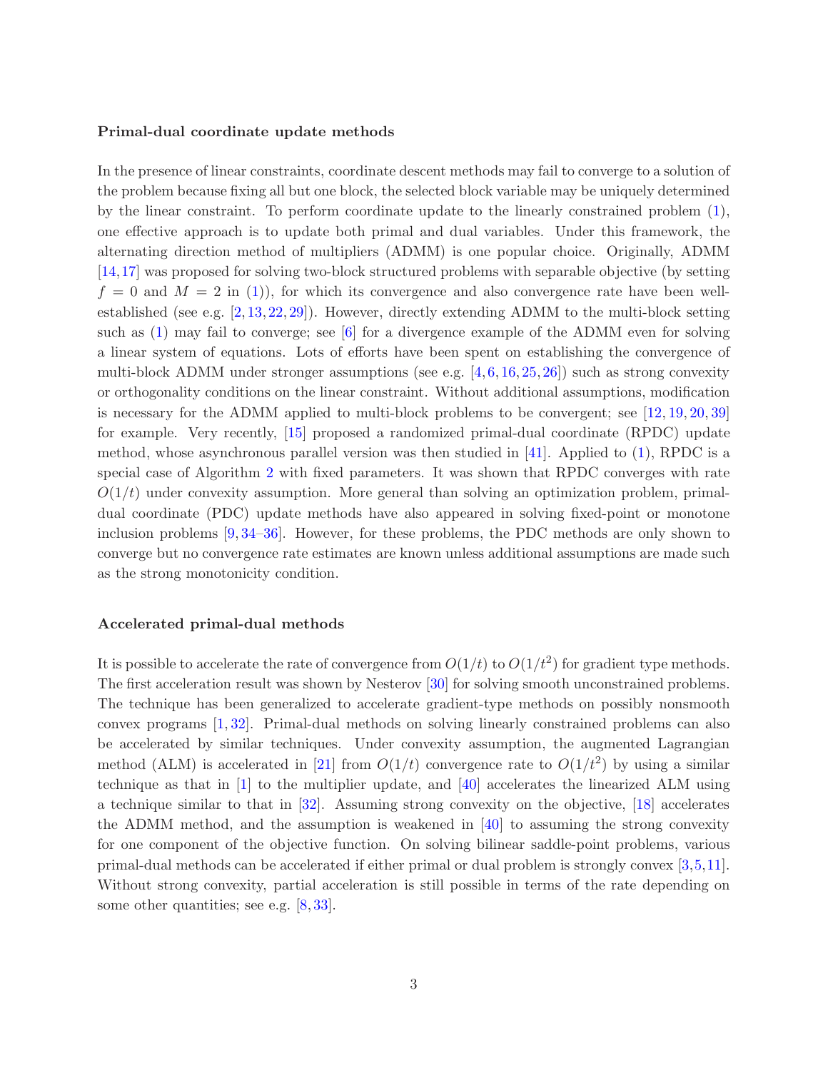### Primal-dual coordinate update methods

In the presence of linear constraints, coordinate descent methods may fail to converge to a solution of the problem because fixing all but one block, the selected block variable may be uniquely determined by the linear constraint. To perform coordinate update to the linearly constrained problem (1), one effective approach is to update both primal and dual variables. Under this framework, the alternating direction method of multipliers (ADMM) is one popular choice. Originally, ADMM [14,17] was proposed for solving two-block structured problems with separable objective (by setting $f = 0$ and $M = 2$ in (1)), for which its convergence and also convergence rate have been well-established (see e.g. [2,13,22,29]). However, directly extending ADMM to the multi-block setting such as (1) may fail to converge; see [6] for a divergence example of the ADMM even for solving a linear system of equations. Lots of efforts have been spent on establishing the convergence of multi-block ADMM under stronger assumptions (see e.g. [4,6,16,25,26]) such as strong convexity or orthogonality conditions on the linear constraint. Without additional assumptions, modification is necessary for the ADMM applied to multi-block problems to be convergent; see [12,19,20,39] for example. Very recently, [15] proposed a randomized primal-dual coordinate (RPDC) update method, whose asynchronous parallel version was then studied in [41]. Applied to (1), RPDC is a special case of Algorithm 2 with fixed parameters. It was shown that RPDC converges with rate $O(1/t)$ under convexity assumption. More general than solving an optimization problem, primal-dual coordinate (PDC) update methods have also appeared in solving fixed-point or monotone inclusion problems [9,34–36]. However, for these problems, the PDC methods are only shown to converge but no convergence rate estimates are known unless additional assumptions are made such as the strong monotonicity condition.

### Accelerated primal-dual methods

It is possible to accelerate the rate of convergence from $O(1/t)$ to $O(1/t^2)$ for gradient type methods. The first acceleration result was shown by Nesterov [30] for solving smooth unconstrained problems. The technique has been generalized to accelerate gradient-type methods on possibly nonsmooth convex programs [1,32]. Primal-dual methods on solving linearly constrained problems can also be accelerated by similar techniques. Under convexity assumption, the augmented Lagrangian method (ALM) is accelerated in [21] from $O(1/t)$ convergence rate to $O(1/t^2)$ by using a similar technique as that in [1] to the multiplier update, and [40] accelerates the linearized ALM using a technique similar to that in [32]. Assuming strong convexity on the objective, [18] accelerates the ADMM method, and the assumption is weakened in [40] to assuming the strong convexity for one component of the objective function. On solving bilinear saddle-point problems, various primal-dual methods can be accelerated if either primal or dual problem is strongly convex [3,5,11]. Without strong convexity, partial acceleration is still possible in terms of the rate depending on some other quantities; see e.g. [8,33].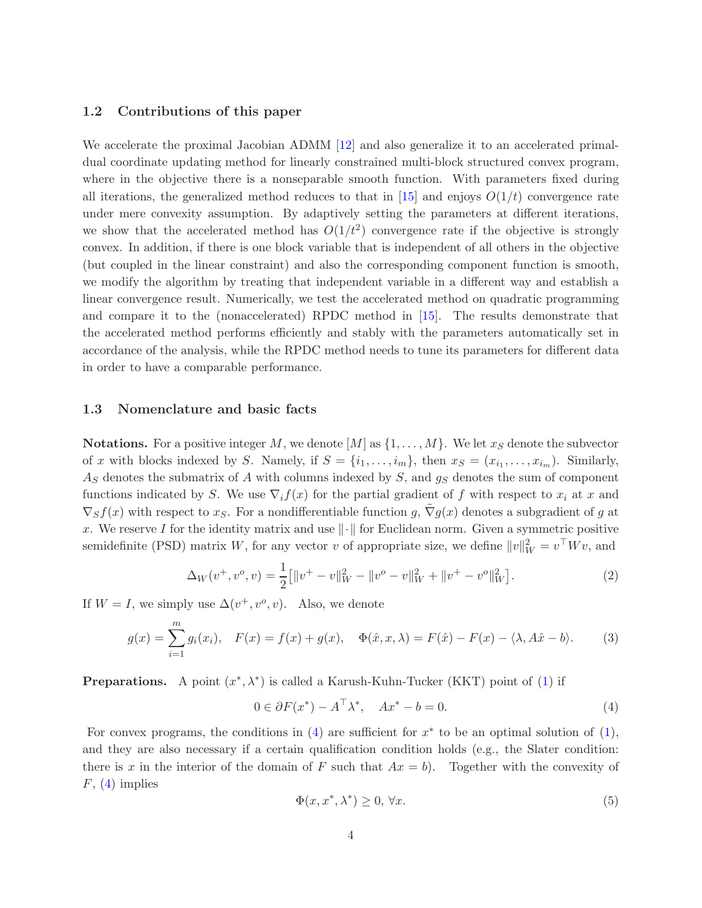### 1.2 Contributions of this paper

We accelerate the proximal Jacobian ADMM [12] and also generalize it to an accelerated primal-dual coordinate updating method for linearly constrained multi-block structured convex program, where in the objective there is a nonseparable smooth function. With parameters fixed during all iterations, the generalized method reduces to that in [15] and enjoys $O(1/t)$ convergence rate under mere convexity assumption. By adaptively setting the parameters at different iterations, we show that the accelerated method has $O(1/t^2)$ convergence rate if the objective is strongly convex. In addition, if there is one block variable that is independent of all others in the objective (but coupled in the linear constraint) and also the corresponding component function is smooth, we modify the algorithm by treating that independent variable in a different way and establish a linear convergence result. Numerically, we test the accelerated method on quadratic programming and compare it to the (nonaccelerated) RPDC method in [15]. The results demonstrate that the accelerated method performs efficiently and stably with the parameters automatically set in accordance of the analysis, while the RPDC method needs to tune its parameters for different data in order to have a comparable performance.

### 1.3 Nomenclature and basic facts

**Notations.** For a positive integer $M$, we denote $[M]$ as $\{1,\ldots,M\}$. We let $x_S$ denote the subvector of $x$ with blocks indexed by $S$. Namely, if $S=\{i_1,\ldots,i_m\}$, then $x_S=(x_{i_1},\ldots,x_{i_m})$. Similarly, $A_S$ denotes the submatrix of $A$ with columns indexed by $S$, and $g_S$ denotes the sum of component functions indicated by $S$. We use $\nabla_i f(x)$ for the partial gradient of $f$ with respect to $x_i$ at $x$ and $\nabla_S f(x)$ with respect to $x_S$. For a nondifferentiable function $g$, $\tilde\nabla g(x)$ denotes a subgradient of $g$ at $x$. We reserve $I$ for the identity matrix and use $\|\cdot\|$ for Euclidean norm. Given a symmetric positive semidefinite (PSD) matrix $W$, for any vector $v$ of appropriate size, we define $\|v\|_W^2=v^\top Wv$, and

$$\Delta_W(v^+,v^o,v)=\frac{1}{2}\big[\|v^+-v\|_W^2-\|v^o-v\|_W^2+\|v^+-v^o\|_W^2\big]. \tag{2}$$

If $W=I$, we simply use $\Delta(v^+,v^o,v)$. Also, we denote

$$g(x)=\sum_{i=1}^m g_i(x_i),\quad F(x)=f(x)+g(x),\quad \Phi(\hat x,x,\lambda)=F(\hat x)-F(x)-\langle\lambda,A\hat x-b\rangle. \tag{3}$$

**Preparations.** A point $(x^*,\lambda^*)$ is called a Karush-Kuhn-Tucker (KKT) point of (1) if

$$0\in\partial F(x^*)-A^\top\lambda^*,\quad Ax^*-b=0. \tag{4}$$

For convex programs, the conditions in (4) are sufficient for $x^*$ to be an optimal solution of (1), and they are also necessary if a certain qualification condition holds (e.g., the Slater condition: there is $x$ in the interior of the domain of $F$ such that $Ax=b$). Together with the convexity of $F$, (4) implies

$$\Phi(x,x^*,\lambda^*)\ge 0,\ \forall x. \tag{5}$$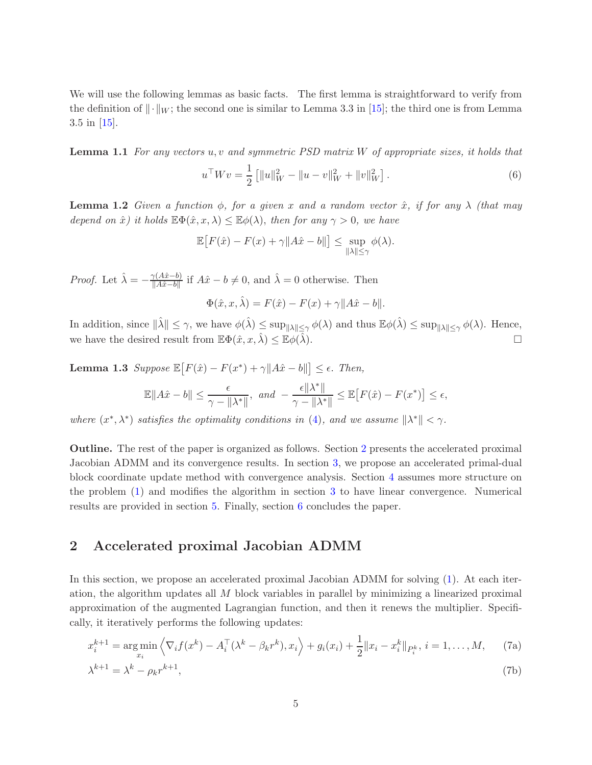We will use the following lemmas as basic facts. The first lemma is straightforward to verify from the definition of $\|\cdot\|_W$; the second one is similar to Lemma 3.3 in [15]; the third one is from Lemma 3.5 in [15].

**Lemma 1.1** *For any vectors $u, v$ and symmetric PSD matrix $W$ of appropriate sizes, it holds that*

$$u^\top W v = \frac{1}{2}\left[\|u\|_W^2 - \|u-v\|_W^2 + \|v\|_W^2\right]. \tag{6}$$

**Lemma 1.2** *Given a function $\phi$, for a given $x$ and a random vector $\hat{x}$, if for any $\lambda$ (that may depend on $\hat{x}$) it holds $\mathbb{E}\Phi(\hat{x}, x, \lambda) \le \mathbb{E}\phi(\lambda)$, then for any $\gamma > 0$, we have*

$$\mathbb{E}\big[F(\hat{x}) - F(x) + \gamma\|A\hat{x} - b\|\big] \le \sup_{\|\lambda\|\le\gamma} \phi(\lambda).$$

*Proof.* Let $\hat{\lambda} = -\frac{\gamma(A\hat{x}-b)}{\|A\hat{x}-b\|}$ if $A\hat{x} - b \neq 0$, and $\hat{\lambda} = 0$ otherwise. Then

$$\Phi(\hat{x}, x, \hat{\lambda}) = F(\hat{x}) - F(x) + \gamma\|A\hat{x} - b\|.$$

In addition, since $\|\hat{\lambda}\| \le \gamma$, we have $\phi(\hat{\lambda}) \le \sup_{\|\lambda\|\le\gamma}\phi(\lambda)$ and thus $\mathbb{E}\phi(\hat{\lambda}) \le \sup_{\|\lambda\|\le\gamma}\phi(\lambda)$. Hence, we have the desired result from $\mathbb{E}\Phi(\hat{x}, x, \hat{\lambda}) \le \mathbb{E}\phi(\hat{\lambda})$. □

**Lemma 1.3** *Suppose $\mathbb{E}\big[F(\hat{x}) - F(x^*) + \gamma\|A\hat{x} - b\|\big] \le \epsilon$. Then,*

$$\mathbb{E}\|A\hat{x} - b\| \le \frac{\epsilon}{\gamma - \|\lambda^*\|}, \text{ and } -\frac{\epsilon\|\lambda^*\|}{\gamma - \|\lambda^*\|} \le \mathbb{E}\big[F(\hat{x}) - F(x^*)\big] \le \epsilon,$$

*where $(x^*, \lambda^*)$ satisfies the optimality conditions in (4), and we assume $\|\lambda^*\| < \gamma$.*

**Outline.** The rest of the paper is organized as follows. Section 2 presents the accelerated proximal Jacobian ADMM and its convergence results. In section 3, we propose an accelerated primal-dual block coordinate update method with convergence analysis. Section 4 assumes more structure on the problem (1) and modifies the algorithm in section 3 to have linear convergence. Numerical results are provided in section 5. Finally, section 6 concludes the paper.

## 2 Accelerated proximal Jacobian ADMM

In this section, we propose an accelerated proximal Jacobian ADMM for solving (1). At each iteration, the algorithm updates all $M$ block variables in parallel by minimizing a linearized proximal approximation of the augmented Lagrangian function, and then it renews the multiplier. Specifically, it iteratively performs the following updates:

$$x_i^{k+1} = \operatorname*{arg\,min}_{x_i} \left\langle \nabla_i f(x^k) - A_i^\top(\lambda^k - \beta_k r^k), x_i \right\rangle + g_i(x_i) + \frac{1}{2}\|x_i - x_i^k\|_{P_i^k},\ i = 1, \ldots, M, \tag{7a}$$

$$\lambda^{k+1} = \lambda^k - \rho_k r^{k+1}, \tag{7b}$$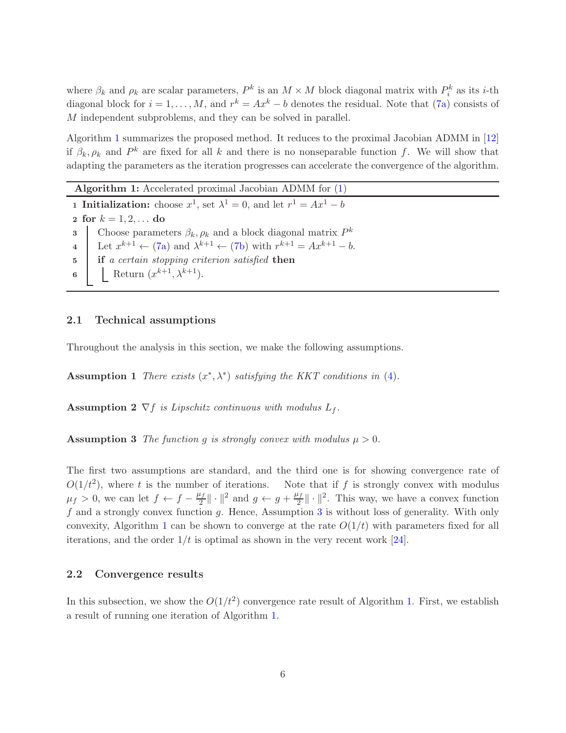where $\beta_k$ and $\rho_k$ are scalar parameters, $P^k$ is an $M \times M$ block diagonal matrix with $P_i^k$ as its $i$-th diagonal block for $i = 1, \ldots, M$, and $r^k = Ax^k - b$ denotes the residual. Note that (7a) consists of $M$ independent subproblems, and they can be solved in parallel.

Algorithm 1 summarizes the proposed method. It reduces to the proximal Jacobian ADMM in [12] if $\beta_k, \rho_k$ and $P^k$ are fixed for all $k$ and there is no nonseparable function $f$. We will show that adapting the parameters as the iteration progresses can accelerate the convergence of the algorithm.

---

**Algorithm 1:** Accelerated proximal Jacobian ADMM for (1)

---

```
1 Initialization: choose x^1, set λ^1 = 0, and let r^1 = Ax^1 − b
2 for k = 1, 2, ... do
3     Choose parameters β_k, ρ_k and a block diagonal matrix P^k
4     Let x^{k+1} ← (7a) and λ^{k+1} ← (7b) with r^{k+1} = Ax^{k+1} − b.
5     if a certain stopping criterion satisfied then
6         Return (x^{k+1}, λ^{k+1}).
```

---

### 2.1 Technical assumptions

Throughout the analysis in this section, we make the following assumptions.

**Assumption 1** *There exists $(x^*, \lambda^*)$ satisfying the KKT conditions in (4).*

**Assumption 2** *$\nabla f$ is Lipschitz continuous with modulus $L_f$.*

**Assumption 3** *The function $g$ is strongly convex with modulus $\mu > 0$.*

The first two assumptions are standard, and the third one is for showing convergence rate of $O(1/t^2)$, where $t$ is the number of iterations. Note that if $f$ is strongly convex with modulus $\mu_f > 0$, we can let $f \leftarrow f - \frac{\mu_f}{2}\|\cdot\|^2$ and $g \leftarrow g + \frac{\mu_f}{2}\|\cdot\|^2$. This way, we have a convex function $f$ and a strongly convex function $g$. Hence, Assumption 3 is without loss of generality. With only convexity, Algorithm 1 can be shown to converge at the rate $O(1/t)$ with parameters fixed for all iterations, and the order $1/t$ is optimal as shown in the very recent work [24].

### 2.2 Convergence results

In this subsection, we show the $O(1/t^2)$ convergence rate result of Algorithm 1. First, we establish a result of running one iteration of Algorithm 1.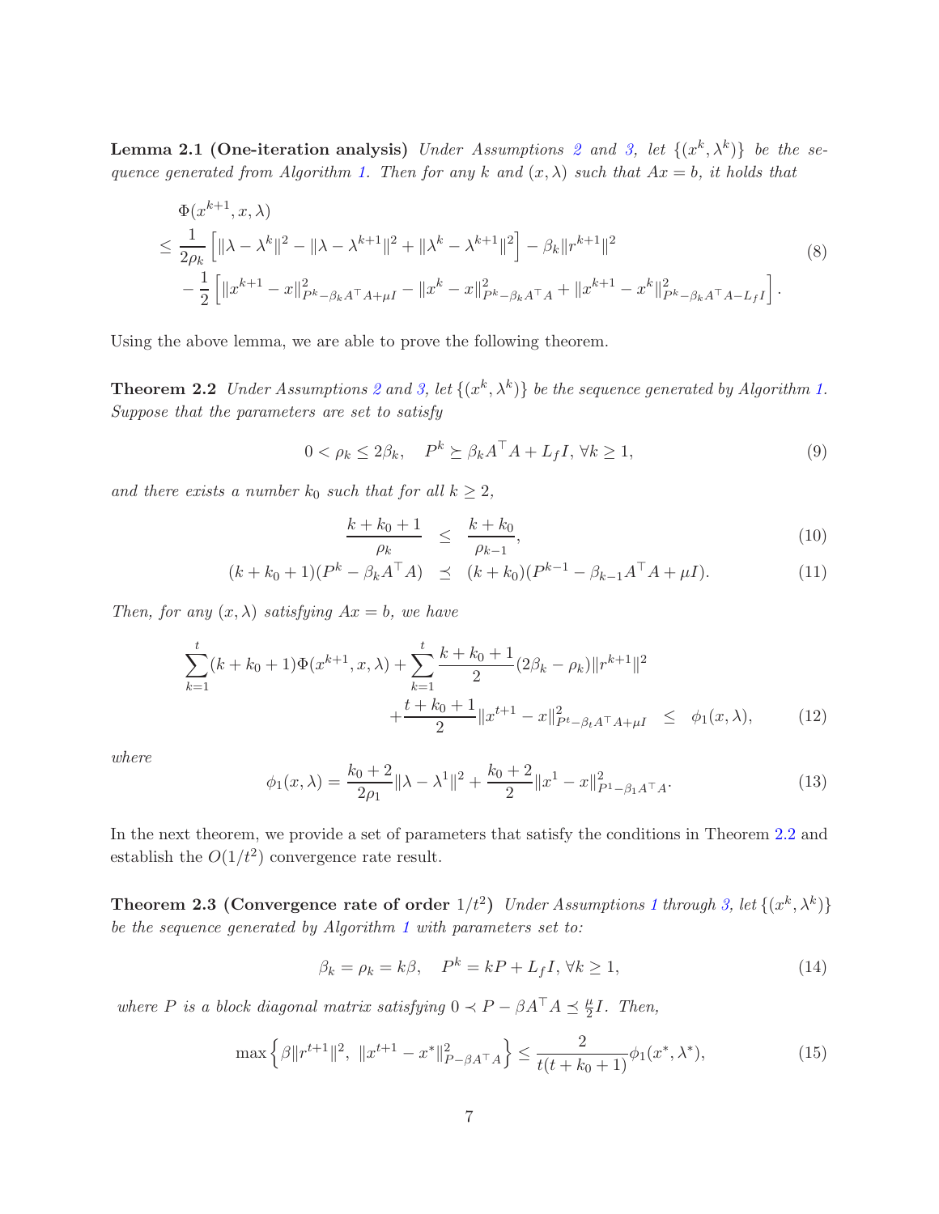**Lemma 2.1 (One-iteration analysis)** *Under Assumptions 2 and 3, let $\{(x^k, \lambda^k)\}$ be the sequence generated from Algorithm 1. Then for any $k$ and $(x, \lambda)$ such that $Ax = b$, it holds that*

$$
\begin{aligned}
&\Phi(x^{k+1}, x, \lambda) \\
\leq\ & \frac{1}{2\rho_k}\left[\|\lambda - \lambda^k\|^2 - \|\lambda - \lambda^{k+1}\|^2 + \|\lambda^k - \lambda^{k+1}\|^2\right] - \beta_k \|r^{k+1}\|^2 \\
&- \frac{1}{2}\left[\|x^{k+1} - x\|^2_{P^k - \beta_k A^\top A + \mu I} - \|x^k - x\|^2_{P^k - \beta_k A^\top A} + \|x^{k+1} - x^k\|^2_{P^k - \beta_k A^\top A - L_f I}\right].
\end{aligned}
\tag{8}
$$

Using the above lemma, we are able to prove the following theorem.

**Theorem 2.2** *Under Assumptions 2 and 3, let $\{(x^k, \lambda^k)\}$ be the sequence generated by Algorithm 1. Suppose that the parameters are set to satisfy*

$$
0 < \rho_k \leq 2\beta_k, \quad P^k \succeq \beta_k A^\top A + L_f I,\ \forall k \geq 1, \tag{9}
$$

*and there exists a number $k_0$ such that for all $k \geq 2$,*

$$
\frac{k + k_0 + 1}{\rho_k} \leq \frac{k + k_0}{\rho_{k-1}}, \tag{10}
$$

$$
(k + k_0 + 1)(P^k - \beta_k A^\top A) \preceq (k + k_0)(P^{k-1} - \beta_{k-1} A^\top A + \mu I). \tag{11}
$$

*Then, for any $(x, \lambda)$ satisfying $Ax = b$, we have*

$$
\begin{aligned}
\sum_{k=1}^{t}(k + k_0 + 1)\Phi(x^{k+1}, x, \lambda) + \sum_{k=1}^{t}\frac{k + k_0 + 1}{2}(2\beta_k - \rho_k)\|r^{k+1}\|^2& \\
+\frac{t + k_0 + 1}{2}\|x^{t+1} - x\|^2_{P^t - \beta_t A^\top A + \mu I} &\leq \phi_1(x, \lambda),
\end{aligned}
\tag{12}
$$

*where*

$$
\phi_1(x, \lambda) = \frac{k_0 + 2}{2\rho_1}\|\lambda - \lambda^1\|^2 + \frac{k_0 + 2}{2}\|x^1 - x\|^2_{P^1 - \beta_1 A^\top A}. \tag{13}
$$

In the next theorem, we provide a set of parameters that satisfy the conditions in Theorem 2.2 and establish the $O(1/t^2)$ convergence rate result.

**Theorem 2.3 (Convergence rate of order $1/t^2$)** *Under Assumptions 1 through 3, let $\{(x^k, \lambda^k)\}$ be the sequence generated by Algorithm 1 with parameters set to:*

$$
\beta_k = \rho_k = k\beta, \quad P^k = kP + L_f I,\ \forall k \geq 1, \tag{14}
$$

*where $P$ is a block diagonal matrix satisfying $0 \prec P - \beta A^\top A \preceq \frac{\mu}{2} I$. Then,*

$$
\max\left\{\beta\|r^{t+1}\|^2,\ \|x^{t+1} - x^*\|^2_{P - \beta A^\top A}\right\} \leq \frac{2}{t(t + k_0 + 1)}\phi_1(x^*, \lambda^*), \tag{15}
$$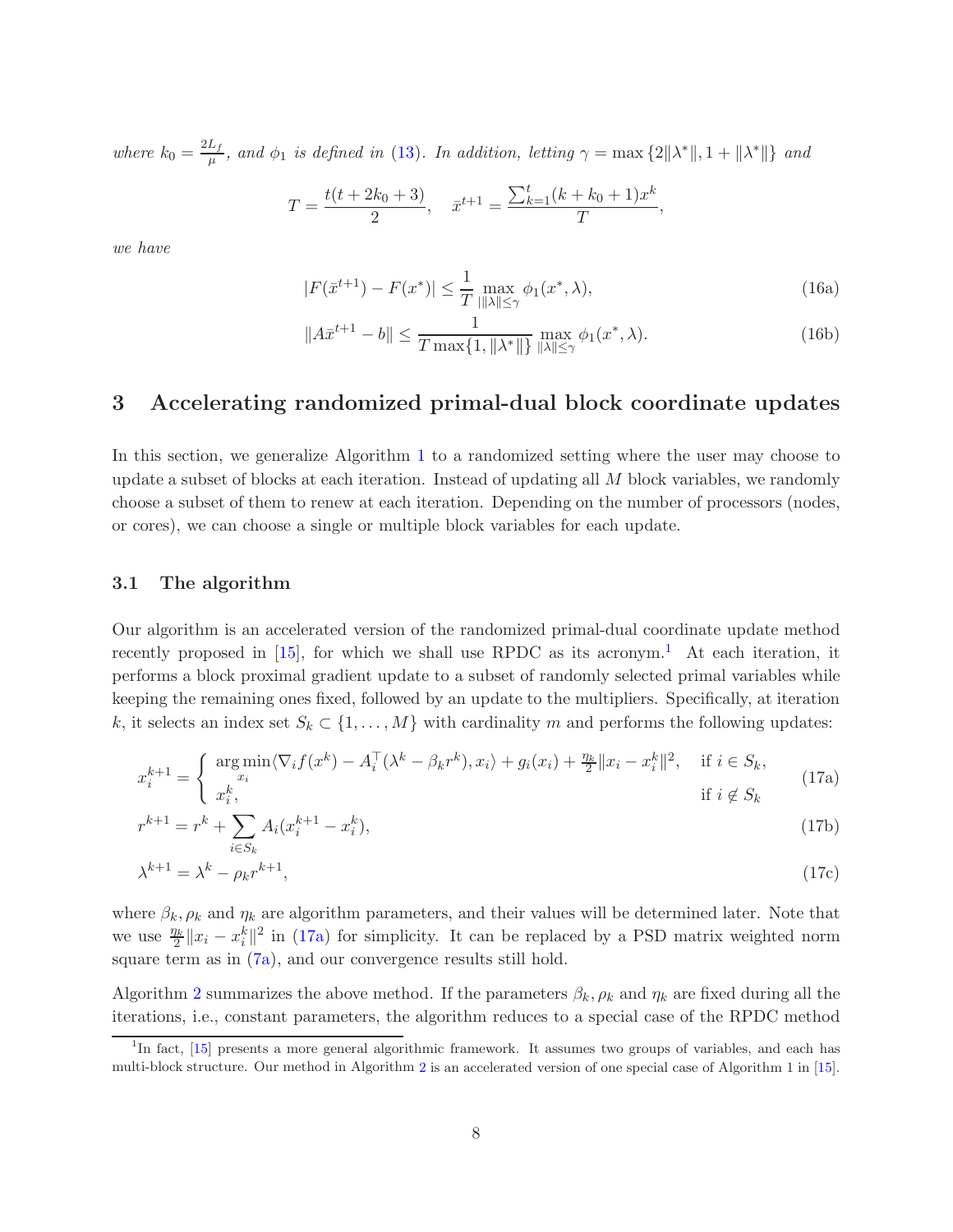*where* $k_0 = \frac{2L_f}{\mu}$*, and* $\phi_1$ *is defined in* (13)*. In addition, letting* $\gamma = \max\{2\|\lambda^*\|, 1 + \|\lambda^*\|\}$ *and*

$$T = \frac{t(t + 2k_0 + 3)}{2}, \quad \bar{x}^{t+1} = \frac{\sum_{k=1}^{t}(k + k_0 + 1)x^k}{T},$$

*we have*

$$|F(\bar{x}^{t+1}) - F(x^*)| \leq \frac{1}{T} \max_{\|\lambda\| \leq \gamma} \phi_1(x^*, \lambda), \tag{16a}$$

$$\|A\bar{x}^{t+1} - b\| \leq \frac{1}{T \max\{1, \|\lambda^*\|\}} \max_{\|\lambda\| \leq \gamma} \phi_1(x^*, \lambda). \tag{16b}$$

## 3 Accelerating randomized primal-dual block coordinate updates

In this section, we generalize Algorithm 1 to a randomized setting where the user may choose to update a subset of blocks at each iteration. Instead of updating all $M$ block variables, we randomly choose a subset of them to renew at each iteration. Depending on the number of processors (nodes, or cores), we can choose a single or multiple block variables for each update.

### 3.1 The algorithm

Our algorithm is an accelerated version of the randomized primal-dual coordinate update method recently proposed in [15], for which we shall use RPDC as its acronym.[1] At each iteration, it performs a block proximal gradient update to a subset of randomly selected primal variables while keeping the remaining ones fixed, followed by an update to the multipliers. Specifically, at iteration $k$, it selects an index set $S_k \subset \{1, \ldots, M\}$ with cardinality $m$ and performs the following updates:

$$x_i^{k+1} = \begin{cases} \arg\min\limits_{x_i} \langle \nabla_i f(x^k) - A_i^\top(\lambda^k - \beta_k r^k), x_i \rangle + g_i(x_i) + \frac{\eta_k}{2}\|x_i - x_i^k\|^2, & \text{if } i \in S_k, \\ x_i^k, & \text{if } i \notin S_k \end{cases} \tag{17a}$$

$$r^{k+1} = r^k + \sum_{i \in S_k} A_i(x_i^{k+1} - x_i^k), \tag{17b}$$

$$\lambda^{k+1} = \lambda^k - \rho_k r^{k+1}, \tag{17c}$$

where $\beta_k, \rho_k$ and $\eta_k$ are algorithm parameters, and their values will be determined later. Note that we use $\frac{\eta_k}{2}\|x_i - x_i^k\|^2$ in (17a) for simplicity. It can be replaced by a PSD matrix weighted norm square term as in (7a), and our convergence results still hold.

Algorithm 2 summarizes the above method. If the parameters $\beta_k, \rho_k$ and $\eta_k$ are fixed during all the iterations, i.e., constant parameters, the algorithm reduces to a special case of the RPDC method

[1] In fact, [15] presents a more general algorithmic framework. It assumes two groups of variables, and each has multi-block structure. Our method in Algorithm 2 is an accelerated version of one special case of Algorithm 1 in [15].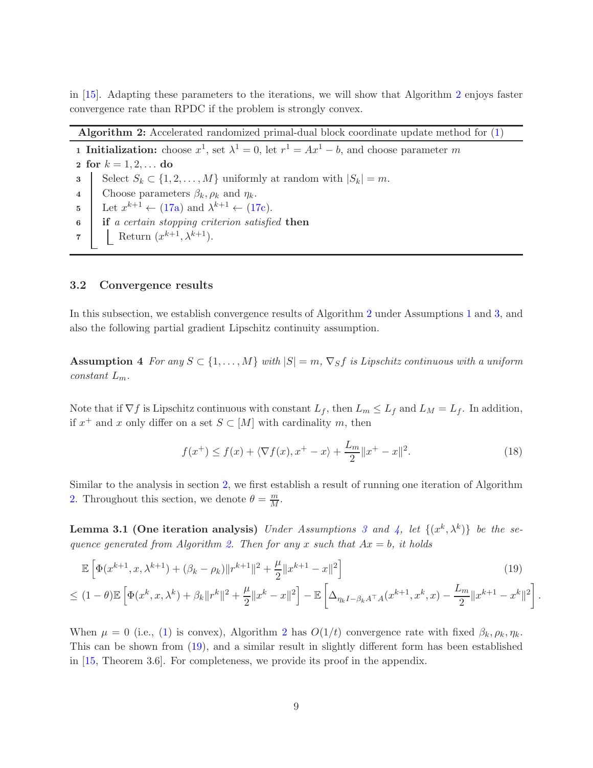in [15]. Adapting these parameters to the iterations, we will show that Algorithm 2 enjoys faster convergence rate than RPDC if the problem is strongly convex.

---

**Algorithm 2:** Accelerated randomized primal-dual block coordinate update method for (1)

---

1 **Initialization:** choose $x^1$, set $\lambda^1 = 0$, let $r^1 = Ax^1 - b$, and choose parameter $m$
2 **for** $k = 1, 2, \ldots$ **do**
3 &nbsp;&nbsp;&nbsp;&nbsp;Select $S_k \subset \{1, 2, \ldots, M\}$ uniformly at random with $|S_k| = m$.
4 &nbsp;&nbsp;&nbsp;&nbsp;Choose parameters $\beta_k, \rho_k$ and $\eta_k$.
5 &nbsp;&nbsp;&nbsp;&nbsp;Let $x^{k+1} \leftarrow$ (17a) and $\lambda^{k+1} \leftarrow$ (17c).
6 &nbsp;&nbsp;&nbsp;&nbsp;**if** *a certain stopping criterion satisfied* **then**
7 &nbsp;&nbsp;&nbsp;&nbsp;&nbsp;&nbsp;&nbsp;&nbsp;Return $(x^{k+1}, \lambda^{k+1})$.

---

### 3.2 Convergence results

In this subsection, we establish convergence results of Algorithm 2 under Assumptions 1 and 3, and also the following partial gradient Lipschitz continuity assumption.

**Assumption 4** *For any $S \subset \{1, \ldots, M\}$ with $|S| = m$, $\nabla_S f$ is Lipschitz continuous with a uniform constant $L_m$.*

Note that if $\nabla f$ is Lipschitz continuous with constant $L_f$, then $L_m \leq L_f$ and $L_M = L_f$. In addition, if $x^+$ and $x$ only differ on a set $S \subset [M]$ with cardinality $m$, then

$$f(x^+) \leq f(x) + \langle \nabla f(x), x^+ - x \rangle + \frac{L_m}{2}\|x^+ - x\|^2. \tag{18}$$

Similar to the analysis in section 2, we first establish a result of running one iteration of Algorithm 2. Throughout this section, we denote $\theta = \frac{m}{M}$.

**Lemma 3.1 (One iteration analysis)** *Under Assumptions 3 and 4, let $\{(x^k, \lambda^k)\}$ be the sequence generated from Algorithm 2. Then for any $x$ such that $Ax = b$, it holds*

$$\begin{aligned}
&\mathbb{E}\left[\Phi(x^{k+1}, x, \lambda^{k+1}) + (\beta_k - \rho_k)\|r^{k+1}\|^2 + \frac{\mu}{2}\|x^{k+1} - x\|^2\right] \\
\leq\ &(1-\theta)\mathbb{E}\left[\Phi(x^k, x, \lambda^k) + \beta_k\|r^k\|^2 + \frac{\mu}{2}\|x^k - x\|^2\right] - \mathbb{E}\left[\Delta_{\eta_k I - \beta_k A^\top A}(x^{k+1}, x^k, x) - \frac{L_m}{2}\|x^{k+1} - x^k\|^2\right].
\end{aligned} \tag{19}$$

When $\mu = 0$ (i.e., (1) is convex), Algorithm 2 has $O(1/t)$ convergence rate with fixed $\beta_k, \rho_k, \eta_k$. This can be shown from (19), and a similar result in slightly different form has been established in [15, Theorem 3.6]. For completeness, we provide its proof in the appendix.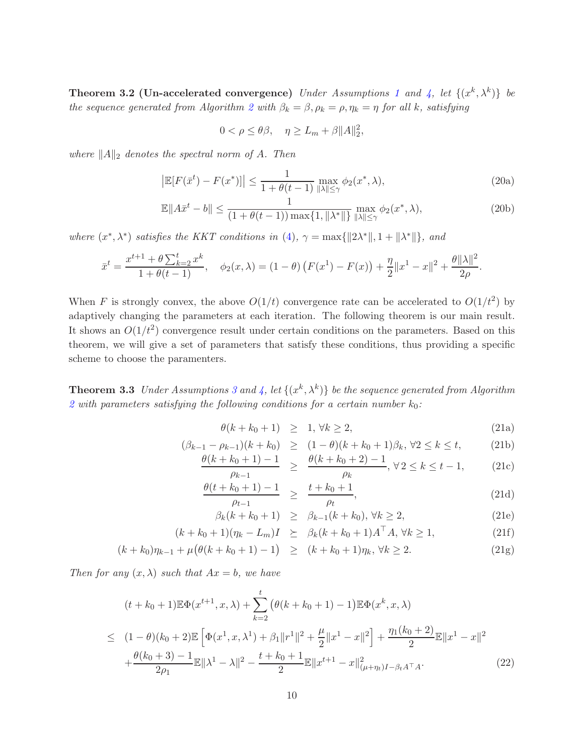**Theorem 3.2 (Un-accelerated convergence)** *Under Assumptions 1 and 4, let $\{(x^k, \lambda^k)\}$ be the sequence generated from Algorithm 2 with $\beta_k = \beta, \rho_k = \rho, \eta_k = \eta$ for all $k$, satisfying*

$$0 < \rho \leq \theta\beta, \quad \eta \geq L_m + \beta\|A\|_2^2,$$

*where $\|A\|_2$ denotes the spectral norm of $A$. Then*

$$\left|\mathbb{E}[F(\bar{x}^t) - F(x^*)]\right| \leq \frac{1}{1+\theta(t-1)} \max_{\|\lambda\|\leq\gamma} \phi_2(x^*, \lambda), \tag{20a}$$

$$\mathbb{E}\|A\bar{x}^t - b\| \leq \frac{1}{(1+\theta(t-1))\max\{1, \|\lambda^*\|\}} \max_{\|\lambda\|\leq\gamma} \phi_2(x^*, \lambda), \tag{20b}$$

*where $(x^*, \lambda^*)$ satisfies the KKT conditions in (4), $\gamma = \max\{\|2\lambda^*\|, 1 + \|\lambda^*\|\}$, and*

$$\bar{x}^t = \frac{x^{t+1} + \theta\sum_{k=2}^t x^k}{1+\theta(t-1)}, \quad \phi_2(x, \lambda) = (1-\theta)\big(F(x^1) - F(x)\big) + \frac{\eta}{2}\|x^1 - x\|^2 + \frac{\theta\|\lambda\|^2}{2\rho}.$$

When $F$ is strongly convex, the above $O(1/t)$ convergence rate can be accelerated to $O(1/t^2)$ by adaptively changing the parameters at each iteration. The following theorem is our main result. It shows an $O(1/t^2)$ convergence result under certain conditions on the parameters. Based on this theorem, we will give a set of parameters that satisfy these conditions, thus providing a specific scheme to choose the paramenters.

**Theorem 3.3** *Under Assumptions 3 and 4, let $\{(x^k, \lambda^k)\}$ be the sequence generated from Algorithm 2 with parameters satisfying the following conditions for a certain number $k_0$:*

$$\theta(k + k_0 + 1) \geq 1, \ \forall k \geq 2, \tag{21a}$$

$$(\beta_{k-1} - \rho_{k-1})(k + k_0) \geq (1-\theta)(k + k_0 + 1)\beta_k, \ \forall 2 \leq k \leq t, \tag{21b}$$

$$\frac{\theta(k + k_0 + 1) - 1}{\rho_{k-1}} \geq \frac{\theta(k + k_0 + 2) - 1}{\rho_k}, \ \forall\, 2 \leq k \leq t-1, \tag{21c}$$

$$\frac{\theta(t + k_0 + 1) - 1}{\rho_{t-1}} \geq \frac{t + k_0 + 1}{\rho_t}, \tag{21d}$$

$$\beta_k(k + k_0 + 1) \geq \beta_{k-1}(k + k_0), \ \forall k \geq 2, \tag{21e}$$

$$(k + k_0 + 1)(\eta_k - L_m)I \succeq \beta_k(k + k_0 + 1)A^\top A, \ \forall k \geq 1, \tag{21f}$$

$$(k + k_0)\eta_{k-1} + \mu\big(\theta(k + k_0 + 1) - 1\big) \geq (k + k_0 + 1)\eta_k, \ \forall k \geq 2. \tag{21g}$$

*Then for any $(x, \lambda)$ such that $Ax = b$, we have*

$$\begin{aligned}
&(t + k_0 + 1)\mathbb{E}\Phi(x^{t+1}, x, \lambda) + \sum_{k=2}^t \big(\theta(k + k_0 + 1) - 1\big)\mathbb{E}\Phi(x^k, x, \lambda) \\
\leq\ & (1-\theta)(k_0 + 2)\mathbb{E}\left[\Phi(x^1, x, \lambda^1) + \beta_1\|r^1\|^2 + \frac{\mu}{2}\|x^1 - x\|^2\right] + \frac{\eta_1(k_0 + 2)}{2}\mathbb{E}\|x^1 - x\|^2 \\
&+ \frac{\theta(k_0 + 3) - 1}{2\rho_1}\mathbb{E}\|\lambda^1 - \lambda\|^2 - \frac{t + k_0 + 1}{2}\mathbb{E}\|x^{t+1} - x\|^2_{(\mu+\eta_t)I - \beta_t A^\top A}.
\end{aligned} \tag{22}$$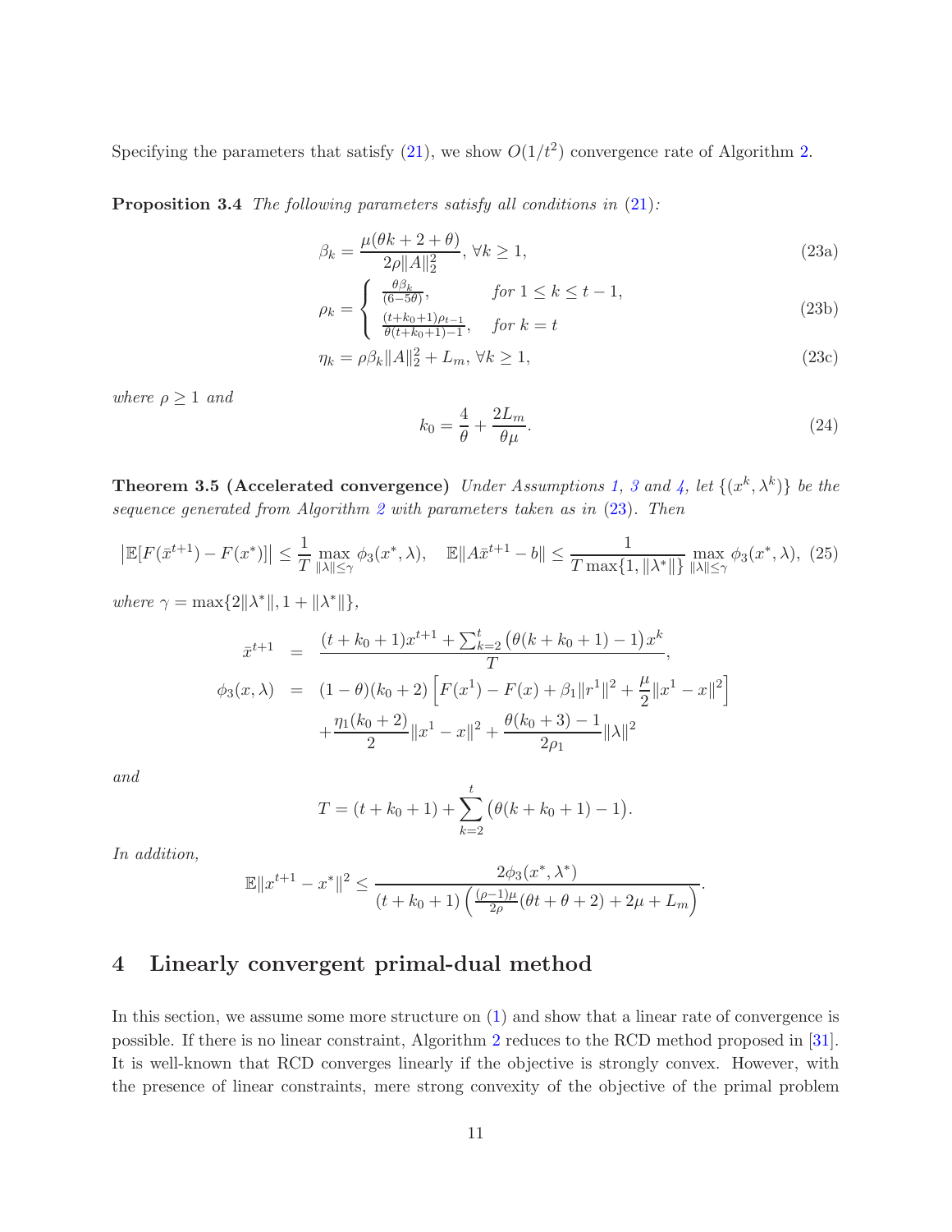Specifying the parameters that satisfy (21), we show $O(1/t^2)$ convergence rate of Algorithm 2.

**Proposition 3.4** *The following parameters satisfy all conditions in (21):*

$$\beta_k = \frac{\mu(\theta k + 2 + \theta)}{2\rho\|A\|_2^2}, \ \forall k \geq 1, \tag{23a}$$

$$\rho_k = \begin{cases} \frac{\theta\beta_k}{(6-5\theta)}, & \text{for } 1 \leq k \leq t-1, \\ \frac{(t+k_0+1)\rho_{t-1}}{\theta(t+k_0+1)-1}, & \text{for } k = t \end{cases} \tag{23b}$$

$$\eta_k = \rho\beta_k\|A\|_2^2 + L_m, \ \forall k \geq 1, \tag{23c}$$

*where* $\rho \geq 1$ *and*

$$k_0 = \frac{4}{\theta} + \frac{2L_m}{\theta\mu}. \tag{24}$$

**Theorem 3.5 (Accelerated convergence)** *Under Assumptions 1, 3 and 4, let* $\{(x^k, \lambda^k)\}$ *be the sequence generated from Algorithm 2 with parameters taken as in (23). Then*

$$\left|\mathbb{E}[F(\bar{x}^{t+1}) - F(x^*)]\right| \leq \frac{1}{T}\max_{\|\lambda\|\leq\gamma} \phi_3(x^*, \lambda), \quad \mathbb{E}\|A\bar{x}^{t+1} - b\| \leq \frac{1}{T\max\{1, \|\lambda^*\|\}}\max_{\|\lambda\|\leq\gamma} \phi_3(x^*, \lambda), \tag{25}$$

*where* $\gamma = \max\{2\|\lambda^*\|, 1 + \|\lambda^*\|\}$,

$$\begin{aligned}
\bar{x}^{t+1} &= \frac{(t+k_0+1)x^{t+1} + \sum_{k=2}^{t}\big(\theta(k+k_0+1)-1\big)x^k}{T}, \\
\phi_3(x, \lambda) &= (1-\theta)(k_0+2)\left[F(x^1) - F(x) + \beta_1\|r^1\|^2 + \frac{\mu}{2}\|x^1 - x\|^2\right] \\
&\quad + \frac{\eta_1(k_0+2)}{2}\|x^1 - x\|^2 + \frac{\theta(k_0+3)-1}{2\rho_1}\|\lambda\|^2
\end{aligned}$$

*and*

$$T = (t+k_0+1) + \sum_{k=2}^{t}\big(\theta(k+k_0+1)-1\big).$$

*In addition,*

$$\mathbb{E}\|x^{t+1} - x^*\|^2 \leq \frac{2\phi_3(x^*, \lambda^*)}{(t+k_0+1)\left(\frac{(\rho-1)\mu}{2\rho}(\theta t + \theta + 2) + 2\mu + L_m\right)}.$$

# 4 Linearly convergent primal-dual method

In this section, we assume some more structure on (1) and show that a linear rate of convergence is possible. If there is no linear constraint, Algorithm 2 reduces to the RCD method proposed in [31]. It is well-known that RCD converges linearly if the objective is strongly convex. However, with the presence of linear constraints, mere strong convexity of the objective of the primal problem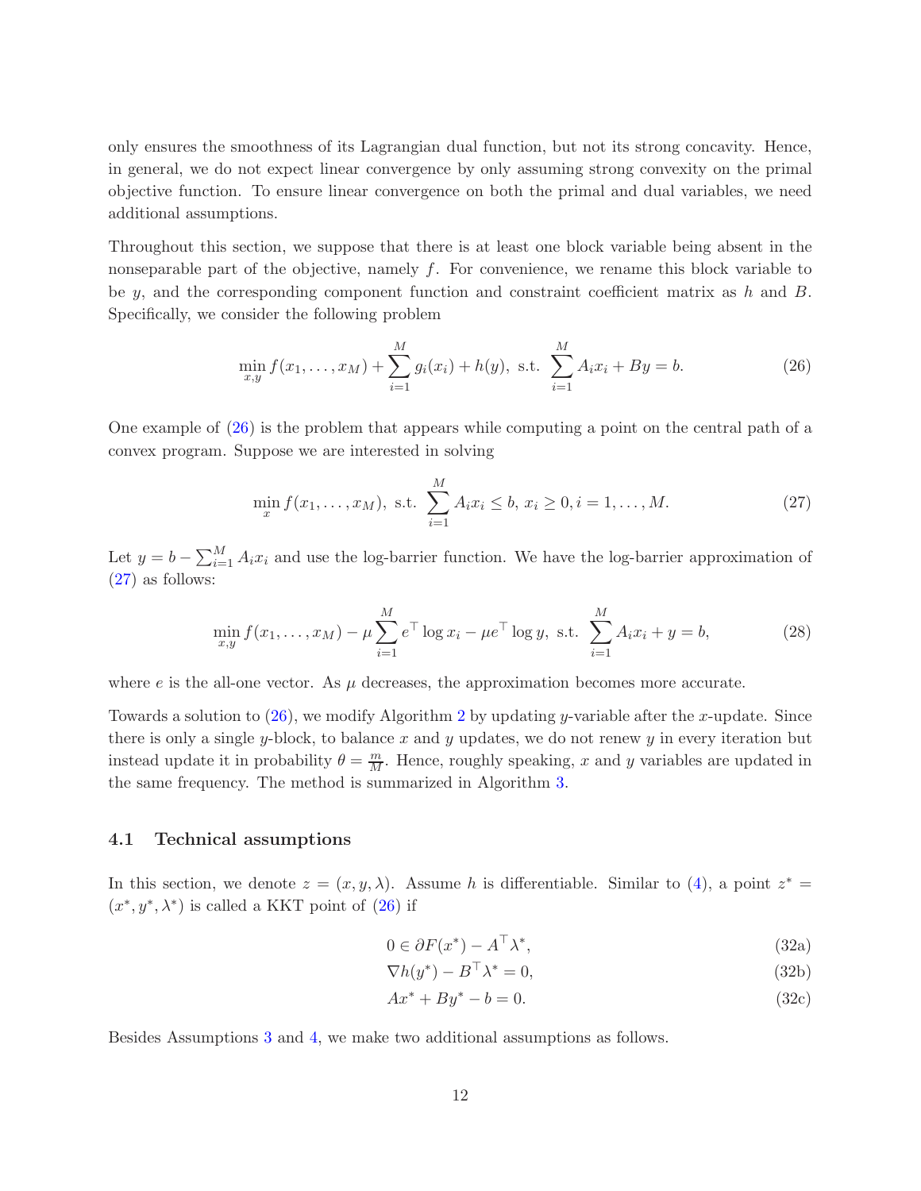only ensures the smoothness of its Lagrangian dual function, but not its strong concavity. Hence, in general, we do not expect linear convergence by only assuming strong convexity on the primal objective function. To ensure linear convergence on both the primal and dual variables, we need additional assumptions.

Throughout this section, we suppose that there is at least one block variable being absent in the nonseparable part of the objective, namely $f$. For convenience, we rename this block variable to be $y$, and the corresponding component function and constraint coefficient matrix as $h$ and $B$. Specifically, we consider the following problem

$$\min_{x,y} f(x_1, \ldots, x_M) + \sum_{i=1}^{M} g_i(x_i) + h(y), \text{ s.t. } \sum_{i=1}^{M} A_i x_i + By = b. \tag{26}$$

One example of (26) is the problem that appears while computing a point on the central path of a convex program. Suppose we are interested in solving

$$\min_{x} f(x_1, \ldots, x_M), \text{ s.t. } \sum_{i=1}^{M} A_i x_i \leq b,\ x_i \geq 0, i = 1, \ldots, M. \tag{27}$$

Let $y = b - \sum_{i=1}^{M} A_i x_i$ and use the log-barrier function. We have the log-barrier approximation of (27) as follows:

$$\min_{x,y} f(x_1, \ldots, x_M) - \mu \sum_{i=1}^{M} e^\top \log x_i - \mu e^\top \log y, \text{ s.t. } \sum_{i=1}^{M} A_i x_i + y = b, \tag{28}$$

where $e$ is the all-one vector. As $\mu$ decreases, the approximation becomes more accurate.

Towards a solution to (26), we modify Algorithm 2 by updating $y$-variable after the $x$-update. Since there is only a single $y$-block, to balance $x$ and $y$ updates, we do not renew $y$ in every iteration but instead update it in probability $\theta = \frac{m}{M}$. Hence, roughly speaking, $x$ and $y$ variables are updated in the same frequency. The method is summarized in Algorithm 3.

### 4.1 Technical assumptions

In this section, we denote $z = (x, y, \lambda)$. Assume $h$ is differentiable. Similar to (4), a point $z^* = (x^*, y^*, \lambda^*)$ is called a KKT point of (26) if

$$0 \in \partial F(x^*) - A^\top \lambda^*, \tag{32a}$$

$$\nabla h(y^*) - B^\top \lambda^* = 0, \tag{32b}$$

$$Ax^* + By^* - b = 0. \tag{32c}$$

Besides Assumptions 3 and 4, we make two additional assumptions as follows.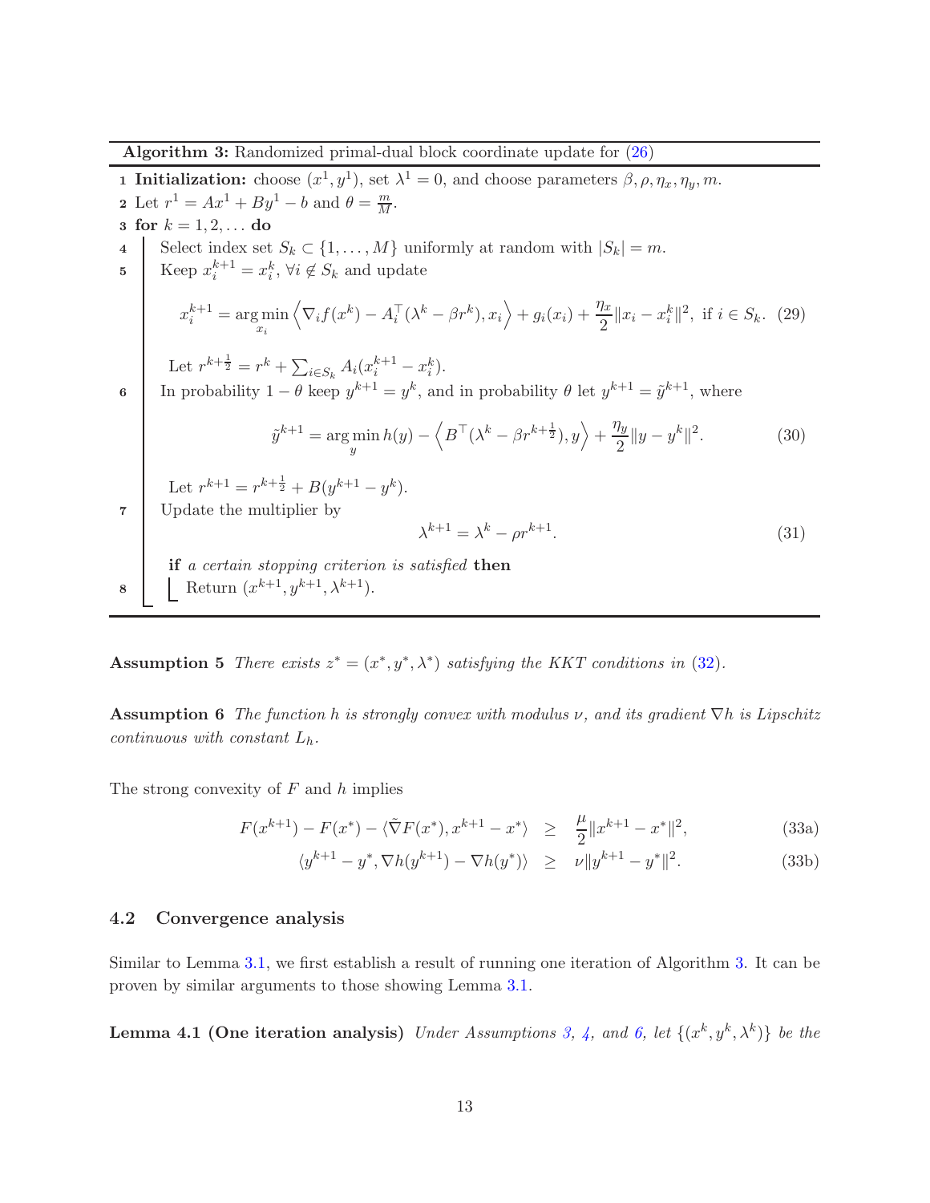**Algorithm 3:** Randomized primal-dual block coordinate update for (26)

1. **Initialization:** choose $(x^1, y^1)$, set $\lambda^1 = 0$, and choose parameters $\beta, \rho, \eta_x, \eta_y, m$.
2. Let $r^1 = Ax^1 + By^1 - b$ and $\theta = \frac{m}{M}$.
3. **for** $k = 1, 2, \ldots$ **do**
4. Select index set $S_k \subset \{1, \ldots, M\}$ uniformly at random with $|S_k| = m$.
5. Keep $x_i^{k+1} = x_i^k, \forall i \notin S_k$ and update
$$x_i^{k+1} = \arg\min_{x_i} \left\langle \nabla_i f(x^k) - A_i^\top(\lambda^k - \beta r^k), x_i \right\rangle + g_i(x_i) + \frac{\eta_x}{2}\|x_i - x_i^k\|^2, \text{ if } i \in S_k. \tag{29}$$
Let $r^{k+\frac{1}{2}} = r^k + \sum_{i \in S_k} A_i(x_i^{k+1} - x_i^k)$.
6. In probability $1 - \theta$ keep $y^{k+1} = y^k$, and in probability $\theta$ let $y^{k+1} = \tilde{y}^{k+1}$, where
$$\tilde{y}^{k+1} = \arg\min_y h(y) - \left\langle B^\top(\lambda^k - \beta r^{k+\frac{1}{2}}), y \right\rangle + \frac{\eta_y}{2}\|y - y^k\|^2. \tag{30}$$
Let $r^{k+1} = r^{k+\frac{1}{2}} + B(y^{k+1} - y^k)$.
7. Update the multiplier by
$$\lambda^{k+1} = \lambda^k - \rho r^{k+1}. \tag{31}$$
**if** *a certain stopping criterion is satisfied* **then**
8. Return $(x^{k+1}, y^{k+1}, \lambda^{k+1})$.

**Assumption 5** *There exists $z^* = (x^*, y^*, \lambda^*)$ satisfying the KKT conditions in (32).*

**Assumption 6** *The function $h$ is strongly convex with modulus $\nu$, and its gradient $\nabla h$ is Lipschitz continuous with constant $L_h$.*

The strong convexity of $F$ and $h$ implies

$$F(x^{k+1}) - F(x^*) - \langle \tilde{\nabla} F(x^*), x^{k+1} - x^* \rangle \geq \frac{\mu}{2}\|x^{k+1} - x^*\|^2, \tag{33a}$$

$$\langle y^{k+1} - y^*, \nabla h(y^{k+1}) - \nabla h(y^*) \rangle \geq \nu \|y^{k+1} - y^*\|^2. \tag{33b}$$

### 4.2 Convergence analysis

Similar to Lemma 3.1, we first establish a result of running one iteration of Algorithm 3. It can be proven by similar arguments to those showing Lemma 3.1.

**Lemma 4.1 (One iteration analysis)** *Under Assumptions 3, 4, and 6, let $\{(x^k, y^k, \lambda^k)\}$ be the*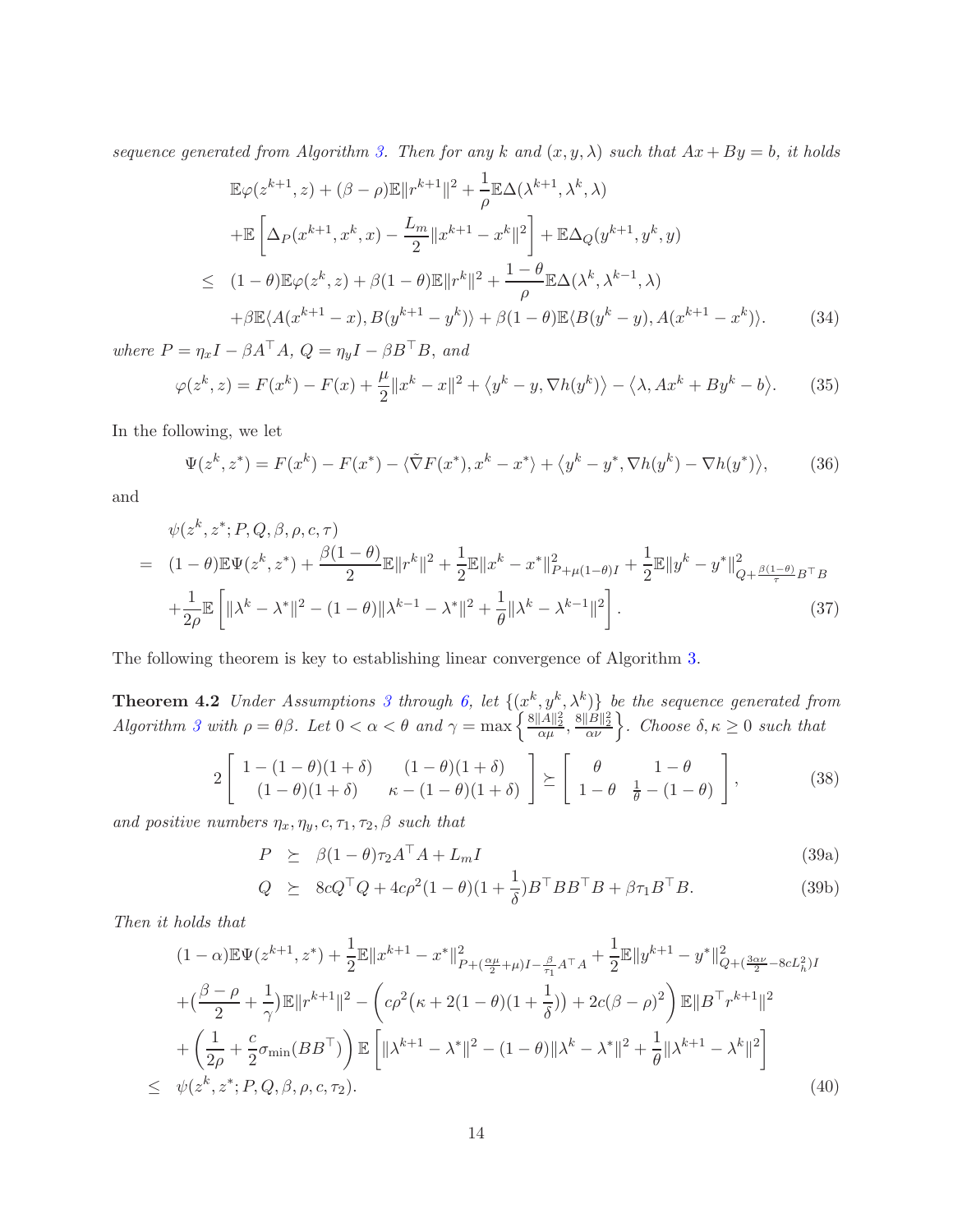*sequence generated from Algorithm 3. Then for any $k$ and $(x, y, \lambda)$ such that $Ax + By = b$, it holds*

$$
\begin{aligned}
& \mathbb{E}\varphi(z^{k+1}, z) + (\beta - \rho)\mathbb{E}\|r^{k+1}\|^2 + \frac{1}{\rho}\mathbb{E}\Delta(\lambda^{k+1}, \lambda^k, \lambda) \\
& + \mathbb{E}\left[\Delta_P(x^{k+1}, x^k, x) - \frac{L_m}{2}\|x^{k+1} - x^k\|^2\right] + \mathbb{E}\Delta_Q(y^{k+1}, y^k, y) \\
\leq\ & (1-\theta)\mathbb{E}\varphi(z^k, z) + \beta(1-\theta)\mathbb{E}\|r^k\|^2 + \frac{1-\theta}{\rho}\mathbb{E}\Delta(\lambda^k, \lambda^{k-1}, \lambda) \\
& + \beta\mathbb{E}\langle A(x^{k+1} - x), B(y^{k+1} - y^k)\rangle + \beta(1-\theta)\mathbb{E}\langle B(y^k - y), A(x^{k+1} - x^k)\rangle. \qquad (34)
\end{aligned}
$$

*where $P = \eta_x I - \beta A^\top A$, $Q = \eta_y I - \beta B^\top B$, and*

$$
\varphi(z^k, z) = F(x^k) - F(x) + \frac{\mu}{2}\|x^k - x\|^2 + \langle y^k - y, \nabla h(y^k)\rangle - \langle \lambda, Ax^k + By^k - b\rangle. \qquad (35)
$$

In the following, we let

$$
\Psi(z^k, z^*) = F(x^k) - F(x^*) - \langle \tilde{\nabla} F(x^*), x^k - x^*\rangle + \langle y^k - y^*, \nabla h(y^k) - \nabla h(y^*)\rangle, \qquad (36)
$$

and

$$
\begin{aligned}
& \psi(z^k, z^*; P, Q, \beta, \rho, c, \tau) \\
=\ & (1-\theta)\mathbb{E}\Psi(z^k, z^*) + \frac{\beta(1-\theta)}{2}\mathbb{E}\|r^k\|^2 + \frac{1}{2}\mathbb{E}\|x^k - x^*\|^2_{P + \mu(1-\theta)I} + \frac{1}{2}\mathbb{E}\|y^k - y^*\|^2_{Q + \frac{\beta(1-\theta)}{\tau}B^\top B} \\
& + \frac{1}{2\rho}\mathbb{E}\left[\|\lambda^k - \lambda^*\|^2 - (1-\theta)\|\lambda^{k-1} - \lambda^*\|^2 + \frac{1}{\theta}\|\lambda^k - \lambda^{k-1}\|^2\right]. \qquad (37)
\end{aligned}
$$

The following theorem is key to establishing linear convergence of Algorithm 3.

**Theorem 4.2** *Under Assumptions 3 through 6, let $\{(x^k, y^k, \lambda^k)\}$ be the sequence generated from Algorithm 3 with $\rho = \theta\beta$. Let $0 < \alpha < \theta$ and $\gamma = \max\left\{\frac{8\|A\|_2^2}{\alpha\mu}, \frac{8\|B\|_2^2}{\alpha\nu}\right\}$. Choose $\delta, \kappa \geq 0$ such that*

$$
2\begin{bmatrix} 1 - (1-\theta)(1+\delta) & (1-\theta)(1+\delta) \\ (1-\theta)(1+\delta) & \kappa - (1-\theta)(1+\delta) \end{bmatrix} \succeq \begin{bmatrix} \theta & 1-\theta \\ 1-\theta & \frac{1}{\theta} - (1-\theta) \end{bmatrix}, \qquad (38)
$$

*and positive numbers $\eta_x, \eta_y, c, \tau_1, \tau_2, \beta$ such that*

$$
P \succeq \beta(1-\theta)\tau_2 A^\top A + L_m I \qquad (39a)
$$

$$
Q \succeq 8cQ^\top Q + 4c\rho^2(1-\theta)(1+\frac{1}{\delta})B^\top BB^\top B + \beta\tau_1 B^\top B. \qquad (39b)
$$

*Then it holds that*

$$
\begin{aligned}
& (1-\alpha)\mathbb{E}\Psi(z^{k+1}, z^*) + \frac{1}{2}\mathbb{E}\|x^{k+1} - x^*\|^2_{P + (\frac{\alpha\mu}{2} + \mu)I - \frac{\beta}{\tau_1}A^\top A} + \frac{1}{2}\mathbb{E}\|y^{k+1} - y^*\|^2_{Q + (\frac{3\alpha\nu}{2} - 8cL_h^2)I} \\
& + \left(\frac{\beta - \rho}{2} + \frac{1}{\gamma}\right)\mathbb{E}\|r^{k+1}\|^2 - \left(c\rho^2\big(\kappa + 2(1-\theta)(1+\frac{1}{\delta})\big) + 2c(\beta - \rho)^2\right)\mathbb{E}\|B^\top r^{k+1}\|^2 \\
& + \left(\frac{1}{2\rho} + \frac{c}{2}\sigma_{\min}(BB^\top)\right)\mathbb{E}\left[\|\lambda^{k+1} - \lambda^*\|^2 - (1-\theta)\|\lambda^k - \lambda^*\|^2 + \frac{1}{\theta}\|\lambda^{k+1} - \lambda^k\|^2\right] \\
\leq\ & \psi(z^k, z^*; P, Q, \beta, \rho, c, \tau_2). \qquad (40)
\end{aligned}
$$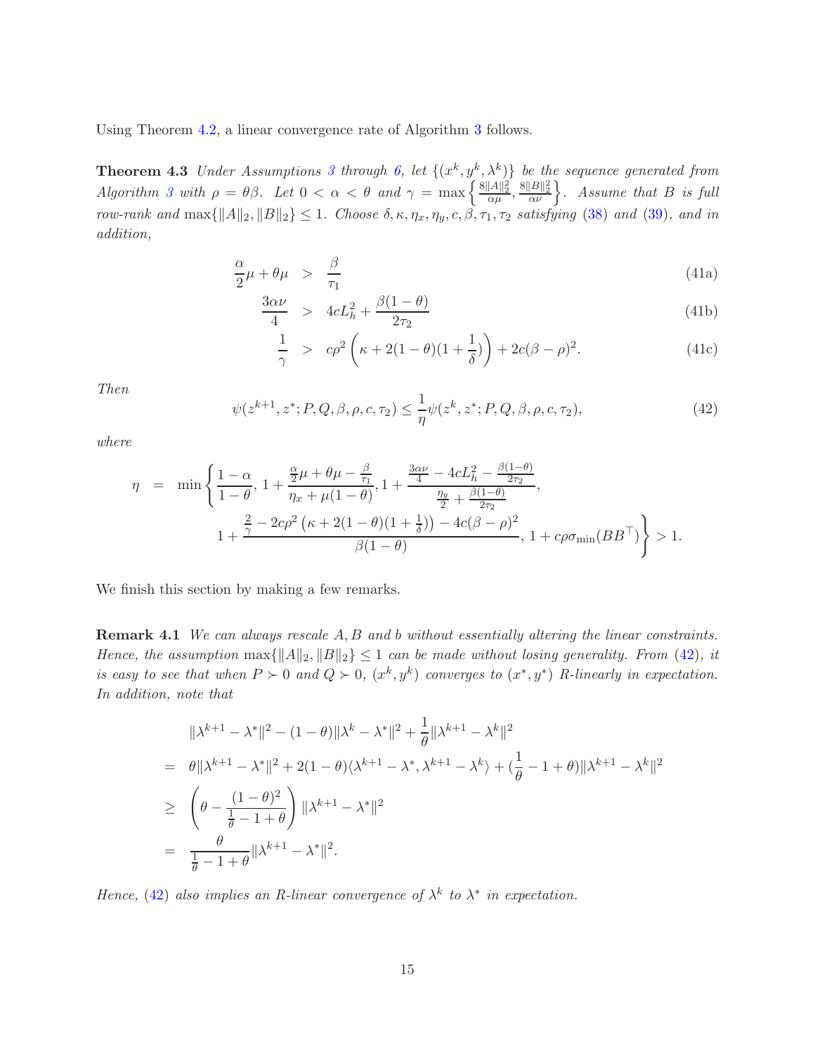Using Theorem 4.2, a linear convergence rate of Algorithm 3 follows.

**Theorem 4.3** *Under Assumptions 3 through 6, let $\{(x^k, y^k, \lambda^k)\}$ be the sequence generated from Algorithm 3 with $\rho = \theta\beta$. Let $0 < \alpha < \theta$ and $\gamma = \max\left\{\frac{8\|A\|_2^2}{\alpha\mu}, \frac{8\|B\|_2^2}{\alpha\nu}\right\}$. Assume that $B$ is full row-rank and $\max\{\|A\|_2, \|B\|_2\} \le 1$. Choose $\delta, \kappa, \eta_x, \eta_y, c, \beta, \tau_1, \tau_2$ satisfying (38) and (39), and in addition,*

$$\frac{\alpha}{2}\mu + \theta\mu \;>\; \frac{\beta}{\tau_1} \tag{41a}$$

$$\frac{3\alpha\nu}{4} \;>\; 4cL_h^2 + \frac{\beta(1-\theta)}{2\tau_2} \tag{41b}$$

$$\frac{1}{\gamma} \;>\; c\rho^2\left(\kappa + 2(1-\theta)(1+\frac{1}{\delta})\right) + 2c(\beta-\rho)^2. \tag{41c}$$

*Then*

$$\psi(z^{k+1}, z^*; P, Q, \beta, \rho, c, \tau_2) \le \frac{1}{\eta}\psi(z^k, z^*; P, Q, \beta, \rho, c, \tau_2), \tag{42}$$

*where*

$$\begin{aligned}
\eta \;=\; \min\Bigg\{ & \frac{1-\alpha}{1-\theta},\; 1 + \frac{\frac{\alpha}{2}\mu + \theta\mu - \frac{\beta}{\tau_1}}{\eta_x + \mu(1-\theta)},\; 1 + \frac{\frac{3\alpha\nu}{4} - 4cL_h^2 - \frac{\beta(1-\theta)}{2\tau_2}}{\frac{\eta_y}{2} + \frac{\beta(1-\theta)}{2\tau_2}}, \\
& 1 + \frac{\frac{2}{\gamma} - 2c\rho^2\left(\kappa + 2(1-\theta)(1+\frac{1}{\delta})\right) - 4c(\beta-\rho)^2}{\beta(1-\theta)},\; 1 + c\rho\sigma_{\min}(BB^\top)\Bigg\} > 1.
\end{aligned}$$

We finish this section by making a few remarks.

**Remark 4.1** *We can always rescale $A, B$ and $b$ without essentially altering the linear constraints. Hence, the assumption $\max\{\|A\|_2, \|B\|_2\} \le 1$ can be made without losing generality. From (42), it is easy to see that when $P \succ 0$ and $Q \succ 0$, $(x^k, y^k)$ converges to $(x^*, y^*)$ R-linearly in expectation. In addition, note that*

$$\begin{aligned}
& \|\lambda^{k+1} - \lambda^*\|^2 - (1-\theta)\|\lambda^k - \lambda^*\|^2 + \frac{1}{\theta}\|\lambda^{k+1} - \lambda^k\|^2 \\
= \;& \theta\|\lambda^{k+1} - \lambda^*\|^2 + 2(1-\theta)\langle \lambda^{k+1} - \lambda^*, \lambda^{k+1} - \lambda^k\rangle + (\frac{1}{\theta} - 1 + \theta)\|\lambda^{k+1} - \lambda^k\|^2 \\
\ge \;& \left(\theta - \frac{(1-\theta)^2}{\frac{1}{\theta} - 1 + \theta}\right)\|\lambda^{k+1} - \lambda^*\|^2 \\
= \;& \frac{\theta}{\frac{1}{\theta} - 1 + \theta}\|\lambda^{k+1} - \lambda^*\|^2.
\end{aligned}$$

*Hence, (42) also implies an R-linear convergence of $\lambda^k$ to $\lambda^*$ in expectation.*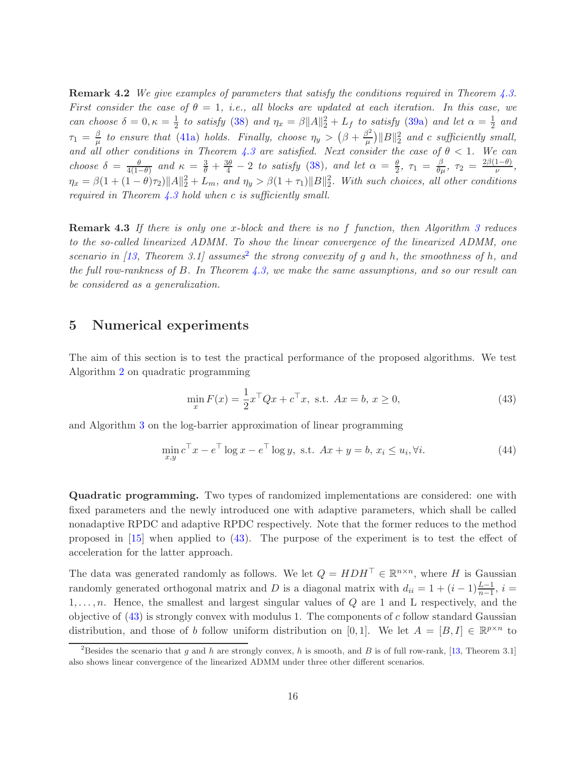**Remark 4.2** *We give examples of parameters that satisfy the conditions required in Theorem 4.3. First consider the case of $\theta = 1$, i.e., all blocks are updated at each iteration. In this case, we can choose $\delta = 0, \kappa = \frac{1}{2}$ to satisfy (38) and $\eta_x = \beta\|A\|_2^2 + L_f$ to satisfy (39a) and let $\alpha = \frac{1}{2}$ and $\tau_1 = \frac{\beta}{\mu}$ to ensure that (41a) holds. Finally, choose $\eta_y > \left(\beta + \frac{\beta^2}{\mu}\right)\|B\|_2^2$ and $c$ sufficiently small, and all other conditions in Theorem 4.3 are satisfied. Next consider the case of $\theta < 1$. We can choose $\delta = \frac{\theta}{4(1-\theta)}$ and $\kappa = \frac{3}{\theta} + \frac{3\theta}{4} - 2$ to satisfy (38), and let $\alpha = \frac{\theta}{2}$, $\tau_1 = \frac{\beta}{\theta\mu}$, $\tau_2 = \frac{2\beta(1-\theta)}{\nu}$, $\eta_x = \beta(1 + (1-\theta)\tau_2)\|A\|_2^2 + L_m$, and $\eta_y > \beta(1+\tau_1)\|B\|_2^2$. With such choices, all other conditions required in Theorem 4.3 hold when $c$ is sufficiently small.*

**Remark 4.3** *If there is only one $x$-block and there is no $f$ function, then Algorithm 3 reduces to the so-called linearized ADMM. To show the linear convergence of the linearized ADMM, one scenario in [13, Theorem 3.1] assumes[2] the strong convexity of $g$ and $h$, the smoothness of $h$, and the full row-rankness of $B$. In Theorem 4.3, we make the same assumptions, and so our result can be considered as a generalization.*

## 5 Numerical experiments

The aim of this section is to test the practical performance of the proposed algorithms. We test Algorithm 2 on quadratic programming

$$\min_x F(x) = \frac{1}{2}x^\top Qx + c^\top x, \text{ s.t. } Ax = b,\ x \geq 0, \tag{43}$$

and Algorithm 3 on the log-barrier approximation of linear programming

$$\min_{x,y} c^\top x - e^\top \log x - e^\top \log y, \text{ s.t. } Ax + y = b,\ x_i \leq u_i, \forall i. \tag{44}$$

**Quadratic programming.** Two types of randomized implementations are considered: one with fixed parameters and the newly introduced one with adaptive parameters, which shall be called nonadaptive RPDC and adaptive RPDC respectively. Note that the former reduces to the method proposed in [15] when applied to (43). The purpose of the experiment is to test the effect of acceleration for the latter approach.

The data was generated randomly as follows. We let $Q = HDH^\top \in \mathbb{R}^{n\times n}$, where $H$ is Gaussian randomly generated orthogonal matrix and $D$ is a diagonal matrix with $d_{ii} = 1 + (i-1)\frac{L-1}{n-1}$, $i = 1, \ldots, n$. Hence, the smallest and largest singular values of $Q$ are 1 and L respectively, and the objective of (43) is strongly convex with modulus 1. The components of $c$ follow standard Gaussian distribution, and those of $b$ follow uniform distribution on $[0, 1]$. We let $A = [B, I] \in \mathbb{R}^{p\times n}$ to

[2] Besides the scenario that $g$ and $h$ are strongly convex, $h$ is smooth, and $B$ is of full row-rank, [13, Theorem 3.1] also shows linear convergence of the linearized ADMM under three other different scenarios.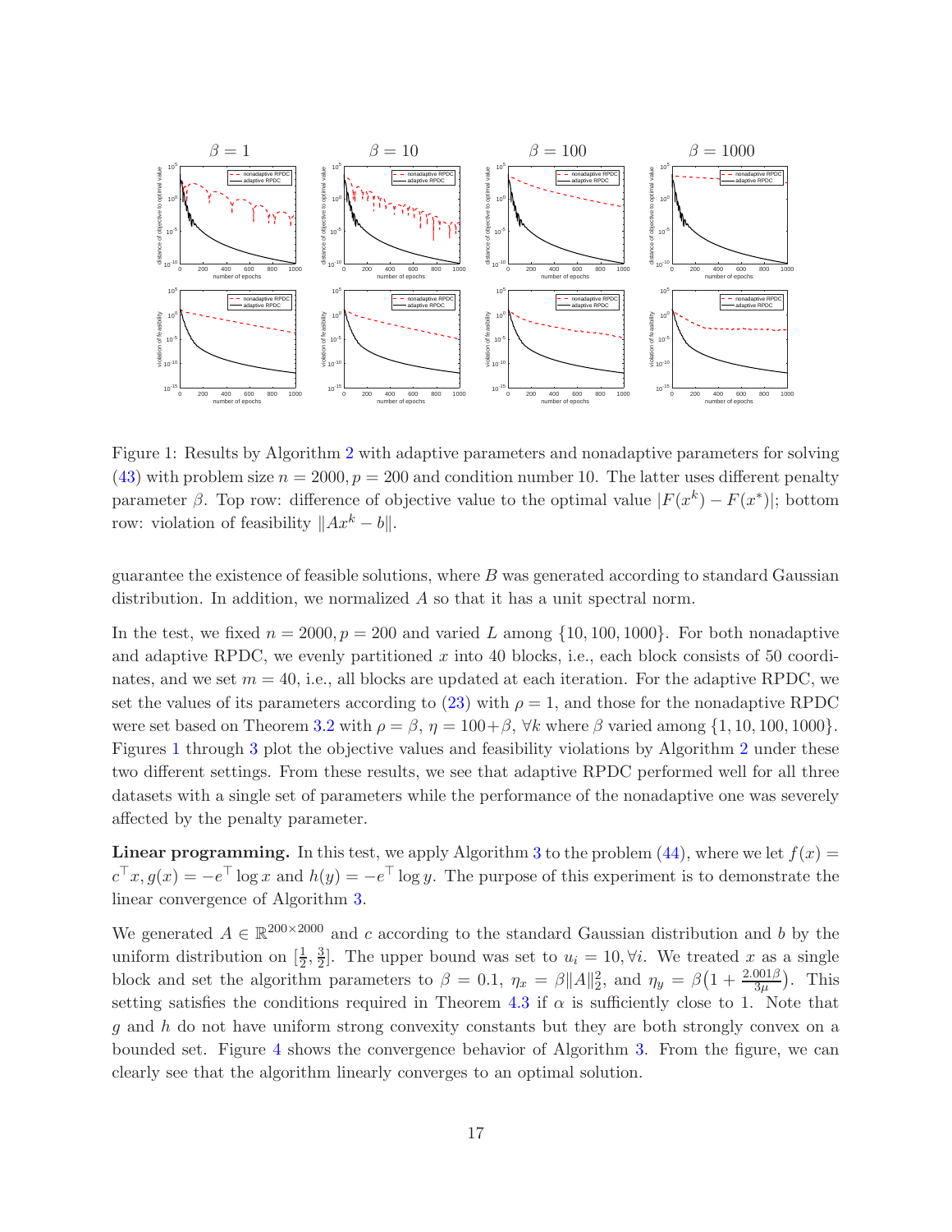Figure 1: Results by Algorithm 2 with adaptive parameters and nonadaptive parameters for solving (43) with problem size $n = 2000, p = 200$ and condition number 10. The latter uses different penalty parameter $\beta$. Top row: difference of objective value to the optimal value $|F(x^k) - F(x^*)|$; bottom row: violation of feasibility $\|Ax^k - b\|$.

guarantee the existence of feasible solutions, where $B$ was generated according to standard Gaussian distribution. In addition, we normalized $A$ so that it has a unit spectral norm.

In the test, we fixed $n = 2000, p = 200$ and varied $L$ among $\{10, 100, 1000\}$. For both nonadaptive and adaptive RPDC, we evenly partitioned $x$ into 40 blocks, i.e., each block consists of 50 coordinates, and we set $m = 40$, i.e., all blocks are updated at each iteration. For the adaptive RPDC, we set the values of its parameters according to (23) with $\rho = 1$, and those for the nonadaptive RPDC were set based on Theorem 3.2 with $\rho = \beta$, $\eta = 100+\beta$, $\forall k$ where $\beta$ varied among $\{1, 10, 100, 1000\}$. Figures 1 through 3 plot the objective values and feasibility violations by Algorithm 2 under these two different settings. From these results, we see that adaptive RPDC performed well for all three datasets with a single set of parameters while the performance of the nonadaptive one was severely affected by the penalty parameter.

**Linear programming.** In this test, we apply Algorithm 3 to the problem (44), where we let $f(x) = c^\top x, g(x) = -e^\top \log x$ and $h(y) = -e^\top \log y$. The purpose of this experiment is to demonstrate the linear convergence of Algorithm 3.

We generated $A \in \mathbb{R}^{200\times 2000}$ and $c$ according to the standard Gaussian distribution and $b$ by the uniform distribution on $[\frac{1}{2}, \frac{3}{2}]$. The upper bound was set to $u_i = 10, \forall i$. We treated $x$ as a single block and set the algorithm parameters to $\beta = 0.1$, $\eta_x = \beta\|A\|_2^2$, and $\eta_y = \beta\big(1 + \frac{2.001\beta}{3\mu}\big)$. This setting satisfies the conditions required in Theorem 4.3 if $\alpha$ is sufficiently close to 1. Note that $g$ and $h$ do not have uniform strong convexity constants but they are both strongly convex on a bounded set. Figure 4 shows the convergence behavior of Algorithm 3. From the figure, we can clearly see that the algorithm linearly converges to an optimal solution.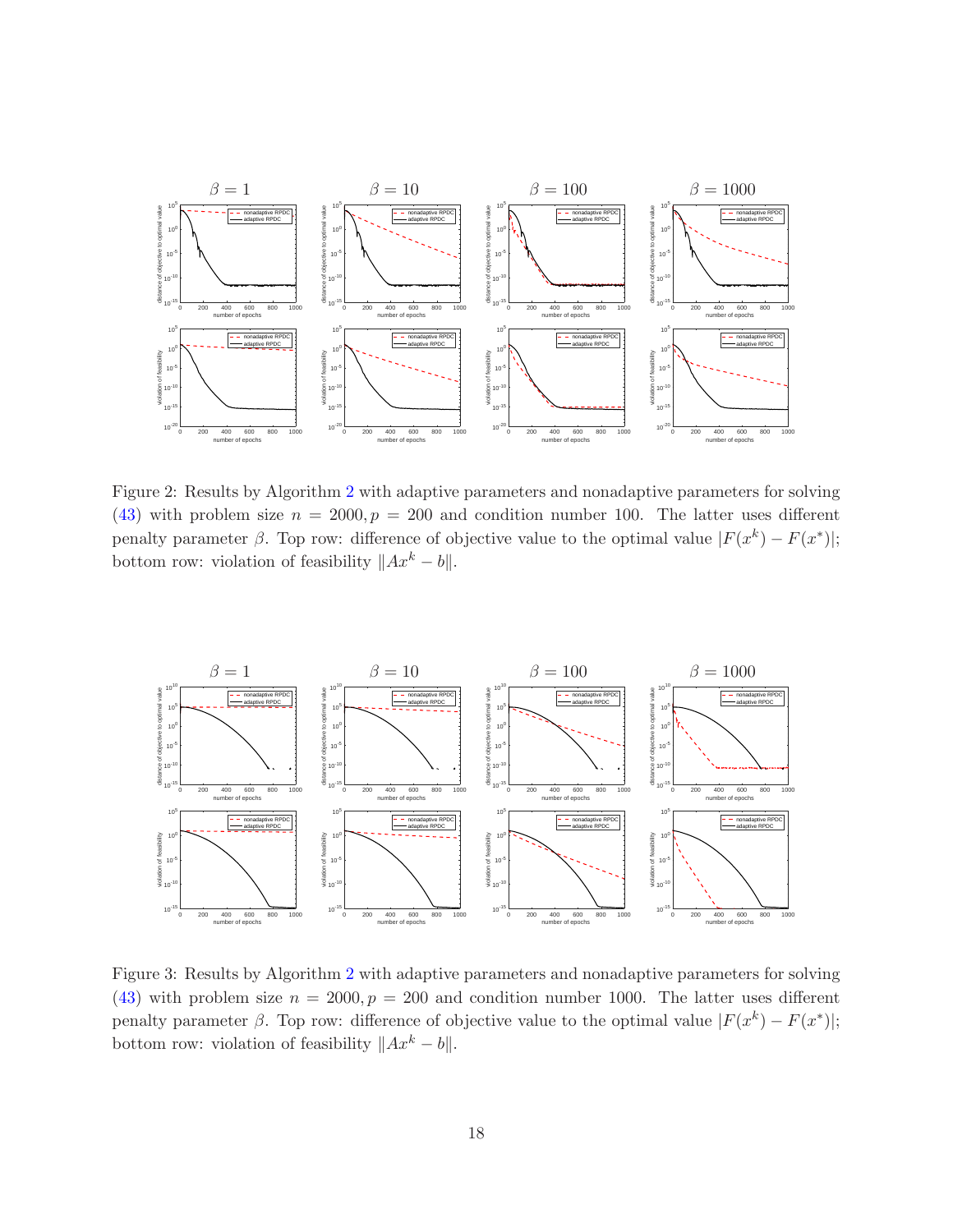Figure 2: Results by Algorithm 2 with adaptive parameters and nonadaptive parameters for solving (43) with problem size $n = 2000, p = 200$ and condition number 100. The latter uses different penalty parameter $\beta$. Top row: difference of objective value to the optimal value $|F(x^k) - F(x^*)|$; bottom row: violation of feasibility $\|Ax^k - b\|$.

Figure 3: Results by Algorithm 2 with adaptive parameters and nonadaptive parameters for solving (43) with problem size $n = 2000, p = 200$ and condition number 1000. The latter uses different penalty parameter $\beta$. Top row: difference of objective value to the optimal value $|F(x^k) - F(x^*)|$; bottom row: violation of feasibility $\|Ax^k - b\|$.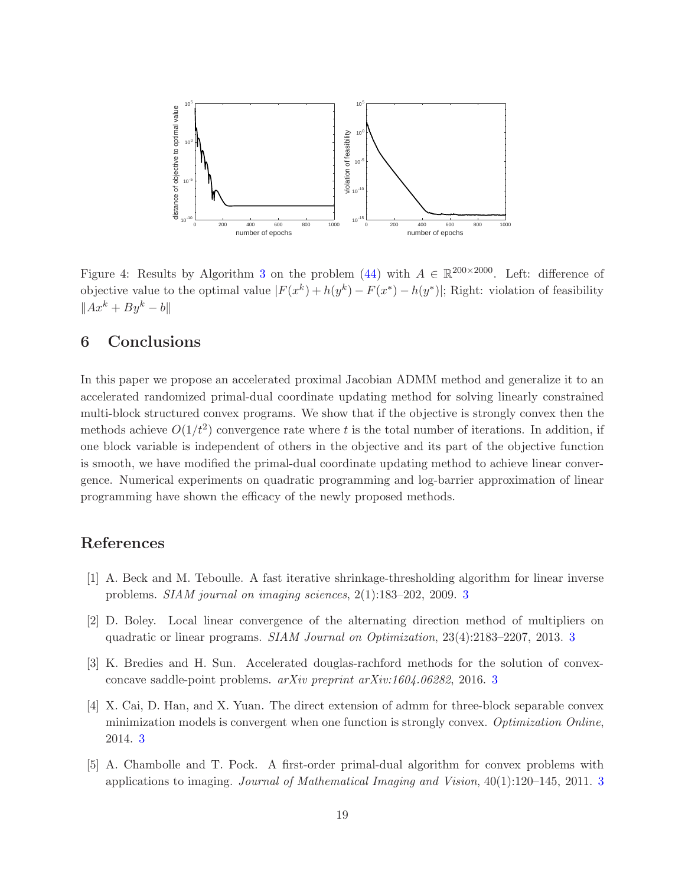Figure 4: Results by Algorithm 3 on the problem (44) with $A \in \mathbb{R}^{200\times 2000}$. Left: difference of objective value to the optimal value $|F(x^k) + h(y^k) - F(x^*) - h(y^*)|$; Right: violation of feasibility $\|Ax^k + By^k - b\|$

## 6 Conclusions

In this paper we propose an accelerated proximal Jacobian ADMM method and generalize it to an accelerated randomized primal-dual coordinate updating method for solving linearly constrained multi-block structured convex programs. We show that if the objective is strongly convex then the methods achieve $O(1/t^2)$ convergence rate where $t$ is the total number of iterations. In addition, if one block variable is independent of others in the objective and its part of the objective function is smooth, we have modified the primal-dual coordinate updating method to achieve linear convergence. Numerical experiments on quadratic programming and log-barrier approximation of linear programming have shown the efficacy of the newly proposed methods.

## References

[1] A. Beck and M. Teboulle. A fast iterative shrinkage-thresholding algorithm for linear inverse problems. *SIAM journal on imaging sciences*, 2(1):183–202, 2009. 3

[2] D. Boley. Local linear convergence of the alternating direction method of multipliers on quadratic or linear programs. *SIAM Journal on Optimization*, 23(4):2183–2207, 2013. 3

[3] K. Bredies and H. Sun. Accelerated douglas-rachford methods for the solution of convex-concave saddle-point problems. *arXiv preprint arXiv:1604.06282*, 2016. 3

[4] X. Cai, D. Han, and X. Yuan. The direct extension of admm for three-block separable convex minimization models is convergent when one function is strongly convex. *Optimization Online*, 2014. 3

[5] A. Chambolle and T. Pock. A first-order primal-dual algorithm for convex problems with applications to imaging. *Journal of Mathematical Imaging and Vision*, 40(1):120–145, 2011. 3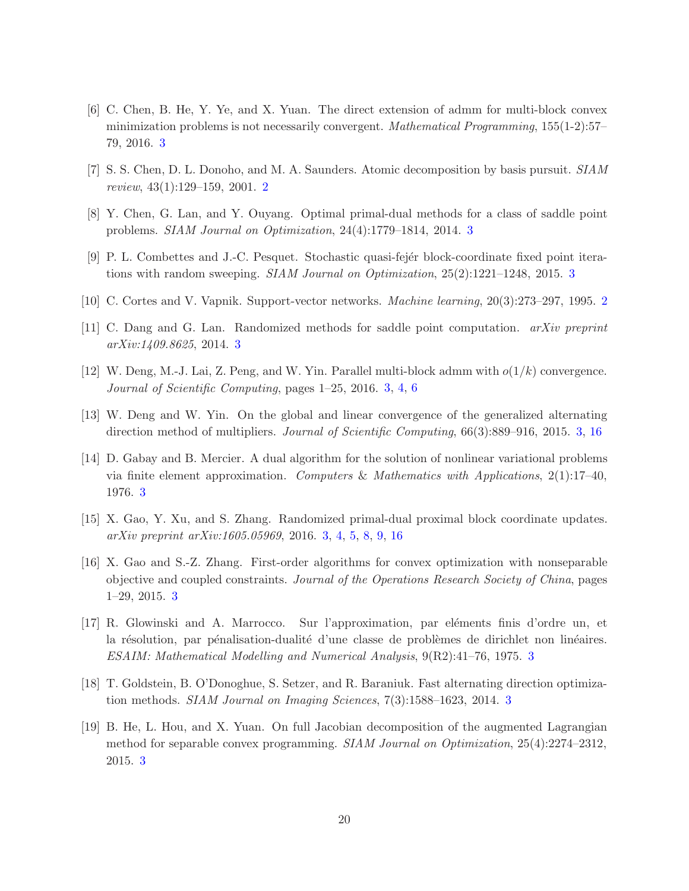[6] C. Chen, B. He, Y. Ye, and X. Yuan. The direct extension of admm for multi-block convex minimization problems is not necessarily convergent. *Mathematical Programming*, 155(1-2):57–79, 2016. 3

[7] S. S. Chen, D. L. Donoho, and M. A. Saunders. Atomic decomposition by basis pursuit. *SIAM review*, 43(1):129–159, 2001. 2

[8] Y. Chen, G. Lan, and Y. Ouyang. Optimal primal-dual methods for a class of saddle point problems. *SIAM Journal on Optimization*, 24(4):1779–1814, 2014. 3

[9] P. L. Combettes and J.-C. Pesquet. Stochastic quasi-fejér block-coordinate fixed point iterations with random sweeping. *SIAM Journal on Optimization*, 25(2):1221–1248, 2015. 3

[10] C. Cortes and V. Vapnik. Support-vector networks. *Machine learning*, 20(3):273–297, 1995. 2

[11] C. Dang and G. Lan. Randomized methods for saddle point computation. *arXiv preprint arXiv:1409.8625*, 2014. 3

[12] W. Deng, M.-J. Lai, Z. Peng, and W. Yin. Parallel multi-block admm with $o(1/k)$ convergence. *Journal of Scientific Computing*, pages 1–25, 2016. 3, 4, 6

[13] W. Deng and W. Yin. On the global and linear convergence of the generalized alternating direction method of multipliers. *Journal of Scientific Computing*, 66(3):889–916, 2015. 3, 16

[14] D. Gabay and B. Mercier. A dual algorithm for the solution of nonlinear variational problems via finite element approximation. *Computers & Mathematics with Applications*, 2(1):17–40, 1976. 3

[15] X. Gao, Y. Xu, and S. Zhang. Randomized primal-dual proximal block coordinate updates. *arXiv preprint arXiv:1605.05969*, 2016. 3, 4, 5, 8, 9, 16

[16] X. Gao and S.-Z. Zhang. First-order algorithms for convex optimization with nonseparable objective and coupled constraints. *Journal of the Operations Research Society of China*, pages 1–29, 2015. 3

[17] R. Glowinski and A. Marrocco. Sur l'approximation, par eléments finis d'ordre un, et la résolution, par pénalisation-dualité d'une classe de problèmes de dirichlet non linéaires. *ESAIM: Mathematical Modelling and Numerical Analysis*, 9(R2):41–76, 1975. 3

[18] T. Goldstein, B. O'Donoghue, S. Setzer, and R. Baraniuk. Fast alternating direction optimization methods. *SIAM Journal on Imaging Sciences*, 7(3):1588–1623, 2014. 3

[19] B. He, L. Hou, and X. Yuan. On full Jacobian decomposition of the augmented Lagrangian method for separable convex programming. *SIAM Journal on Optimization*, 25(4):2274–2312, 2015. 3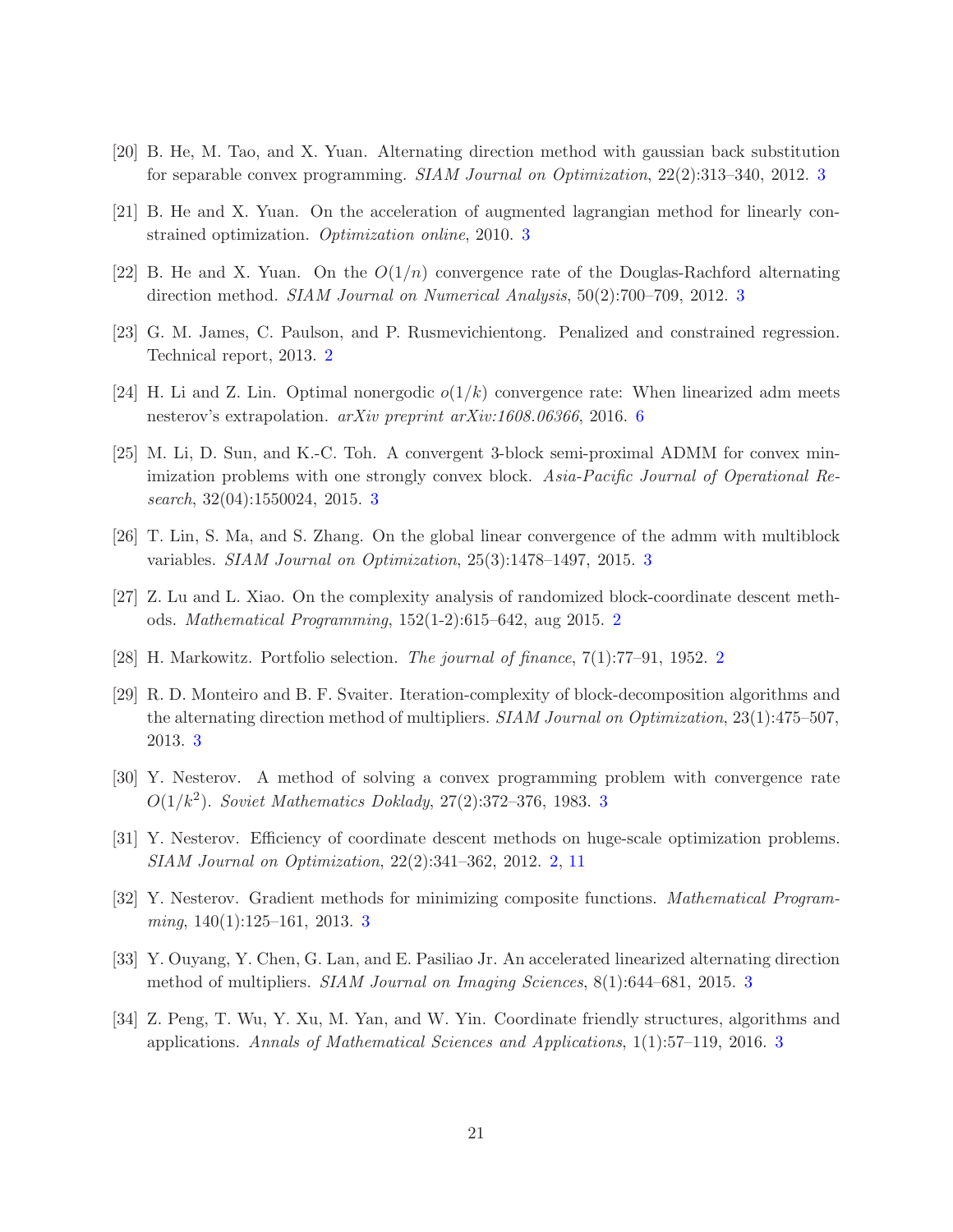[20] B. He, M. Tao, and X. Yuan. Alternating direction method with gaussian back substitution for separable convex programming. *SIAM Journal on Optimization*, 22(2):313–340, 2012. 3

[21] B. He and X. Yuan. On the acceleration of augmented lagrangian method for linearly constrained optimization. *Optimization online*, 2010. 3

[22] B. He and X. Yuan. On the $O(1/n)$ convergence rate of the Douglas-Rachford alternating direction method. *SIAM Journal on Numerical Analysis*, 50(2):700–709, 2012. 3

[23] G. M. James, C. Paulson, and P. Rusmevichientong. Penalized and constrained regression. Technical report, 2013. 2

[24] H. Li and Z. Lin. Optimal nonergodic $o(1/k)$ convergence rate: When linearized adm meets nesterov's extrapolation. *arXiv preprint arXiv:1608.06366*, 2016. 6

[25] M. Li, D. Sun, and K.-C. Toh. A convergent 3-block semi-proximal ADMM for convex minimization problems with one strongly convex block. *Asia-Pacific Journal of Operational Research*, 32(04):1550024, 2015. 3

[26] T. Lin, S. Ma, and S. Zhang. On the global linear convergence of the admm with multiblock variables. *SIAM Journal on Optimization*, 25(3):1478–1497, 2015. 3

[27] Z. Lu and L. Xiao. On the complexity analysis of randomized block-coordinate descent methods. *Mathematical Programming*, 152(1-2):615–642, aug 2015. 2

[28] H. Markowitz. Portfolio selection. *The journal of finance*, 7(1):77–91, 1952. 2

[29] R. D. Monteiro and B. F. Svaiter. Iteration-complexity of block-decomposition algorithms and the alternating direction method of multipliers. *SIAM Journal on Optimization*, 23(1):475–507, 2013. 3

[30] Y. Nesterov. A method of solving a convex programming problem with convergence rate $O(1/k^2)$. *Soviet Mathematics Doklady*, 27(2):372–376, 1983. 3

[31] Y. Nesterov. Efficiency of coordinate descent methods on huge-scale optimization problems. *SIAM Journal on Optimization*, 22(2):341–362, 2012. 2, 11

[32] Y. Nesterov. Gradient methods for minimizing composite functions. *Mathematical Programming*, 140(1):125–161, 2013. 3

[33] Y. Ouyang, Y. Chen, G. Lan, and E. Pasiliao Jr. An accelerated linearized alternating direction method of multipliers. *SIAM Journal on Imaging Sciences*, 8(1):644–681, 2015. 3

[34] Z. Peng, T. Wu, Y. Xu, M. Yan, and W. Yin. Coordinate friendly structures, algorithms and applications. *Annals of Mathematical Sciences and Applications*, 1(1):57–119, 2016. 3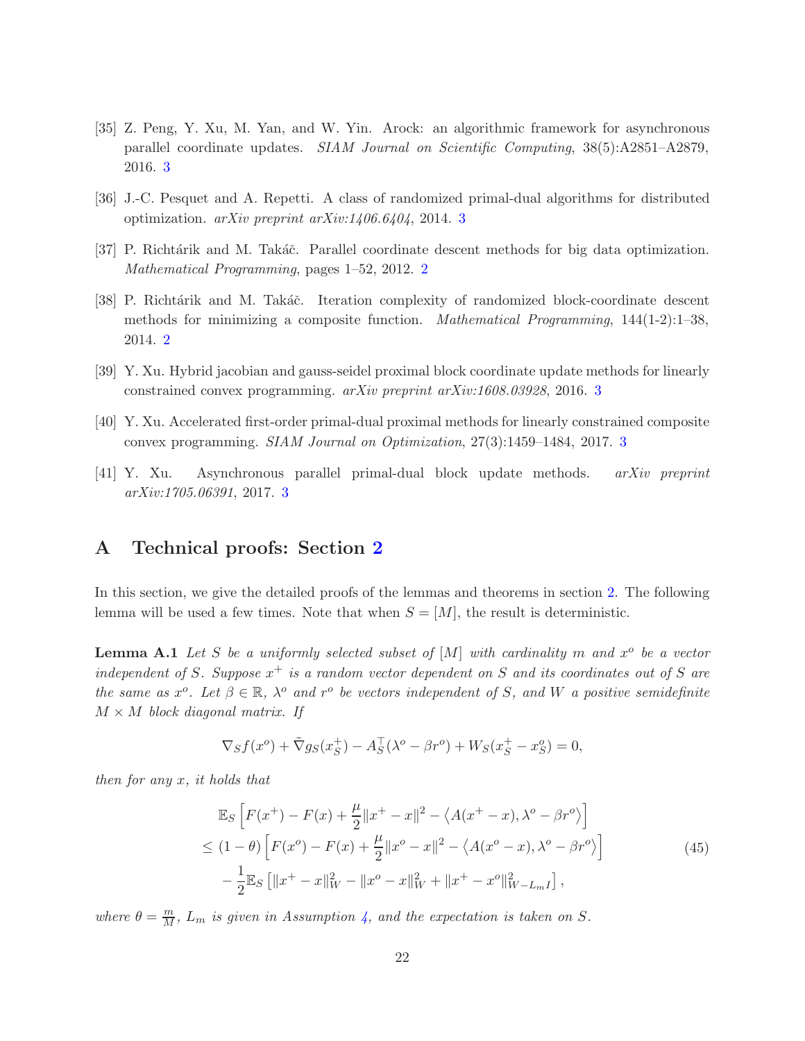[35] Z. Peng, Y. Xu, M. Yan, and W. Yin. Arock: an algorithmic framework for asynchronous parallel coordinate updates. *SIAM Journal on Scientific Computing*, 38(5):A2851–A2879, 2016. 3

[36] J.-C. Pesquet and A. Repetti. A class of randomized primal-dual algorithms for distributed optimization. *arXiv preprint arXiv:1406.6404*, 2014. 3

[37] P. Richtárik and M. Takáč. Parallel coordinate descent methods for big data optimization. *Mathematical Programming*, pages 1–52, 2012. 2

[38] P. Richtárik and M. Takáč. Iteration complexity of randomized block-coordinate descent methods for minimizing a composite function. *Mathematical Programming*, 144(1-2):1–38, 2014. 2

[39] Y. Xu. Hybrid jacobian and gauss-seidel proximal block coordinate update methods for linearly constrained convex programming. *arXiv preprint arXiv:1608.03928*, 2016. 3

[40] Y. Xu. Accelerated first-order primal-dual proximal methods for linearly constrained composite convex programming. *SIAM Journal on Optimization*, 27(3):1459–1484, 2017. 3

[41] Y. Xu. Asynchronous parallel primal-dual block update methods. *arXiv preprint arXiv:1705.06391*, 2017. 3

# A Technical proofs: Section 2

In this section, we give the detailed proofs of the lemmas and theorems in section 2. The following lemma will be used a few times. Note that when $S = [M]$, the result is deterministic.

**Lemma A.1** *Let $S$ be a uniformly selected subset of $[M]$ with cardinality $m$ and $x^o$ be a vector independent of $S$. Suppose $x^+$ is a random vector dependent on $S$ and its coordinates out of $S$ are the same as $x^o$. Let $\beta \in \mathbb{R}$, $\lambda^o$ and $r^o$ be vectors independent of $S$, and $W$ a positive semidefinite $M \times M$ block diagonal matrix. If*

$$\nabla_S f(x^o) + \tilde{\nabla} g_S(x_S^+) - A_S^\top(\lambda^o - \beta r^o) + W_S(x_S^+ - x_S^o) = 0,$$

*then for any $x$, it holds that*

$$\begin{aligned}
&\mathbb{E}_S\left[F(x^+) - F(x) + \frac{\mu}{2}\|x^+ - x\|^2 - \left\langle A(x^+ - x), \lambda^o - \beta r^o\right\rangle\right] \\
\le\ &(1-\theta)\left[F(x^o) - F(x) + \frac{\mu}{2}\|x^o - x\|^2 - \left\langle A(x^o - x), \lambda^o - \beta r^o\right\rangle\right] \\
&-\frac{1}{2}\mathbb{E}_S\left[\|x^+ - x\|_W^2 - \|x^o - x\|_W^2 + \|x^+ - x^o\|_{W - L_m I}^2\right],
\end{aligned} \tag{45}$$

*where $\theta = \frac{m}{M}$, $L_m$ is given in Assumption 4, and the expectation is taken on $S$.*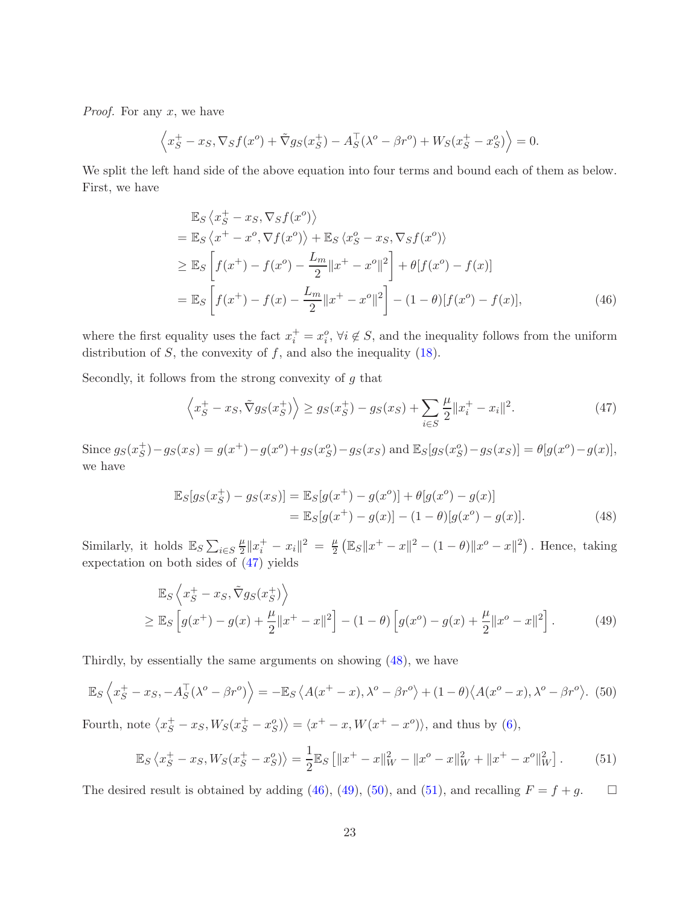*Proof.* For any $x$, we have

$$\left\langle x_S^+ - x_S, \nabla_S f(x^o) + \tilde{\nabla} g_S(x_S^+) - A_S^\top(\lambda^o - \beta r^o) + W_S(x_S^+ - x_S^o)\right\rangle = 0.$$

We split the left hand side of the above equation into four terms and bound each of them as below. First, we have

$$\begin{aligned}
&\mathbb{E}_S \left\langle x_S^+ - x_S, \nabla_S f(x^o)\right\rangle \\
=\;& \mathbb{E}_S \left\langle x^+ - x^o, \nabla f(x^o)\right\rangle + \mathbb{E}_S \left\langle x_S^o - x_S, \nabla_S f(x^o)\right\rangle \\
\geq\;& \mathbb{E}_S \left[ f(x^+) - f(x^o) - \frac{L_m}{2}\|x^+ - x^o\|^2 \right] + \theta[f(x^o) - f(x)] \\
=\;& \mathbb{E}_S \left[ f(x^+) - f(x) - \frac{L_m}{2}\|x^+ - x^o\|^2 \right] - (1-\theta)[f(x^o) - f(x)],
\end{aligned} \tag{46}$$

where the first equality uses the fact $x_i^+ = x_i^o,\ \forall i \notin S$, and the inequality follows from the uniform distribution of $S$, the convexity of $f$, and also the inequality (18).

Secondly, it follows from the strong convexity of $g$ that

$$\left\langle x_S^+ - x_S, \tilde{\nabla} g_S(x_S^+)\right\rangle \geq g_S(x_S^+) - g_S(x_S) + \sum_{i \in S} \frac{\mu}{2}\|x_i^+ - x_i\|^2. \tag{47}$$

Since $g_S(x_S^+) - g_S(x_S) = g(x^+) - g(x^o) + g_S(x_S^o) - g_S(x_S)$ and $\mathbb{E}_S[g_S(x_S^o) - g_S(x_S)] = \theta[g(x^o) - g(x)]$, we have

$$\begin{aligned}
\mathbb{E}_S[g_S(x_S^+) - g_S(x_S)] &= \mathbb{E}_S[g(x^+) - g(x^o)] + \theta[g(x^o) - g(x)] \\
&= \mathbb{E}_S[g(x^+) - g(x)] - (1-\theta)[g(x^o) - g(x)].
\end{aligned} \tag{48}$$

Similarly, it holds $\mathbb{E}_S \sum_{i \in S} \frac{\mu}{2}\|x_i^+ - x_i\|^2 = \frac{\mu}{2}\left(\mathbb{E}_S\|x^+ - x\|^2 - (1-\theta)\|x^o - x\|^2\right)$. Hence, taking expectation on both sides of (47) yields

$$\begin{aligned}
&\mathbb{E}_S \left\langle x_S^+ - x_S, \tilde{\nabla} g_S(x_S^+)\right\rangle \\
\geq\;& \mathbb{E}_S \left[ g(x^+) - g(x) + \frac{\mu}{2}\|x^+ - x\|^2 \right] - (1-\theta)\left[ g(x^o) - g(x) + \frac{\mu}{2}\|x^o - x\|^2 \right].
\end{aligned} \tag{49}$$

Thirdly, by essentially the same arguments on showing (48), we have

$$\mathbb{E}_S \left\langle x_S^+ - x_S, -A_S^\top(\lambda^o - \beta r^o)\right\rangle = -\mathbb{E}_S \left\langle A(x^+ - x), \lambda^o - \beta r^o\right\rangle + (1-\theta)\left\langle A(x^o - x), \lambda^o - \beta r^o\right\rangle. \tag{50}$$

Fourth, note $\langle x_S^+ - x_S, W_S(x_S^+ - x_S^o)\rangle = \langle x^+ - x, W(x^+ - x^o)\rangle$, and thus by (6),

$$\mathbb{E}_S \left\langle x_S^+ - x_S, W_S(x_S^+ - x_S^o)\right\rangle = \frac{1}{2}\mathbb{E}_S\left[ \|x^+ - x\|_W^2 - \|x^o - x\|_W^2 + \|x^+ - x^o\|_W^2 \right]. \tag{51}$$

The desired result is obtained by adding (46), (49), (50), and (51), and recalling $F = f + g$. $\square$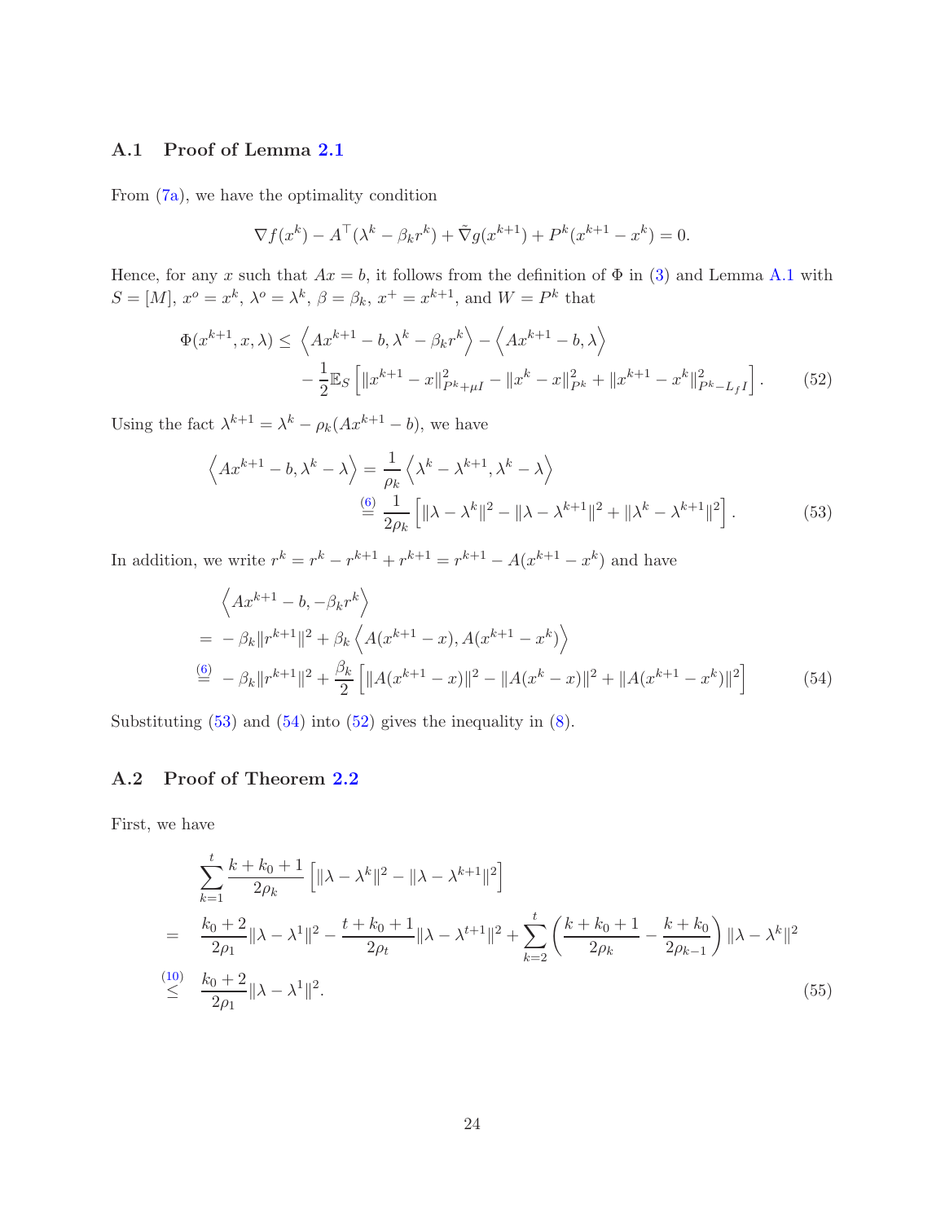### A.1 Proof of Lemma 2.1

From (7a), we have the optimality condition

$$\nabla f(x^k) - A^\top(\lambda^k - \beta_k r^k) + \tilde{\nabla} g(x^{k+1}) + P^k(x^{k+1} - x^k) = 0.$$

Hence, for any $x$ such that $Ax = b$, it follows from the definition of $\Phi$ in (3) and Lemma A.1 with $S = [M]$, $x^o = x^k$, $\lambda^o = \lambda^k$, $\beta = \beta_k$, $x^+ = x^{k+1}$, and $W = P^k$ that

$$\Phi(x^{k+1}, x, \lambda) \le \left\langle Ax^{k+1} - b, \lambda^k - \beta_k r^k \right\rangle - \left\langle Ax^{k+1} - b, \lambda \right\rangle \\ - \frac{1}{2}\mathbb{E}_S\left[ \|x^{k+1} - x\|^2_{P^k + \mu I} - \|x^k - x\|^2_{P^k} + \|x^{k+1} - x^k\|^2_{P^k - L_f I} \right]. \tag{52}$$

Using the fact $\lambda^{k+1} = \lambda^k - \rho_k(Ax^{k+1} - b)$, we have

$$\left\langle Ax^{k+1} - b, \lambda^k - \lambda \right\rangle = \frac{1}{\rho_k}\left\langle \lambda^k - \lambda^{k+1}, \lambda^k - \lambda \right\rangle \\ \overset{(6)}{=} \frac{1}{2\rho_k}\left[ \|\lambda - \lambda^k\|^2 - \|\lambda - \lambda^{k+1}\|^2 + \|\lambda^k - \lambda^{k+1}\|^2 \right]. \tag{53}$$

In addition, we write $r^k = r^k - r^{k+1} + r^{k+1} = r^{k+1} - A(x^{k+1} - x^k)$ and have

$$\begin{aligned} &\left\langle Ax^{k+1} - b, -\beta_k r^k \right\rangle \\ =\ & -\beta_k \|r^{k+1}\|^2 + \beta_k \left\langle A(x^{k+1} - x), A(x^{k+1} - x^k) \right\rangle \\ \overset{(6)}{=}\ & -\beta_k \|r^{k+1}\|^2 + \frac{\beta_k}{2}\left[ \|A(x^{k+1} - x)\|^2 - \|A(x^k - x)\|^2 + \|A(x^{k+1} - x^k)\|^2 \right] \end{aligned} \tag{54}$$

Substituting (53) and (54) into (52) gives the inequality in (8).

### A.2 Proof of Theorem 2.2

First, we have

$$\begin{aligned} &\sum_{k=1}^{t} \frac{k + k_0 + 1}{2\rho_k}\left[ \|\lambda - \lambda^k\|^2 - \|\lambda - \lambda^{k+1}\|^2 \right] \\ =\ & \frac{k_0 + 2}{2\rho_1}\|\lambda - \lambda^1\|^2 - \frac{t + k_0 + 1}{2\rho_t}\|\lambda - \lambda^{t+1}\|^2 + \sum_{k=2}^{t}\left( \frac{k + k_0 + 1}{2\rho_k} - \frac{k + k_0}{2\rho_{k-1}} \right)\|\lambda - \lambda^k\|^2 \\ \overset{(10)}{\le}\ & \frac{k_0 + 2}{2\rho_1}\|\lambda - \lambda^1\|^2. \end{aligned} \tag{55}$$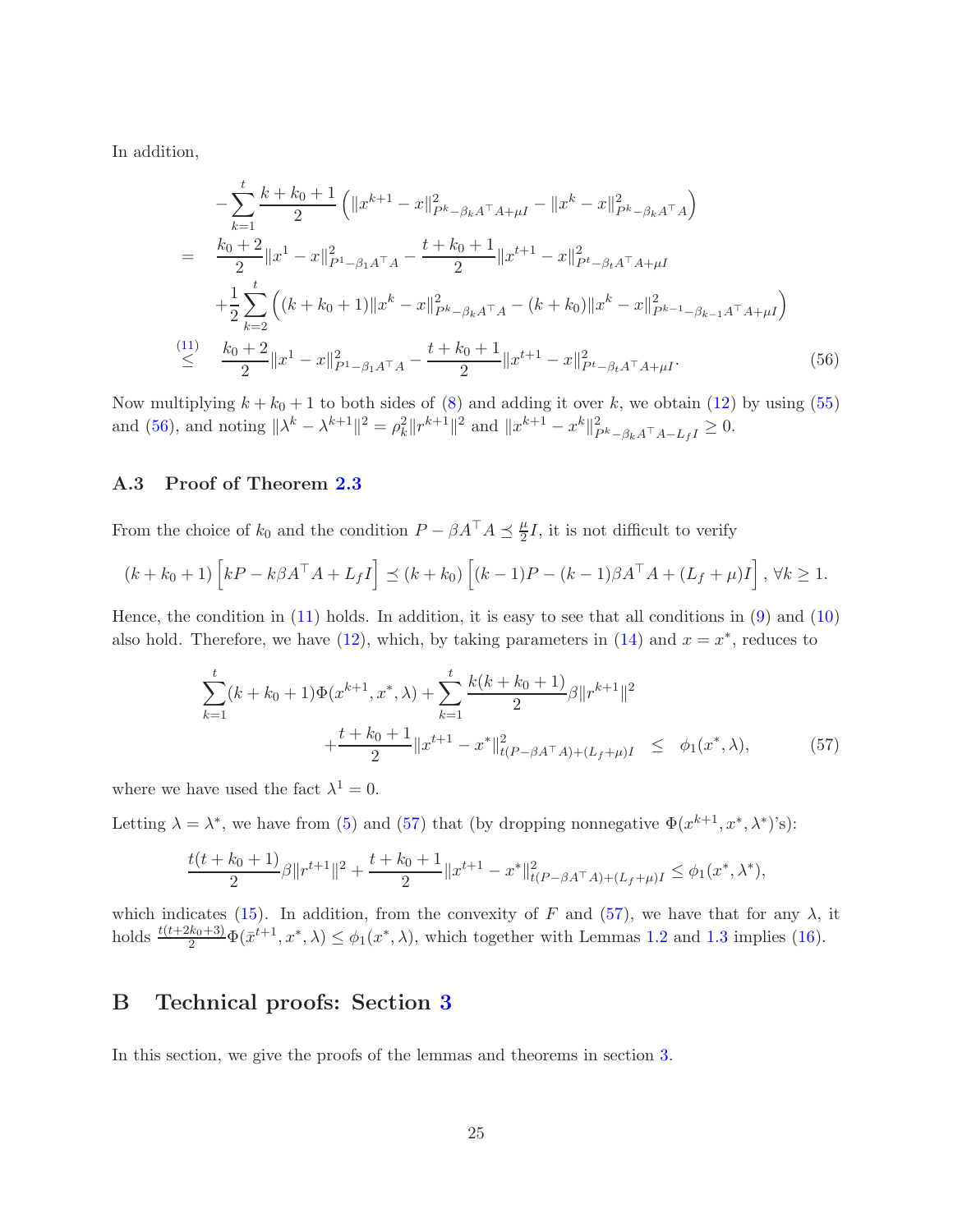In addition,

$$
\begin{aligned}
& -\sum_{k=1}^{t} \frac{k+k_0+1}{2}\left(\|x^{k+1}-x\|^2_{P^k-\beta_k A^\top A+\mu I} - \|x^k - x\|^2_{P^k-\beta_k A^\top A}\right) \\
= \quad & \frac{k_0+2}{2}\|x^1 - x\|^2_{P^1-\beta_1 A^\top A} - \frac{t+k_0+1}{2}\|x^{t+1}-x\|^2_{P^t-\beta_t A^\top A+\mu I} \\
& + \frac{1}{2}\sum_{k=2}^{t}\left((k+k_0+1)\|x^k - x\|^2_{P^k-\beta_k A^\top A} - (k+k_0)\|x^k - x\|^2_{P^{k-1}-\beta_{k-1}A^\top A+\mu I}\right) \\
\overset{(11)}{\leq} \quad & \frac{k_0+2}{2}\|x^1 - x\|^2_{P^1-\beta_1 A^\top A} - \frac{t+k_0+1}{2}\|x^{t+1}-x\|^2_{P^t-\beta_t A^\top A+\mu I}.
\end{aligned} \tag{56}
$$

Now multiplying $k+k_0+1$ to both sides of (8) and adding it over $k$, we obtain (12) by using (55) and (56), and noting $\|\lambda^k - \lambda^{k+1}\|^2 = \rho_k^2\|r^{k+1}\|^2$ and $\|x^{k+1}-x^k\|^2_{P^k-\beta_k A^\top A - L_f I} \geq 0$.

### A.3 Proof of Theorem 2.3

From the choice of $k_0$ and the condition $P - \beta A^\top A \preceq \frac{\mu}{2}I$, it is not difficult to verify

$$
(k+k_0+1)\left[kP - k\beta A^\top A + L_f I\right] \preceq (k+k_0)\left[(k-1)P - (k-1)\beta A^\top A + (L_f+\mu)I\right], \; \forall k \geq 1.
$$

Hence, the condition in (11) holds. In addition, it is easy to see that all conditions in (9) and (10) also hold. Therefore, we have (12), which, by taking parameters in (14) and $x = x^*$, reduces to

$$
\begin{aligned}
\sum_{k=1}^{t}(k+k_0+1)\Phi(x^{k+1},x^*,\lambda) + \sum_{k=1}^{t}\frac{k(k+k_0+1)}{2}\beta\|r^{k+1}\|^2 & \\
+\frac{t+k_0+1}{2}\|x^{t+1}-x^*\|^2_{t(P-\beta A^\top A)+(L_f+\mu)I} \quad & \leq \quad \phi_1(x^*,\lambda),
\end{aligned} \tag{57}
$$

where we have used the fact $\lambda^1 = 0$.

Letting $\lambda = \lambda^*$, we have from (5) and (57) that (by dropping nonnegative $\Phi(x^{k+1},x^*,\lambda^*)$'s):

$$
\frac{t(t+k_0+1)}{2}\beta\|r^{t+1}\|^2 + \frac{t+k_0+1}{2}\|x^{t+1}-x^*\|^2_{t(P-\beta A^\top A)+(L_f+\mu)I} \leq \phi_1(x^*,\lambda^*),
$$

which indicates (15). In addition, from the convexity of $F$ and (57), we have that for any $\lambda$, it holds $\frac{t(t+2k_0+3)}{2}\Phi(\bar{x}^{t+1},x^*,\lambda) \leq \phi_1(x^*,\lambda)$, which together with Lemmas 1.2 and 1.3 implies (16).

## B Technical proofs: Section 3

In this section, we give the proofs of the lemmas and theorems in section 3.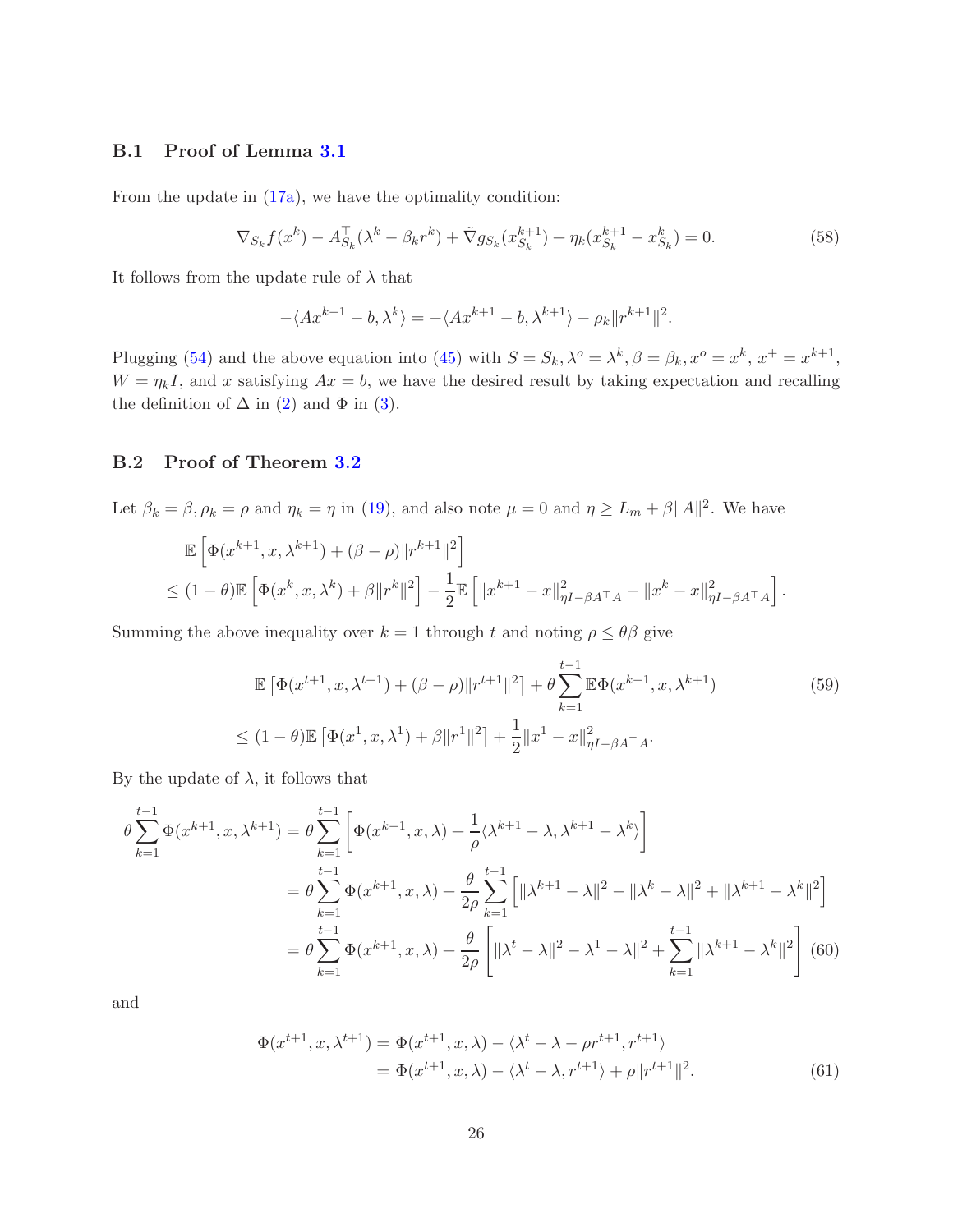### B.1 Proof of Lemma 3.1

From the update in (17a), we have the optimality condition:

$$\nabla_{S_k} f(x^k) - A_{S_k}^\top(\lambda^k - \beta_k r^k) + \tilde{\nabla} g_{S_k}(x_{S_k}^{k+1}) + \eta_k(x_{S_k}^{k+1} - x_{S_k}^k) = 0. \tag{58}$$

It follows from the update rule of $\lambda$ that

$$-\langle Ax^{k+1} - b, \lambda^k \rangle = -\langle Ax^{k+1} - b, \lambda^{k+1} \rangle - \rho_k \|r^{k+1}\|^2.$$

Plugging (54) and the above equation into (45) with $S = S_k, \lambda^o = \lambda^k, \beta = \beta_k, x^o = x^k, x^+ = x^{k+1}$, $W = \eta_k I$, and $x$ satisfying $Ax = b$, we have the desired result by taking expectation and recalling the definition of $\Delta$ in (2) and $\Phi$ in (3).

### B.2 Proof of Theorem 3.2

Let $\beta_k = \beta, \rho_k = \rho$ and $\eta_k = \eta$ in (19), and also note $\mu = 0$ and $\eta \geq L_m + \beta\|A\|^2$. We have

$$\begin{aligned}
&\mathbb{E}\left[\Phi(x^{k+1}, x, \lambda^{k+1}) + (\beta - \rho)\|r^{k+1}\|^2\right] \\
&\leq (1-\theta)\mathbb{E}\left[\Phi(x^k, x, \lambda^k) + \beta\|r^k\|^2\right] - \frac{1}{2}\mathbb{E}\left[\|x^{k+1} - x\|^2_{\eta I - \beta A^\top A} - \|x^k - x\|^2_{\eta I - \beta A^\top A}\right].
\end{aligned}$$

Summing the above inequality over $k = 1$ through $t$ and noting $\rho \leq \theta\beta$ give

$$\begin{aligned}
&\mathbb{E}\left[\Phi(x^{t+1}, x, \lambda^{t+1}) + (\beta - \rho)\|r^{t+1}\|^2\right] + \theta\sum_{k=1}^{t-1}\mathbb{E}\Phi(x^{k+1}, x, \lambda^{k+1}) \\
&\leq (1-\theta)\mathbb{E}\left[\Phi(x^1, x, \lambda^1) + \beta\|r^1\|^2\right] + \frac{1}{2}\|x^1 - x\|^2_{\eta I - \beta A^\top A}.
\end{aligned} \tag{59}$$

By the update of $\lambda$, it follows that

$$\begin{aligned}
\theta\sum_{k=1}^{t-1}\Phi(x^{k+1}, x, \lambda^{k+1}) &= \theta\sum_{k=1}^{t-1}\left[\Phi(x^{k+1}, x, \lambda) + \frac{1}{\rho}\langle \lambda^{k+1} - \lambda, \lambda^{k+1} - \lambda^k\rangle\right] \\
&= \theta\sum_{k=1}^{t-1}\Phi(x^{k+1}, x, \lambda) + \frac{\theta}{2\rho}\sum_{k=1}^{t-1}\left[\|\lambda^{k+1} - \lambda\|^2 - \|\lambda^k - \lambda\|^2 + \|\lambda^{k+1} - \lambda^k\|^2\right] \\
&= \theta\sum_{k=1}^{t-1}\Phi(x^{k+1}, x, \lambda) + \frac{\theta}{2\rho}\left[\|\lambda^t - \lambda\|^2 - \lambda^1 - \lambda\|^2 + \sum_{k=1}^{t-1}\|\lambda^{k+1} - \lambda^k\|^2\right]
\end{aligned} \tag{60}$$

and

$$\begin{aligned}
\Phi(x^{t+1}, x, \lambda^{t+1}) &= \Phi(x^{t+1}, x, \lambda) - \langle \lambda^t - \lambda - \rho r^{t+1}, r^{t+1}\rangle \\
&= \Phi(x^{t+1}, x, \lambda) - \langle \lambda^t - \lambda, r^{t+1}\rangle + \rho\|r^{t+1}\|^2.
\end{aligned} \tag{61}$$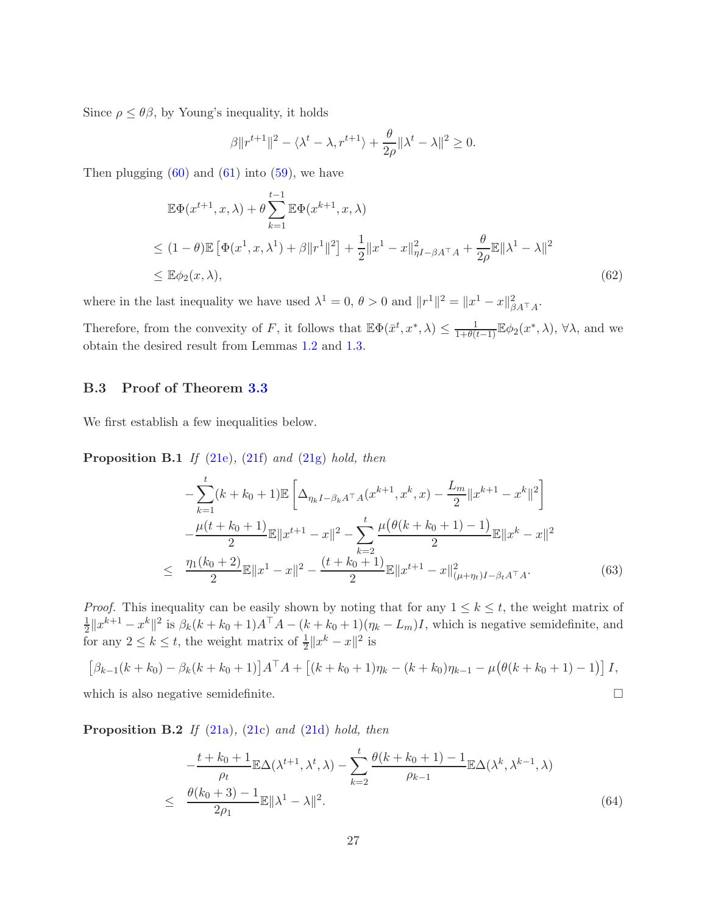Since $\rho \le \theta\beta$, by Young's inequality, it holds

$$\beta\|r^{t+1}\|^2 - \langle \lambda^t - \lambda, r^{t+1}\rangle + \frac{\theta}{2\rho}\|\lambda^t - \lambda\|^2 \ge 0.$$

Then plugging (60) and (61) into (59), we have

$$\begin{aligned}
&\mathbb{E}\Phi(x^{t+1}, x, \lambda) + \theta\sum_{k=1}^{t-1}\mathbb{E}\Phi(x^{k+1}, x, \lambda) \\
&\le (1-\theta)\mathbb{E}\left[\Phi(x^1, x, \lambda^1) + \beta\|r^1\|^2\right] + \frac{1}{2}\|x^1 - x\|^2_{\eta I - \beta A^\top A} + \frac{\theta}{2\rho}\mathbb{E}\|\lambda^1 - \lambda\|^2 \\
&\le \mathbb{E}\phi_2(x, \lambda),
\end{aligned} \tag{62}$$

where in the last inequality we have used $\lambda^1 = 0$, $\theta > 0$ and $\|r^1\|^2 = \|x^1 - x\|^2_{\beta A^\top A}$.

Therefore, from the convexity of $F$, it follows that $\mathbb{E}\Phi(\bar{x}^t, x^*, \lambda) \le \frac{1}{1+\theta(t-1)}\mathbb{E}\phi_2(x^*, \lambda)$, $\forall \lambda$, and we obtain the desired result from Lemmas 1.2 and 1.3.

### B.3 Proof of Theorem 3.3

We first establish a few inequalities below.

**Proposition B.1** *If (21e), (21f) and (21g) hold, then*

$$\begin{aligned}
&-\sum_{k=1}^{t}(k+k_0+1)\mathbb{E}\left[\Delta_{\eta_k I - \beta_k A^\top A}(x^{k+1}, x^k, x) - \frac{L_m}{2}\|x^{k+1} - x^k\|^2\right] \\
&-\frac{\mu(t+k_0+1)}{2}\mathbb{E}\|x^{t+1} - x\|^2 - \sum_{k=2}^{t}\frac{\mu\big(\theta(k+k_0+1) - 1\big)}{2}\mathbb{E}\|x^k - x\|^2 \\
\le\ & \frac{\eta_1(k_0+2)}{2}\mathbb{E}\|x^1 - x\|^2 - \frac{(t+k_0+1)}{2}\mathbb{E}\|x^{t+1} - x\|^2_{(\mu+\eta_t)I - \beta_t A^\top A}.
\end{aligned} \tag{63}$$

*Proof.* This inequality can be easily shown by noting that for any $1 \le k \le t$, the weight matrix of $\frac{1}{2}\|x^{k+1} - x^k\|^2$ is $\beta_k(k+k_0+1)A^\top A - (k+k_0+1)(\eta_k - L_m)I$, which is negative semidefinite, and for any $2 \le k \le t$, the weight matrix of $\frac{1}{2}\|x^k - x\|^2$ is

$$\left[\beta_{k-1}(k+k_0) - \beta_k(k+k_0+1)\right]A^\top A + \left[(k+k_0+1)\eta_k - (k+k_0)\eta_{k-1} - \mu\big(\theta(k+k_0+1) - 1\big)\right]I,$$

which is also negative semidefinite. $\square$

**Proposition B.2** *If (21a), (21c) and (21d) hold, then*

$$\begin{aligned}
&-\frac{t+k_0+1}{\rho_t}\mathbb{E}\Delta(\lambda^{t+1}, \lambda^t, \lambda) - \sum_{k=2}^{t}\frac{\theta(k+k_0+1) - 1}{\rho_{k-1}}\mathbb{E}\Delta(\lambda^k, \lambda^{k-1}, \lambda) \\
\le\ & \frac{\theta(k_0+3) - 1}{2\rho_1}\mathbb{E}\|\lambda^1 - \lambda\|^2.
\end{aligned} \tag{64}$$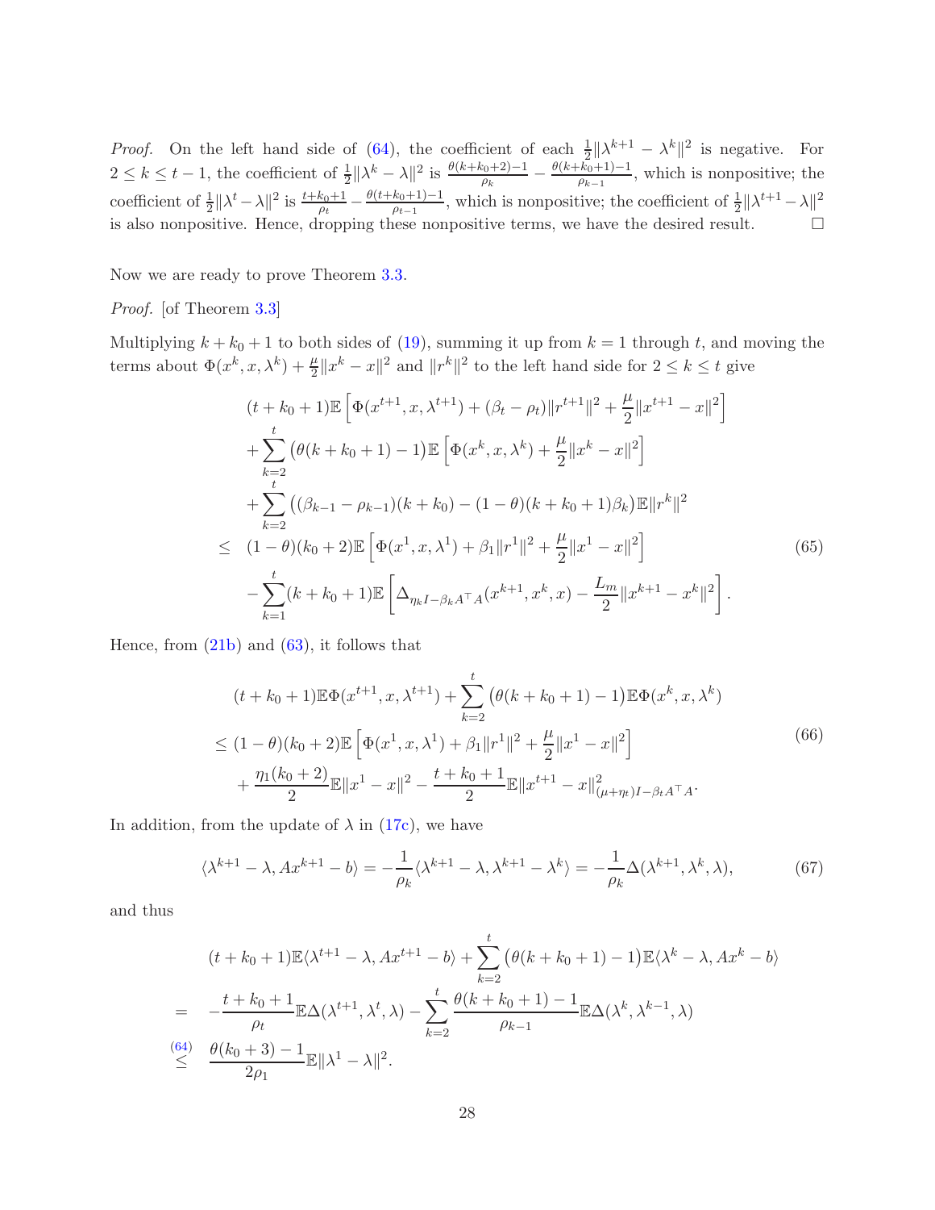*Proof.* On the left hand side of (64), the coefficient of each $\frac{1}{2}\|\lambda^{k+1} - \lambda^k\|^2$ is negative. For $2 \le k \le t-1$, the coefficient of $\frac{1}{2}\|\lambda^k - \lambda\|^2$ is $\frac{\theta(k+k_0+2)-1}{\rho_k} - \frac{\theta(k+k_0+1)-1}{\rho_{k-1}}$, which is nonpositive; the coefficient of $\frac{1}{2}\|\lambda^t - \lambda\|^2$ is $\frac{t+k_0+1}{\rho_t} - \frac{\theta(t+k_0+1)-1}{\rho_{t-1}}$, which is nonpositive; the coefficient of $\frac{1}{2}\|\lambda^{t+1} - \lambda\|^2$ is also nonpositive. Hence, dropping these nonpositive terms, we have the desired result. □

Now we are ready to prove Theorem 3.3.

*Proof.* [of Theorem 3.3]

Multiplying $k + k_0 + 1$ to both sides of (19), summing it up from $k = 1$ through $t$, and moving the terms about $\Phi(x^k, x, \lambda^k) + \frac{\mu}{2}\|x^k - x\|^2$ and $\|r^k\|^2$ to the left hand side for $2 \le k \le t$ give

$$
\begin{aligned}
& (t+k_0+1)\mathbb{E}\left[\Phi(x^{t+1}, x, \lambda^{t+1}) + (\beta_t - \rho_t)\|r^{t+1}\|^2 + \frac{\mu}{2}\|x^{t+1} - x\|^2\right] \\
& + \sum_{k=2}^{t}\big(\theta(k+k_0+1) - 1\big)\mathbb{E}\left[\Phi(x^k, x, \lambda^k) + \frac{\mu}{2}\|x^k - x\|^2\right] \\
& + \sum_{k=2}^{t}\big((\beta_{k-1} - \rho_{k-1})(k+k_0) - (1-\theta)(k+k_0+1)\beta_k\big)\mathbb{E}\|r^k\|^2 \\
\le\ & (1-\theta)(k_0+2)\mathbb{E}\left[\Phi(x^1, x, \lambda^1) + \beta_1\|r^1\|^2 + \frac{\mu}{2}\|x^1 - x\|^2\right] \\
& - \sum_{k=1}^{t}(k+k_0+1)\mathbb{E}\left[\Delta_{\eta_k I - \beta_k A^\top A}(x^{k+1}, x^k, x) - \frac{L_m}{2}\|x^{k+1} - x^k\|^2\right].
\end{aligned}
\tag{65}
$$

Hence, from (21b) and (63), it follows that

$$
\begin{aligned}
& (t+k_0+1)\mathbb{E}\Phi(x^{t+1}, x, \lambda^{t+1}) + \sum_{k=2}^{t}\big(\theta(k+k_0+1) - 1\big)\mathbb{E}\Phi(x^k, x, \lambda^k) \\
\le\ & (1-\theta)(k_0+2)\mathbb{E}\left[\Phi(x^1, x, \lambda^1) + \beta_1\|r^1\|^2 + \frac{\mu}{2}\|x^1 - x\|^2\right] \\
& + \frac{\eta_1(k_0+2)}{2}\mathbb{E}\|x^1 - x\|^2 - \frac{t+k_0+1}{2}\mathbb{E}\|x^{t+1} - x\|^2_{(\mu+\eta_t)I - \beta_t A^\top A}.
\end{aligned}
\tag{66}
$$

In addition, from the update of $\lambda$ in (17c), we have

$$
\langle \lambda^{k+1} - \lambda, Ax^{k+1} - b\rangle = -\frac{1}{\rho_k}\langle \lambda^{k+1} - \lambda, \lambda^{k+1} - \lambda^k\rangle = -\frac{1}{\rho_k}\Delta(\lambda^{k+1}, \lambda^k, \lambda),
\tag{67}
$$

and thus

$$
\begin{aligned}
& (t+k_0+1)\mathbb{E}\langle \lambda^{t+1} - \lambda, Ax^{t+1} - b\rangle + \sum_{k=2}^{t}\big(\theta(k+k_0+1) - 1\big)\mathbb{E}\langle \lambda^k - \lambda, Ax^k - b\rangle \\
=\ & -\frac{t+k_0+1}{\rho_t}\mathbb{E}\Delta(\lambda^{t+1}, \lambda^t, \lambda) - \sum_{k=2}^{t}\frac{\theta(k+k_0+1) - 1}{\rho_{k-1}}\mathbb{E}\Delta(\lambda^k, \lambda^{k-1}, \lambda) \\
\overset{(64)}{\le}\ & \frac{\theta(k_0+3) - 1}{2\rho_1}\mathbb{E}\|\lambda^1 - \lambda\|^2.
\end{aligned}
$$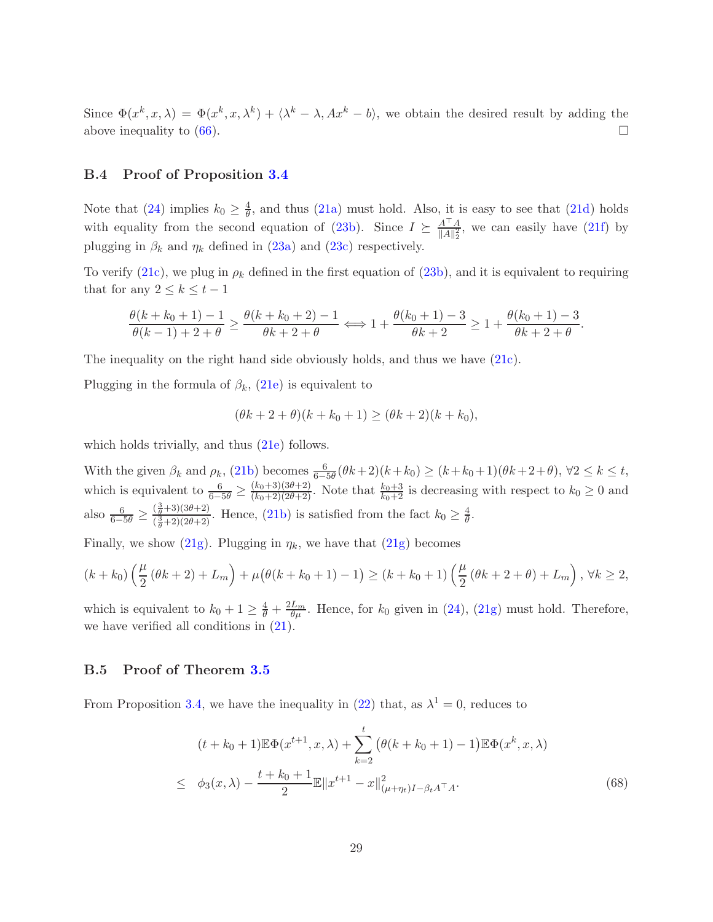Since $\Phi(x^k, x, \lambda) = \Phi(x^k, x, \lambda^k) + \langle \lambda^k - \lambda, Ax^k - b\rangle$, we obtain the desired result by adding the above inequality to (66). $\square$

### B.4 Proof of Proposition 3.4

Note that (24) implies $k_0 \geq \frac{4}{\theta}$, and thus (21a) must hold. Also, it is easy to see that (21d) holds with equality from the second equation of (23b). Since $I \succeq \frac{A^\top A}{\|A\|_2^2}$, we can easily have (21f) by plugging in $\beta_k$ and $\eta_k$ defined in (23a) and (23c) respectively.

To verify (21c), we plug in $\rho_k$ defined in the first equation of (23b), and it is equivalent to requiring that for any $2 \leq k \leq t-1$

$$\frac{\theta(k+k_0+1)-1}{\theta(k-1)+2+\theta} \geq \frac{\theta(k+k_0+2)-1}{\theta k+2+\theta} \Longleftrightarrow 1 + \frac{\theta(k_0+1)-3}{\theta k+2} \geq 1 + \frac{\theta(k_0+1)-3}{\theta k+2+\theta}.$$

The inequality on the right hand side obviously holds, and thus we have (21c).

Plugging in the formula of $\beta_k$, (21e) is equivalent to

$$(\theta k + 2 + \theta)(k + k_0 + 1) \geq (\theta k + 2)(k + k_0),$$

which holds trivially, and thus (21e) follows.

With the given $\beta_k$ and $\rho_k$, (21b) becomes $\frac{6}{6-5\theta}(\theta k+2)(k+k_0) \geq (k+k_0+1)(\theta k+2+\theta)$, $\forall 2 \leq k \leq t$, which is equivalent to $\frac{6}{6-5\theta} \geq \frac{(k_0+3)(3\theta+2)}{(k_0+2)(2\theta+2)}$. Note that $\frac{k_0+3}{k_0+2}$ is decreasing with respect to $k_0 \geq 0$ and also $\frac{6}{6-5\theta} \geq \frac{(\frac{3}{\theta}+3)(3\theta+2)}{(\frac{3}{\theta}+2)(2\theta+2)}$. Hence, (21b) is satisfied from the fact $k_0 \geq \frac{4}{\theta}$.

Finally, we show (21g). Plugging in $\eta_k$, we have that (21g) becomes

$$(k+k_0)\left(\frac{\mu}{2}(\theta k+2) + L_m\right) + \mu\big(\theta(k+k_0+1)-1\big) \geq (k+k_0+1)\left(\frac{\mu}{2}(\theta k+2+\theta) + L_m\right), \forall k \geq 2,$$

which is equivalent to $k_0 + 1 \geq \frac{4}{\theta} + \frac{2L_m}{\theta\mu}$. Hence, for $k_0$ given in (24), (21g) must hold. Therefore, we have verified all conditions in (21).

### B.5 Proof of Theorem 3.5

From Proposition 3.4, we have the inequality in (22) that, as $\lambda^1 = 0$, reduces to

$$\begin{aligned}
&(t+k_0+1)\mathbb{E}\Phi(x^{t+1}, x, \lambda) + \sum_{k=2}^{t}\big(\theta(k+k_0+1)-1\big)\mathbb{E}\Phi(x^k, x, \lambda) \\
\leq\ & \phi_3(x, \lambda) - \frac{t+k_0+1}{2}\mathbb{E}\|x^{t+1} - x\|^2_{(\mu+\eta_t)I - \beta_t A^\top A}.
\end{aligned} \tag{68}$$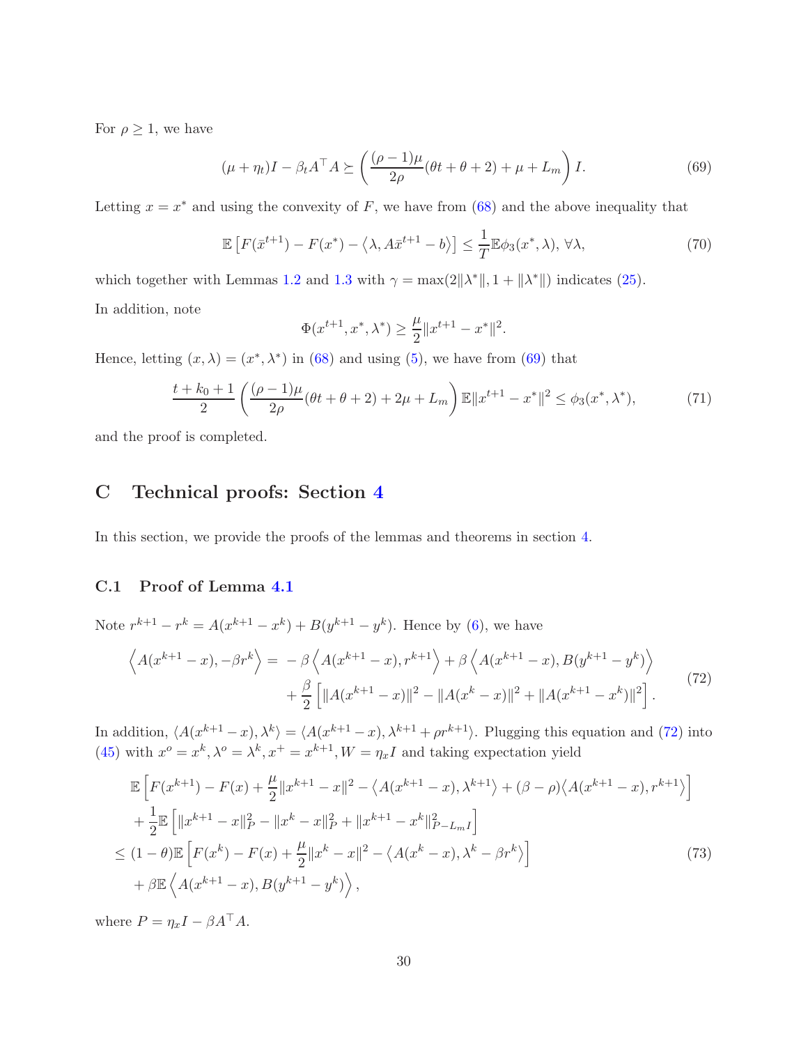For $\rho \geq 1$, we have

$$(\mu + \eta_t)I - \beta_t A^\top A \succeq \left( \frac{(\rho-1)\mu}{2\rho}(\theta t + \theta + 2) + \mu + L_m \right) I. \tag{69}$$

Letting $x = x^*$ and using the convexity of $F$, we have from (68) and the above inequality that

$$\mathbb{E}\left[F(\bar{x}^{t+1}) - F(x^*) - \left\langle \lambda, A\bar{x}^{t+1} - b \right\rangle\right] \leq \frac{1}{T}\mathbb{E}\phi_3(x^*, \lambda),\ \forall \lambda, \tag{70}$$

which together with Lemmas 1.2 and 1.3 with $\gamma = \max(2\|\lambda^*\|, 1 + \|\lambda^*\|)$ indicates (25).

In addition, note

$$\Phi(x^{t+1}, x^*, \lambda^*) \geq \frac{\mu}{2}\|x^{t+1} - x^*\|^2.$$

Hence, letting $(x, \lambda) = (x^*, \lambda^*)$ in (68) and using (5), we have from (69) that

$$\frac{t + k_0 + 1}{2}\left( \frac{(\rho - 1)\mu}{2\rho}(\theta t + \theta + 2) + 2\mu + L_m \right) \mathbb{E}\|x^{t+1} - x^*\|^2 \leq \phi_3(x^*, \lambda^*), \tag{71}$$

and the proof is completed.

# C Technical proofs: Section 4

In this section, we provide the proofs of the lemmas and theorems in section 4.

## C.1 Proof of Lemma 4.1

Note $r^{k+1} - r^k = A(x^{k+1} - x^k) + B(y^{k+1} - y^k)$. Hence by (6), we have

$$\begin{aligned}
\left\langle A(x^{k+1} - x), -\beta r^k \right\rangle = & -\beta \left\langle A(x^{k+1} - x), r^{k+1} \right\rangle + \beta \left\langle A(x^{k+1} - x), B(y^{k+1} - y^k) \right\rangle \\
& + \frac{\beta}{2}\left[ \|A(x^{k+1} - x)\|^2 - \|A(x^k - x)\|^2 + \|A(x^{k+1} - x^k)\|^2 \right].
\end{aligned} \tag{72}$$

In addition, $\langle A(x^{k+1} - x), \lambda^k \rangle = \langle A(x^{k+1} - x), \lambda^{k+1} + \rho r^{k+1} \rangle$. Plugging this equation and (72) into (45) with $x^o = x^k, \lambda^o = \lambda^k, x^+ = x^{k+1}, W = \eta_x I$ and taking expectation yield

$$\begin{aligned}
& \mathbb{E}\left[ F(x^{k+1}) - F(x) + \frac{\mu}{2}\|x^{k+1} - x\|^2 - \left\langle A(x^{k+1} - x), \lambda^{k+1} \right\rangle + (\beta - \rho)\left\langle A(x^{k+1} - x), r^{k+1} \right\rangle \right] \\
& + \frac{1}{2}\mathbb{E}\left[ \|x^{k+1} - x\|_P^2 - \|x^k - x\|_P^2 + \|x^{k+1} - x^k\|_{P - L_m I}^2 \right] \\
\leq\ & (1 - \theta)\mathbb{E}\left[ F(x^k) - F(x) + \frac{\mu}{2}\|x^k - x\|^2 - \left\langle A(x^k - x), \lambda^k - \beta r^k \right\rangle \right] \\
& + \beta \mathbb{E}\left\langle A(x^{k+1} - x), B(y^{k+1} - y^k) \right\rangle,
\end{aligned} \tag{73}$$

where $P = \eta_x I - \beta A^\top A$.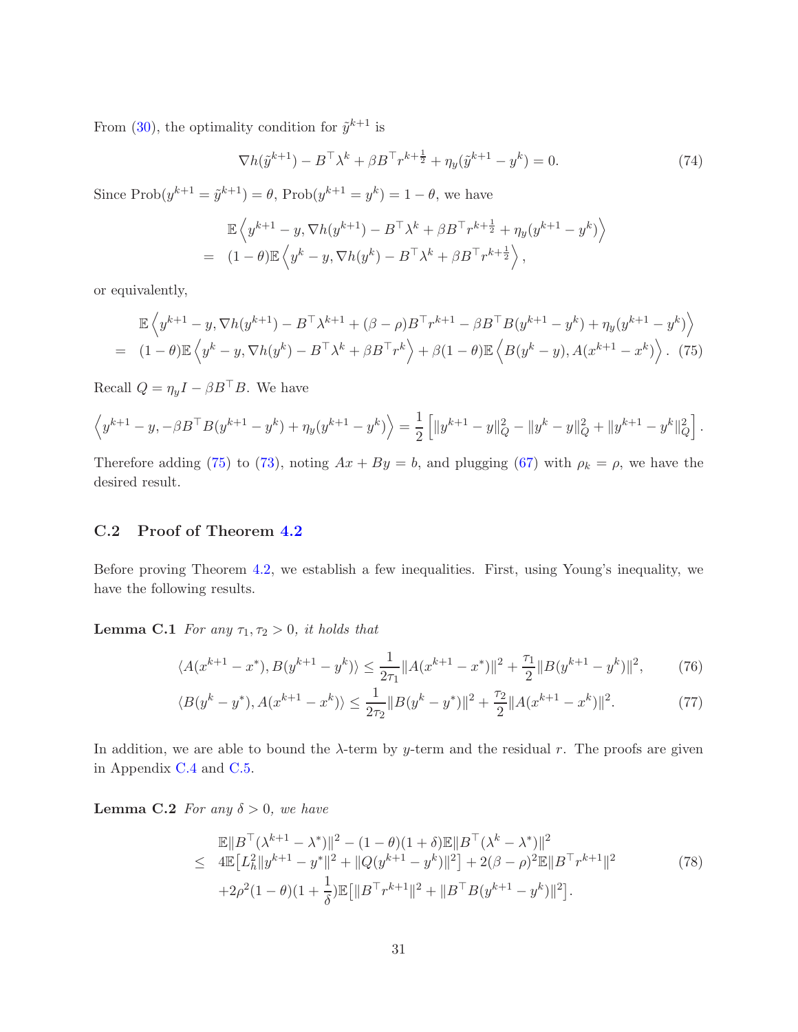From (30), the optimality condition for $\tilde{y}^{k+1}$ is

$$\nabla h(\tilde{y}^{k+1}) - B^\top \lambda^k + \beta B^\top r^{k+\frac{1}{2}} + \eta_y(\tilde{y}^{k+1} - y^k) = 0. \tag{74}$$

Since $\text{Prob}(y^{k+1} = \tilde{y}^{k+1}) = \theta$, $\text{Prob}(y^{k+1} = y^k) = 1 - \theta$, we have

$$\begin{aligned}
& \mathbb{E}\left\langle y^{k+1} - y, \nabla h(y^{k+1}) - B^\top \lambda^k + \beta B^\top r^{k+\frac{1}{2}} + \eta_y(y^{k+1} - y^k)\right\rangle \\
= \;& (1-\theta)\mathbb{E}\left\langle y^k - y, \nabla h(y^k) - B^\top \lambda^k + \beta B^\top r^{k+\frac{1}{2}}\right\rangle,
\end{aligned}$$

or equivalently,

$$\begin{aligned}
& \mathbb{E}\left\langle y^{k+1} - y, \nabla h(y^{k+1}) - B^\top \lambda^{k+1} + (\beta - \rho) B^\top r^{k+1} - \beta B^\top B(y^{k+1} - y^k) + \eta_y(y^{k+1} - y^k)\right\rangle \\
= \;& (1-\theta)\mathbb{E}\left\langle y^k - y, \nabla h(y^k) - B^\top \lambda^k + \beta B^\top r^k\right\rangle + \beta(1-\theta)\mathbb{E}\left\langle B(y^k - y), A(x^{k+1} - x^k)\right\rangle. \quad (75)
\end{aligned}$$

Recall $Q = \eta_y I - \beta B^\top B$. We have

$$\left\langle y^{k+1} - y, -\beta B^\top B(y^{k+1} - y^k) + \eta_y(y^{k+1} - y^k)\right\rangle = \frac{1}{2}\left[\|y^{k+1} - y\|_Q^2 - \|y^k - y\|_Q^2 + \|y^{k+1} - y^k\|_Q^2\right].$$

Therefore adding (75) to (73), noting $Ax + By = b$, and plugging (67) with $\rho_k = \rho$, we have the desired result.

## C.2 Proof of Theorem 4.2

Before proving Theorem 4.2, we establish a few inequalities. First, using Young's inequality, we have the following results.

**Lemma C.1** *For any $\tau_1, \tau_2 > 0$, it holds that*

$$\langle A(x^{k+1} - x^*), B(y^{k+1} - y^k)\rangle \leq \frac{1}{2\tau_1}\|A(x^{k+1} - x^*)\|^2 + \frac{\tau_1}{2}\|B(y^{k+1} - y^k)\|^2, \tag{76}$$

$$\langle B(y^k - y^*), A(x^{k+1} - x^k)\rangle \leq \frac{1}{2\tau_2}\|B(y^k - y^*)\|^2 + \frac{\tau_2}{2}\|A(x^{k+1} - x^k)\|^2. \tag{77}$$

In addition, we are able to bound the $\lambda$-term by $y$-term and the residual $r$. The proofs are given in Appendix C.4 and C.5.

**Lemma C.2** *For any $\delta > 0$, we have*

$$\begin{aligned}
& \mathbb{E}\|B^\top(\lambda^{k+1} - \lambda^*)\|^2 - (1-\theta)(1+\delta)\mathbb{E}\|B^\top(\lambda^k - \lambda^*)\|^2 \\
\leq \;& 4\mathbb{E}\big[L_h^2\|y^{k+1} - y^*\|^2 + \|Q(y^{k+1} - y^k)\|^2\big] + 2(\beta - \rho)^2\mathbb{E}\|B^\top r^{k+1}\|^2 \\
& + 2\rho^2(1-\theta)(1 + \frac{1}{\delta})\mathbb{E}\big[\|B^\top r^{k+1}\|^2 + \|B^\top B(y^{k+1} - y^k)\|^2\big].
\end{aligned} \tag{78}$$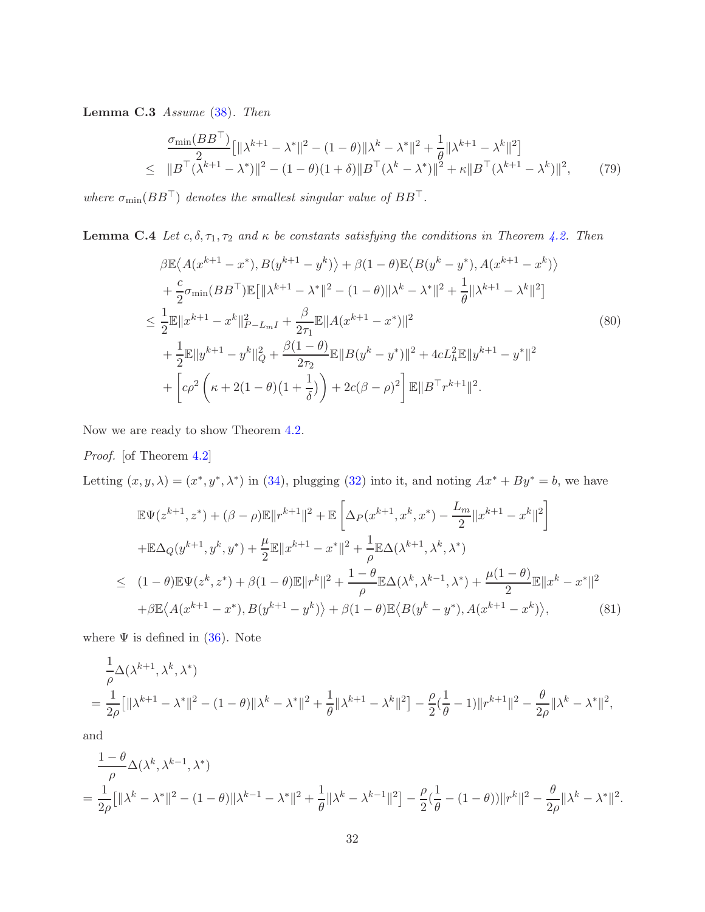**Lemma C.3** *Assume* (38). *Then*

$$
\begin{aligned}
& \frac{\sigma_{\min}(BB^\top)}{2}\big[\|\lambda^{k+1}-\lambda^*\|^2-(1-\theta)\|\lambda^k-\lambda^*\|^2+\frac{1}{\theta}\|\lambda^{k+1}-\lambda^k\|^2\big] \\
\leq\ & \|B^\top(\lambda^{k+1}-\lambda^*)\|^2-(1-\theta)(1+\delta)\|B^\top(\lambda^k-\lambda^*)\|^2+\kappa\|B^\top(\lambda^{k+1}-\lambda^k)\|^2, \qquad (79)
\end{aligned}
$$

*where* $\sigma_{\min}(BB^\top)$ *denotes the smallest singular value of* $BB^\top$.

**Lemma C.4** *Let* $c,\delta,\tau_1,\tau_2$ *and* $\kappa$ *be constants satisfying the conditions in Theorem 4.2. Then*

$$
\begin{aligned}
& \beta\mathbb{E}\big\langle A(x^{k+1}-x^*),B(y^{k+1}-y^k)\big\rangle+\beta(1-\theta)\mathbb{E}\big\langle B(y^k-y^*),A(x^{k+1}-x^k)\big\rangle \\
& +\frac{c}{2}\sigma_{\min}(BB^\top)\mathbb{E}\big[\|\lambda^{k+1}-\lambda^*\|^2-(1-\theta)\|\lambda^k-\lambda^*\|^2+\frac{1}{\theta}\|\lambda^{k+1}-\lambda^k\|^2\big] \\
\leq\ & \frac{1}{2}\mathbb{E}\|x^{k+1}-x^k\|^2_{P-L_mI}+\frac{\beta}{2\tau_1}\mathbb{E}\|A(x^{k+1}-x^*)\|^2 \qquad (80)\\
& +\frac{1}{2}\mathbb{E}\|y^{k+1}-y^k\|^2_Q+\frac{\beta(1-\theta)}{2\tau_2}\mathbb{E}\|B(y^k-y^*)\|^2+4cL_h^2\mathbb{E}\|y^{k+1}-y^*\|^2 \\
& +\left[c\rho^2\left(\kappa+2(1-\theta)\big(1+\frac{1}{\delta}\big)\right)+2c(\beta-\rho)^2\right]\mathbb{E}\|B^\top r^{k+1}\|^2.
\end{aligned}
$$

Now we are ready to show Theorem 4.2.

*Proof.* [of Theorem 4.2]

Letting $(x,y,\lambda)=(x^*,y^*,\lambda^*)$ in (34), plugging (32) into it, and noting $Ax^*+By^*=b$, we have

$$
\begin{aligned}
& \mathbb{E}\Psi(z^{k+1},z^*)+(\beta-\rho)\mathbb{E}\|r^{k+1}\|^2+\mathbb{E}\left[\Delta_P(x^{k+1},x^k,x^*)-\frac{L_m}{2}\|x^{k+1}-x^k\|^2\right] \\
& +\mathbb{E}\Delta_Q(y^{k+1},y^k,y^*)+\frac{\mu}{2}\mathbb{E}\|x^{k+1}-x^*\|^2+\frac{1}{\rho}\mathbb{E}\Delta(\lambda^{k+1},\lambda^k,\lambda^*) \\
\leq\ & (1-\theta)\mathbb{E}\Psi(z^k,z^*)+\beta(1-\theta)\mathbb{E}\|r^k\|^2+\frac{1-\theta}{\rho}\mathbb{E}\Delta(\lambda^k,\lambda^{k-1},\lambda^*)+\frac{\mu(1-\theta)}{2}\mathbb{E}\|x^k-x^*\|^2 \\
& +\beta\mathbb{E}\big\langle A(x^{k+1}-x^*),B(y^{k+1}-y^k)\big\rangle+\beta(1-\theta)\mathbb{E}\big\langle B(y^k-y^*),A(x^{k+1}-x^k)\big\rangle, \qquad (81)
\end{aligned}
$$

where $\Psi$ is defined in (36). Note

$$
\begin{aligned}
& \frac{1}{\rho}\Delta(\lambda^{k+1},\lambda^k,\lambda^*) \\
=\ & \frac{1}{2\rho}\big[\|\lambda^{k+1}-\lambda^*\|^2-(1-\theta)\|\lambda^k-\lambda^*\|^2+\frac{1}{\theta}\|\lambda^{k+1}-\lambda^k\|^2\big]-\frac{\rho}{2}(\frac{1}{\theta}-1)\|r^{k+1}\|^2-\frac{\theta}{2\rho}\|\lambda^k-\lambda^*\|^2,
\end{aligned}
$$

and

$$
\begin{aligned}
& \frac{1-\theta}{\rho}\Delta(\lambda^k,\lambda^{k-1},\lambda^*) \\
=\ & \frac{1}{2\rho}\big[\|\lambda^k-\lambda^*\|^2-(1-\theta)\|\lambda^{k-1}-\lambda^*\|^2+\frac{1}{\theta}\|\lambda^k-\lambda^{k-1}\|^2\big]-\frac{\rho}{2}(\frac{1}{\theta}-(1-\theta))\|r^k\|^2-\frac{\theta}{2\rho}\|\lambda^k-\lambda^*\|^2.
\end{aligned}
$$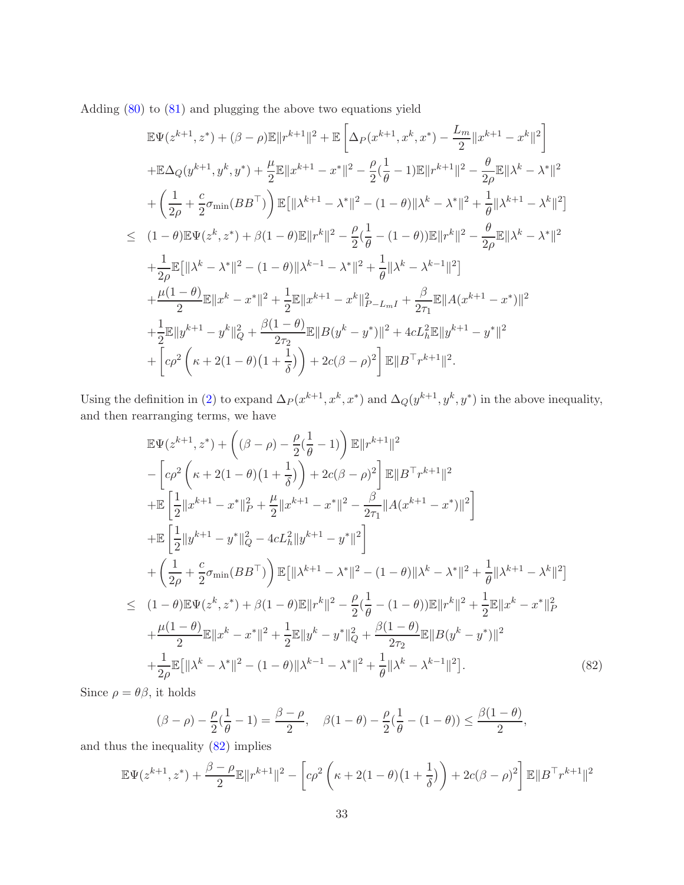Adding (80) to (81) and plugging the above two equations yield

$$
\begin{aligned}
& \mathbb{E}\Psi(z^{k+1}, z^*) + (\beta - \rho)\mathbb{E}\|r^{k+1}\|^2 + \mathbb{E}\left[\Delta_P(x^{k+1}, x^k, x^*) - \frac{L_m}{2}\|x^{k+1} - x^k\|^2\right] \\
& + \mathbb{E}\Delta_Q(y^{k+1}, y^k, y^*) + \frac{\mu}{2}\mathbb{E}\|x^{k+1} - x^*\|^2 - \frac{\rho}{2}(\frac{1}{\theta} - 1)\mathbb{E}\|r^{k+1}\|^2 - \frac{\theta}{2\rho}\mathbb{E}\|\lambda^k - \lambda^*\|^2 \\
& + \left(\frac{1}{2\rho} + \frac{c}{2}\sigma_{\min}(BB^\top)\right)\mathbb{E}\big[\|\lambda^{k+1} - \lambda^*\|^2 - (1-\theta)\|\lambda^k - \lambda^*\|^2 + \frac{1}{\theta}\|\lambda^{k+1} - \lambda^k\|^2\big] \\
\leq \; & (1-\theta)\mathbb{E}\Psi(z^k, z^*) + \beta(1-\theta)\mathbb{E}\|r^k\|^2 - \frac{\rho}{2}(\frac{1}{\theta} - (1-\theta))\mathbb{E}\|r^k\|^2 - \frac{\theta}{2\rho}\mathbb{E}\|\lambda^k - \lambda^*\|^2 \\
& + \frac{1}{2\rho}\mathbb{E}\big[\|\lambda^k - \lambda^*\|^2 - (1-\theta)\|\lambda^{k-1} - \lambda^*\|^2 + \frac{1}{\theta}\|\lambda^k - \lambda^{k-1}\|^2\big] \\
& + \frac{\mu(1-\theta)}{2}\mathbb{E}\|x^k - x^*\|^2 + \frac{1}{2}\mathbb{E}\|x^{k+1} - x^k\|^2_{P - L_m I} + \frac{\beta}{2\tau_1}\mathbb{E}\|A(x^{k+1} - x^*)\|^2 \\
& + \frac{1}{2}\mathbb{E}\|y^{k+1} - y^k\|^2_Q + \frac{\beta(1-\theta)}{2\tau_2}\mathbb{E}\|B(y^k - y^*)\|^2 + 4cL_h^2\mathbb{E}\|y^{k+1} - y^*\|^2 \\
& + \left[c\rho^2\left(\kappa + 2(1-\theta)\big(1 + \frac{1}{\delta}\big)\right) + 2c(\beta - \rho)^2\right]\mathbb{E}\|B^\top r^{k+1}\|^2.
\end{aligned}
$$

Using the definition in (2) to expand $\Delta_P(x^{k+1}, x^k, x^*)$ and $\Delta_Q(y^{k+1}, y^k, y^*)$ in the above inequality, and then rearranging terms, we have

$$
\begin{aligned}
& \mathbb{E}\Psi(z^{k+1}, z^*) + \left((\beta - \rho) - \frac{\rho}{2}(\frac{1}{\theta} - 1)\right)\mathbb{E}\|r^{k+1}\|^2 \\
& - \left[c\rho^2\left(\kappa + 2(1-\theta)\big(1 + \frac{1}{\delta}\big)\right) + 2c(\beta - \rho)^2\right]\mathbb{E}\|B^\top r^{k+1}\|^2 \\
& + \mathbb{E}\left[\frac{1}{2}\|x^{k+1} - x^*\|^2_P + \frac{\mu}{2}\|x^{k+1} - x^*\|^2 - \frac{\beta}{2\tau_1}\|A(x^{k+1} - x^*)\|^2\right] \\
& + \mathbb{E}\left[\frac{1}{2}\|y^{k+1} - y^*\|^2_Q - 4cL_h^2\|y^{k+1} - y^*\|^2\right] \\
& + \left(\frac{1}{2\rho} + \frac{c}{2}\sigma_{\min}(BB^\top)\right)\mathbb{E}\big[\|\lambda^{k+1} - \lambda^*\|^2 - (1-\theta)\|\lambda^k - \lambda^*\|^2 + \frac{1}{\theta}\|\lambda^{k+1} - \lambda^k\|^2\big] \\
\leq \; & (1-\theta)\mathbb{E}\Psi(z^k, z^*) + \beta(1-\theta)\mathbb{E}\|r^k\|^2 - \frac{\rho}{2}(\frac{1}{\theta} - (1-\theta))\mathbb{E}\|r^k\|^2 + \frac{1}{2}\mathbb{E}\|x^k - x^*\|^2_P \\
& + \frac{\mu(1-\theta)}{2}\mathbb{E}\|x^k - x^*\|^2 + \frac{1}{2}\mathbb{E}\|y^k - y^*\|^2_Q + \frac{\beta(1-\theta)}{2\tau_2}\mathbb{E}\|B(y^k - y^*)\|^2 \\
& + \frac{1}{2\rho}\mathbb{E}\big[\|\lambda^k - \lambda^*\|^2 - (1-\theta)\|\lambda^{k-1} - \lambda^*\|^2 + \frac{1}{\theta}\|\lambda^k - \lambda^{k-1}\|^2\big]. 
\end{aligned} \tag{82}
$$

Since $\rho = \theta\beta$, it holds

$$
(\beta - \rho) - \frac{\rho}{2}(\frac{1}{\theta} - 1) = \frac{\beta - \rho}{2}, \quad \beta(1-\theta) - \frac{\rho}{2}(\frac{1}{\theta} - (1-\theta)) \leq \frac{\beta(1-\theta)}{2},
$$

and thus the inequality (82) implies

$$
\mathbb{E}\Psi(z^{k+1}, z^*) + \frac{\beta - \rho}{2}\mathbb{E}\|r^{k+1}\|^2 - \left[c\rho^2\left(\kappa + 2(1-\theta)\big(1 + \frac{1}{\delta}\big)\right) + 2c(\beta - \rho)^2\right]\mathbb{E}\|B^\top r^{k+1}\|^2
$$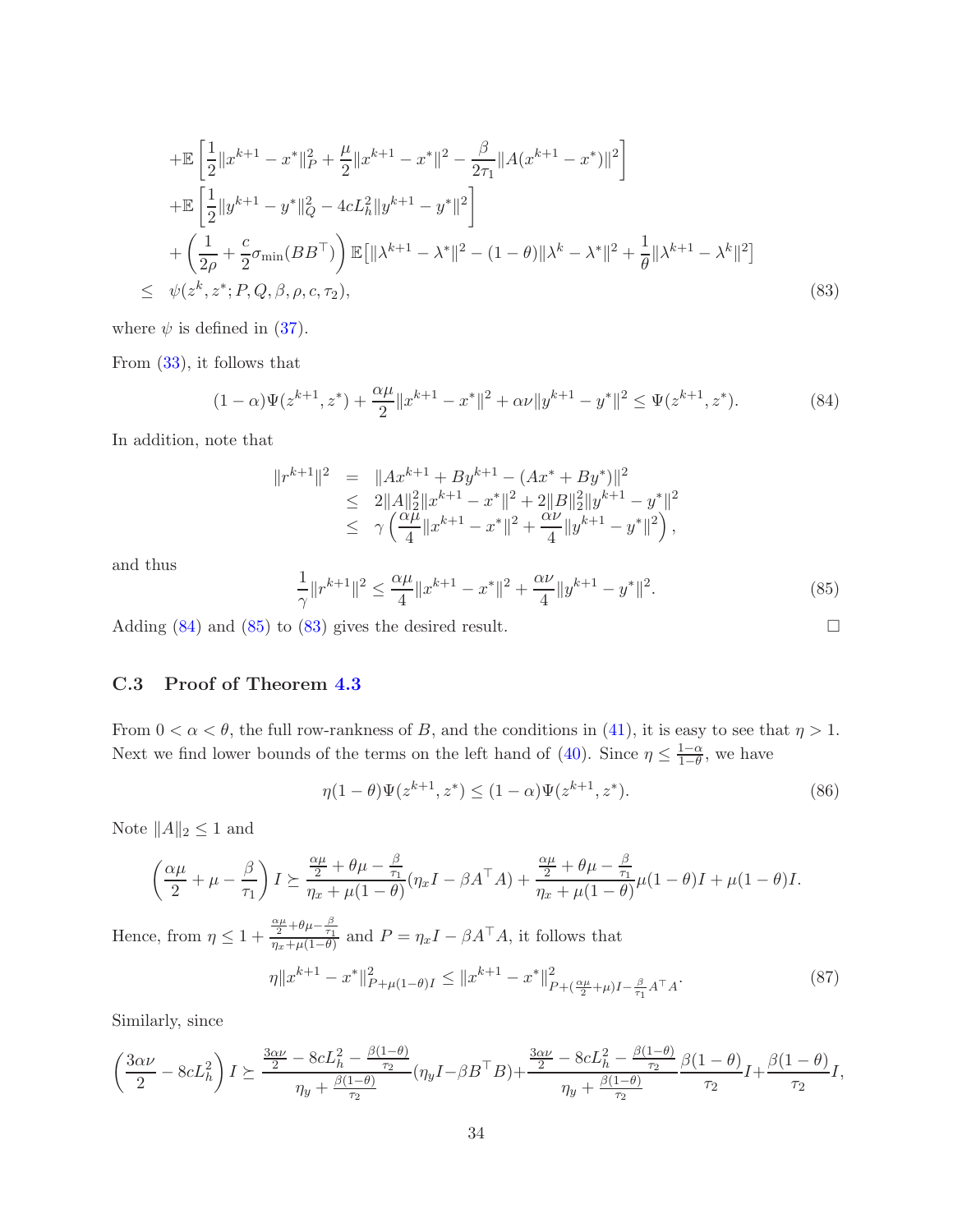$$
\begin{aligned}
&+\mathbb{E}\left[\frac{1}{2}\|x^{k+1}-x^*\|_P^2+\frac{\mu}{2}\|x^{k+1}-x^*\|^2-\frac{\beta}{2\tau_1}\|A(x^{k+1}-x^*)\|^2\right]\\
&+\mathbb{E}\left[\frac{1}{2}\|y^{k+1}-y^*\|_Q^2-4cL_h^2\|y^{k+1}-y^*\|^2\right]\\
&+\left(\frac{1}{2\rho}+\frac{c}{2}\sigma_{\min}(BB^\top)\right)\mathbb{E}\left[\|\lambda^{k+1}-\lambda^*\|^2-(1-\theta)\|\lambda^k-\lambda^*\|^2+\frac{1}{\theta}\|\lambda^{k+1}-\lambda^k\|^2\right]\\
\le\ &\psi(z^k,z^*;P,Q,\beta,\rho,c,\tau_2),
\end{aligned}
\tag{83}
$$

where $\psi$ is defined in (37).

From (33), it follows that

$$
(1-\alpha)\Psi(z^{k+1},z^*)+\frac{\alpha\mu}{2}\|x^{k+1}-x^*\|^2+\alpha\nu\|y^{k+1}-y^*\|^2\le\Psi(z^{k+1},z^*). \tag{84}
$$

In addition, note that

$$
\begin{aligned}
\|r^{k+1}\|^2 &= \|Ax^{k+1}+By^{k+1}-(Ax^*+By^*)\|^2\\
&\le 2\|A\|_2^2\|x^{k+1}-x^*\|^2+2\|B\|_2^2\|y^{k+1}-y^*\|^2\\
&\le \gamma\left(\frac{\alpha\mu}{4}\|x^{k+1}-x^*\|^2+\frac{\alpha\nu}{4}\|y^{k+1}-y^*\|^2\right),
\end{aligned}
$$

and thus

$$
\frac{1}{\gamma}\|r^{k+1}\|^2\le\frac{\alpha\mu}{4}\|x^{k+1}-x^*\|^2+\frac{\alpha\nu}{4}\|y^{k+1}-y^*\|^2. \tag{85}
$$

Adding (84) and (85) to (83) gives the desired result. $\square$

### C.3 Proof of Theorem 4.3

From $0<\alpha<\theta$, the full row-rankness of $B$, and the conditions in (41), it is easy to see that $\eta>1$. Next we find lower bounds of the terms on the left hand of (40). Since $\eta\le\frac{1-\alpha}{1-\theta}$, we have

$$
\eta(1-\theta)\Psi(z^{k+1},z^*)\le(1-\alpha)\Psi(z^{k+1},z^*). \tag{86}
$$

Note $\|A\|_2\le 1$ and

$$
\left(\frac{\alpha\mu}{2}+\mu-\frac{\beta}{\tau_1}\right)I\succeq\frac{\frac{\alpha\mu}{2}+\theta\mu-\frac{\beta}{\tau_1}}{\eta_x+\mu(1-\theta)}(\eta_x I-\beta A^\top A)+\frac{\frac{\alpha\mu}{2}+\theta\mu-\frac{\beta}{\tau_1}}{\eta_x+\mu(1-\theta)}\mu(1-\theta)I+\mu(1-\theta)I.
$$

Hence, from $\eta\le 1+\frac{\frac{\alpha\mu}{2}+\theta\mu-\frac{\beta}{\tau_1}}{\eta_x+\mu(1-\theta)}$ and $P=\eta_x I-\beta A^\top A$, it follows that

$$
\eta\|x^{k+1}-x^*\|^2_{P+\mu(1-\theta)I}\le\|x^{k+1}-x^*\|^2_{P+(\frac{\alpha\mu}{2}+\mu)I-\frac{\beta}{\tau_1}A^\top A}. \tag{87}
$$

Similarly, since

$$
\left(\frac{3\alpha\nu}{2}-8cL_h^2\right)I\succeq\frac{\frac{3\alpha\nu}{2}-8cL_h^2-\frac{\beta(1-\theta)}{\tau_2}}{\eta_y+\frac{\beta(1-\theta)}{\tau_2}}(\eta_y I-\beta B^\top B)+\frac{\frac{3\alpha\nu}{2}-8cL_h^2-\frac{\beta(1-\theta)}{\tau_2}}{\eta_y+\frac{\beta(1-\theta)}{\tau_2}}\frac{\beta(1-\theta)}{\tau_2}I+\frac{\beta(1-\theta)}{\tau_2}I,
$$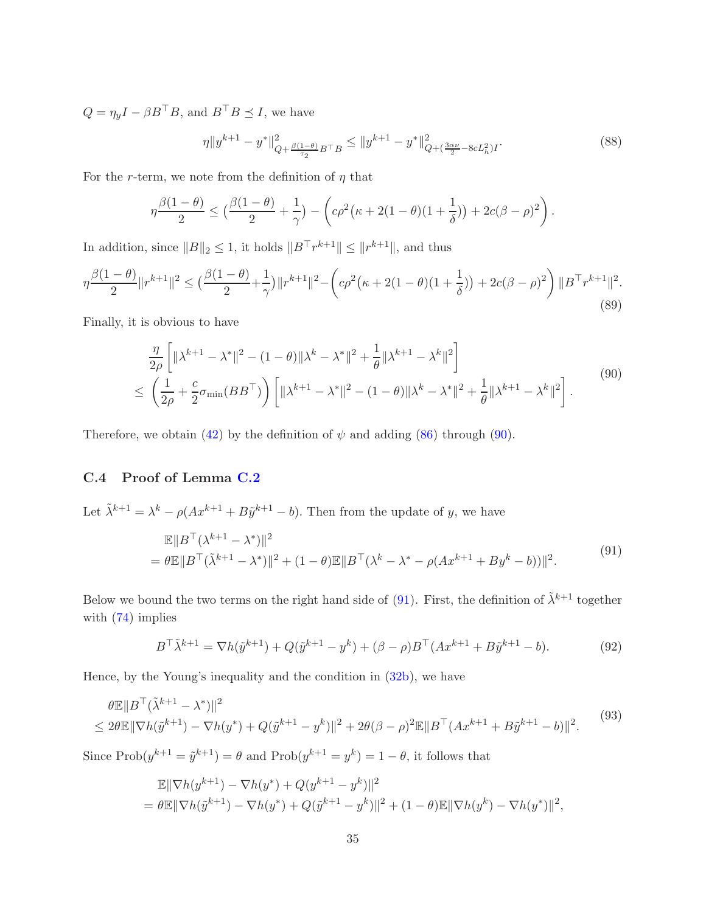$Q = \eta_y I - \beta B^\top B$, and $B^\top B \preceq I$, we have

$$\eta \|y^{k+1} - y^*\|^2_{Q + \frac{\beta(1-\theta)}{\tau_2} B^\top B} \leq \|y^{k+1} - y^*\|^2_{Q + (\frac{3\alpha\nu}{2} - 8cL_h^2)I}. \tag{88}$$

For the $r$-term, we note from the definition of $\eta$ that

$$\eta \frac{\beta(1-\theta)}{2} \leq \big(\frac{\beta(1-\theta)}{2} + \frac{1}{\gamma}\big) - \left(c\rho^2\big(\kappa + 2(1-\theta)(1+\frac{1}{\delta})\big) + 2c(\beta-\rho)^2\right).$$

In addition, since $\|B\|_2 \leq 1$, it holds $\|B^\top r^{k+1}\| \leq \|r^{k+1}\|$, and thus

$$\eta \frac{\beta(1-\theta)}{2}\|r^{k+1}\|^2 \leq \big(\frac{\beta(1-\theta)}{2} + \frac{1}{\gamma}\big)\|r^{k+1}\|^2 - \left(c\rho^2\big(\kappa + 2(1-\theta)(1+\frac{1}{\delta})\big) + 2c(\beta-\rho)^2\right)\|B^\top r^{k+1}\|^2. \tag{89}$$

Finally, it is obvious to have

$$\begin{aligned}
&\frac{\eta}{2\rho}\left[\|\lambda^{k+1} - \lambda^*\|^2 - (1-\theta)\|\lambda^k - \lambda^*\|^2 + \frac{1}{\theta}\|\lambda^{k+1} - \lambda^k\|^2\right] \\
\leq\ &\left(\frac{1}{2\rho} + \frac{c}{2}\sigma_{\min}(BB^\top)\right)\left[\|\lambda^{k+1} - \lambda^*\|^2 - (1-\theta)\|\lambda^k - \lambda^*\|^2 + \frac{1}{\theta}\|\lambda^{k+1} - \lambda^k\|^2\right].
\end{aligned} \tag{90}$$

Therefore, we obtain (42) by the definition of $\psi$ and adding (86) through (90).

### C.4 Proof of Lemma C.2

Let $\tilde{\lambda}^{k+1} = \lambda^k - \rho(Ax^{k+1} + B\tilde{y}^{k+1} - b)$. Then from the update of $y$, we have

$$\begin{aligned}
&\mathbb{E}\|B^\top(\lambda^{k+1} - \lambda^*)\|^2 \\
=\ &\theta\mathbb{E}\|B^\top(\tilde{\lambda}^{k+1} - \lambda^*)\|^2 + (1-\theta)\mathbb{E}\|B^\top(\lambda^k - \lambda^* - \rho(Ax^{k+1} + By^k - b))\|^2.
\end{aligned} \tag{91}$$

Below we bound the two terms on the right hand side of (91). First, the definition of $\tilde{\lambda}^{k+1}$ together with (74) implies

$$B^\top\tilde{\lambda}^{k+1} = \nabla h(\tilde{y}^{k+1}) + Q(\tilde{y}^{k+1} - y^k) + (\beta - \rho)B^\top(Ax^{k+1} + B\tilde{y}^{k+1} - b). \tag{92}$$

Hence, by the Young's inequality and the condition in (32b), we have

$$\begin{aligned}
&\theta\mathbb{E}\|B^\top(\tilde{\lambda}^{k+1} - \lambda^*)\|^2 \\
\leq\ &2\theta\mathbb{E}\|\nabla h(\tilde{y}^{k+1}) - \nabla h(y^*) + Q(\tilde{y}^{k+1} - y^k)\|^2 + 2\theta(\beta-\rho)^2\mathbb{E}\|B^\top(Ax^{k+1} + B\tilde{y}^{k+1} - b)\|^2.
\end{aligned} \tag{93}$$

Since $\text{Prob}(y^{k+1} = \tilde{y}^{k+1}) = \theta$ and $\text{Prob}(y^{k+1} = y^k) = 1 - \theta$, it follows that

$$\begin{aligned}
&\mathbb{E}\|\nabla h(y^{k+1}) - \nabla h(y^*) + Q(y^{k+1} - y^k)\|^2 \\
=\ &\theta\mathbb{E}\|\nabla h(\tilde{y}^{k+1}) - \nabla h(y^*) + Q(\tilde{y}^{k+1} - y^k)\|^2 + (1-\theta)\mathbb{E}\|\nabla h(y^k) - \nabla h(y^*)\|^2,
\end{aligned}$$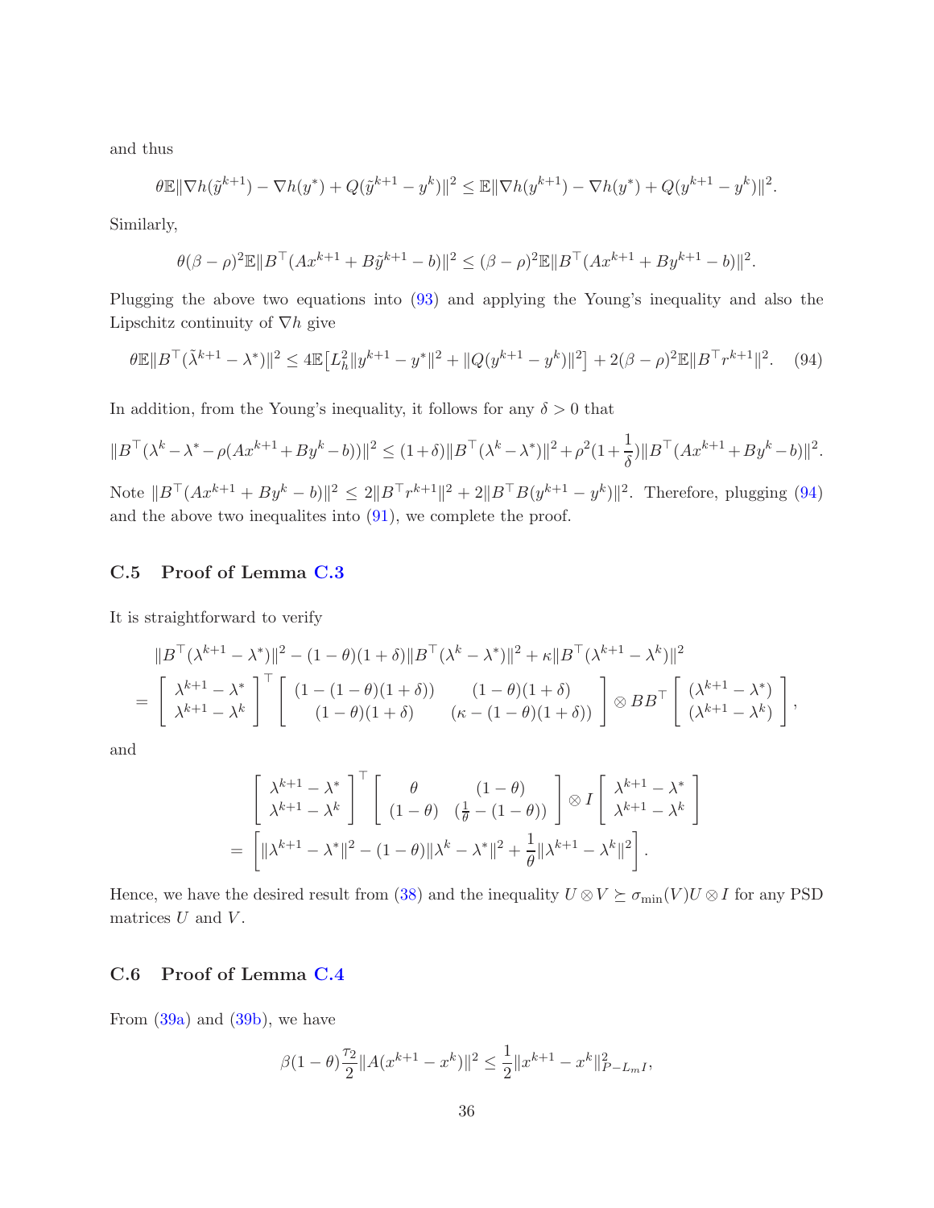and thus

$$\theta \mathbb{E}\|\nabla h(\tilde{y}^{k+1}) - \nabla h(y^*) + Q(\tilde{y}^{k+1} - y^k)\|^2 \leq \mathbb{E}\|\nabla h(y^{k+1}) - \nabla h(y^*) + Q(y^{k+1} - y^k)\|^2.$$

Similarly,

$$\theta(\beta - \rho)^2 \mathbb{E}\|B^\top(Ax^{k+1} + B\tilde{y}^{k+1} - b)\|^2 \leq (\beta - \rho)^2 \mathbb{E}\|B^\top(Ax^{k+1} + By^{k+1} - b)\|^2.$$

Plugging the above two equations into (93) and applying the Young's inequality and also the Lipschitz continuity of $\nabla h$ give

$$\theta \mathbb{E}\|B^\top(\tilde{\lambda}^{k+1} - \lambda^*)\|^2 \leq 4\mathbb{E}\big[L_h^2\|y^{k+1} - y^*\|^2 + \|Q(y^{k+1} - y^k)\|^2\big] + 2(\beta - \rho)^2 \mathbb{E}\|B^\top r^{k+1}\|^2. \quad (94)$$

In addition, from the Young's inequality, it follows for any $\delta > 0$ that

$$\|B^\top(\lambda^k - \lambda^* - \rho(Ax^{k+1} + By^k - b))\|^2 \leq (1+\delta)\|B^\top(\lambda^k - \lambda^*)\|^2 + \rho^2(1+\frac{1}{\delta})\|B^\top(Ax^{k+1} + By^k - b)\|^2.$$

Note $\|B^\top(Ax^{k+1} + By^k - b)\|^2 \leq 2\|B^\top r^{k+1}\|^2 + 2\|B^\top B(y^{k+1} - y^k)\|^2$. Therefore, plugging (94) and the above two inequalites into (91), we complete the proof.

## C.5 Proof of Lemma C.3

It is straightforward to verify

$$\begin{aligned}
&\|B^\top(\lambda^{k+1} - \lambda^*)\|^2 - (1-\theta)(1+\delta)\|B^\top(\lambda^k - \lambda^*)\|^2 + \kappa\|B^\top(\lambda^{k+1} - \lambda^k)\|^2 \\
=& \begin{bmatrix} \lambda^{k+1} - \lambda^* \\ \lambda^{k+1} - \lambda^k \end{bmatrix}^\top \begin{bmatrix} (1-(1-\theta)(1+\delta)) & (1-\theta)(1+\delta) \\ (1-\theta)(1+\delta) & (\kappa - (1-\theta)(1+\delta)) \end{bmatrix} \otimes BB^\top \begin{bmatrix} (\lambda^{k+1} - \lambda^*) \\ (\lambda^{k+1} - \lambda^k) \end{bmatrix},
\end{aligned}$$

and

$$\begin{aligned}
&\begin{bmatrix} \lambda^{k+1} - \lambda^* \\ \lambda^{k+1} - \lambda^k \end{bmatrix}^\top \begin{bmatrix} \theta & (1-\theta) \\ (1-\theta) & (\frac{1}{\theta} - (1-\theta)) \end{bmatrix} \otimes I \begin{bmatrix} \lambda^{k+1} - \lambda^* \\ \lambda^{k+1} - \lambda^k \end{bmatrix} \\
=& \left[\|\lambda^{k+1} - \lambda^*\|^2 - (1-\theta)\|\lambda^k - \lambda^*\|^2 + \frac{1}{\theta}\|\lambda^{k+1} - \lambda^k\|^2\right].
\end{aligned}$$

Hence, we have the desired result from (38) and the inequality $U \otimes V \succeq \sigma_{\min}(V) U \otimes I$ for any PSD matrices $U$ and $V$.

## C.6 Proof of Lemma C.4

From (39a) and (39b), we have

$$\beta(1-\theta)\frac{\tau_2}{2}\|A(x^{k+1} - x^k)\|^2 \leq \frac{1}{2}\|x^{k+1} - x^k\|^2_{P - L_m I},$$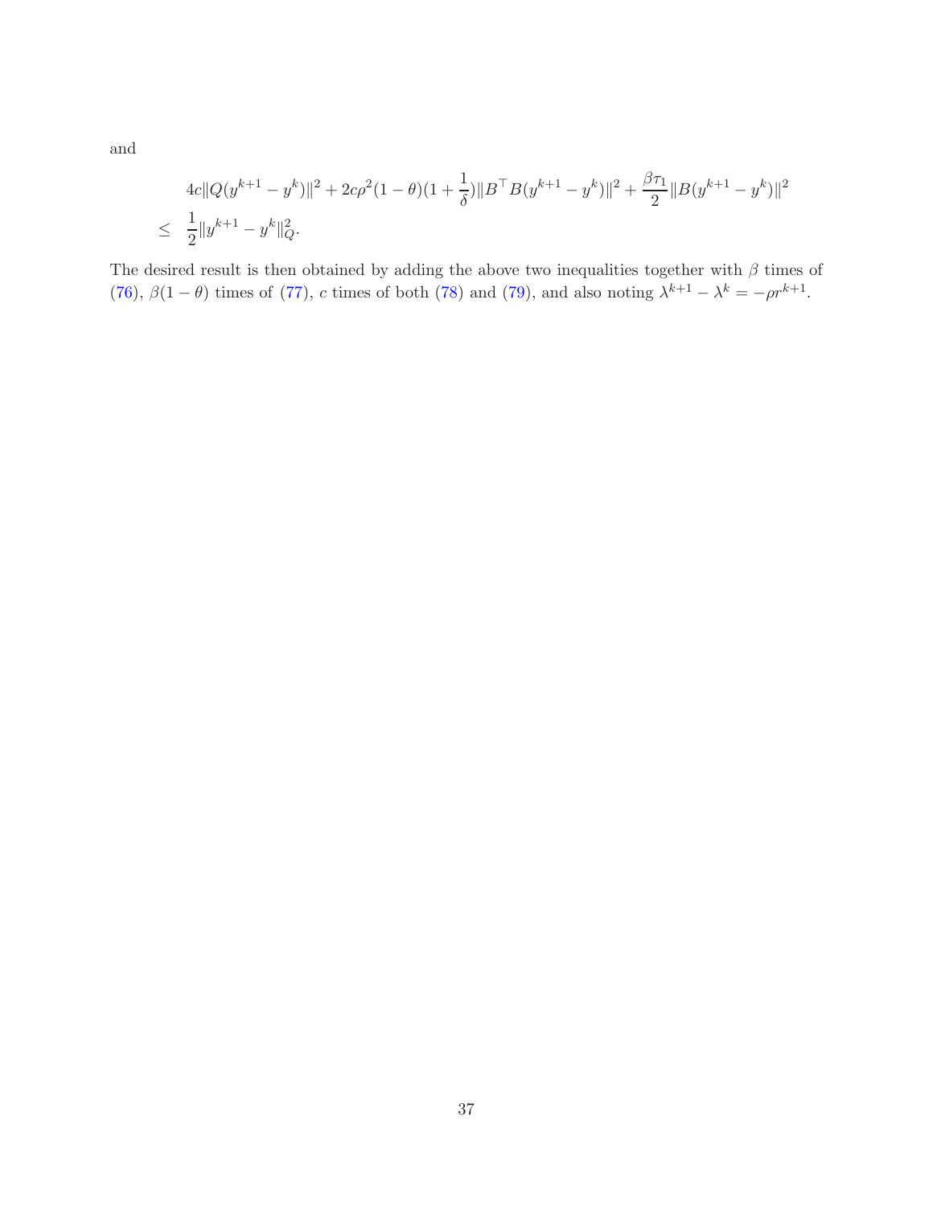and

$$
\begin{aligned}
& 4c\|Q(y^{k+1}-y^k)\|^2 + 2c\rho^2(1-\theta)(1+\frac{1}{\delta})\|B^\top B(y^{k+1}-y^k)\|^2 + \frac{\beta\tau_1}{2}\|B(y^{k+1}-y^k)\|^2 \\
\leq \; & \frac{1}{2}\|y^{k+1}-y^k\|_Q^2.
\end{aligned}
$$

The desired result is then obtained by adding the above two inequalities together with $\beta$ times of (76), $\beta(1-\theta)$ times of (77), $c$ times of both (78) and (79), and also noting $\lambda^{k+1}-\lambda^k = -\rho r^{k+1}$.